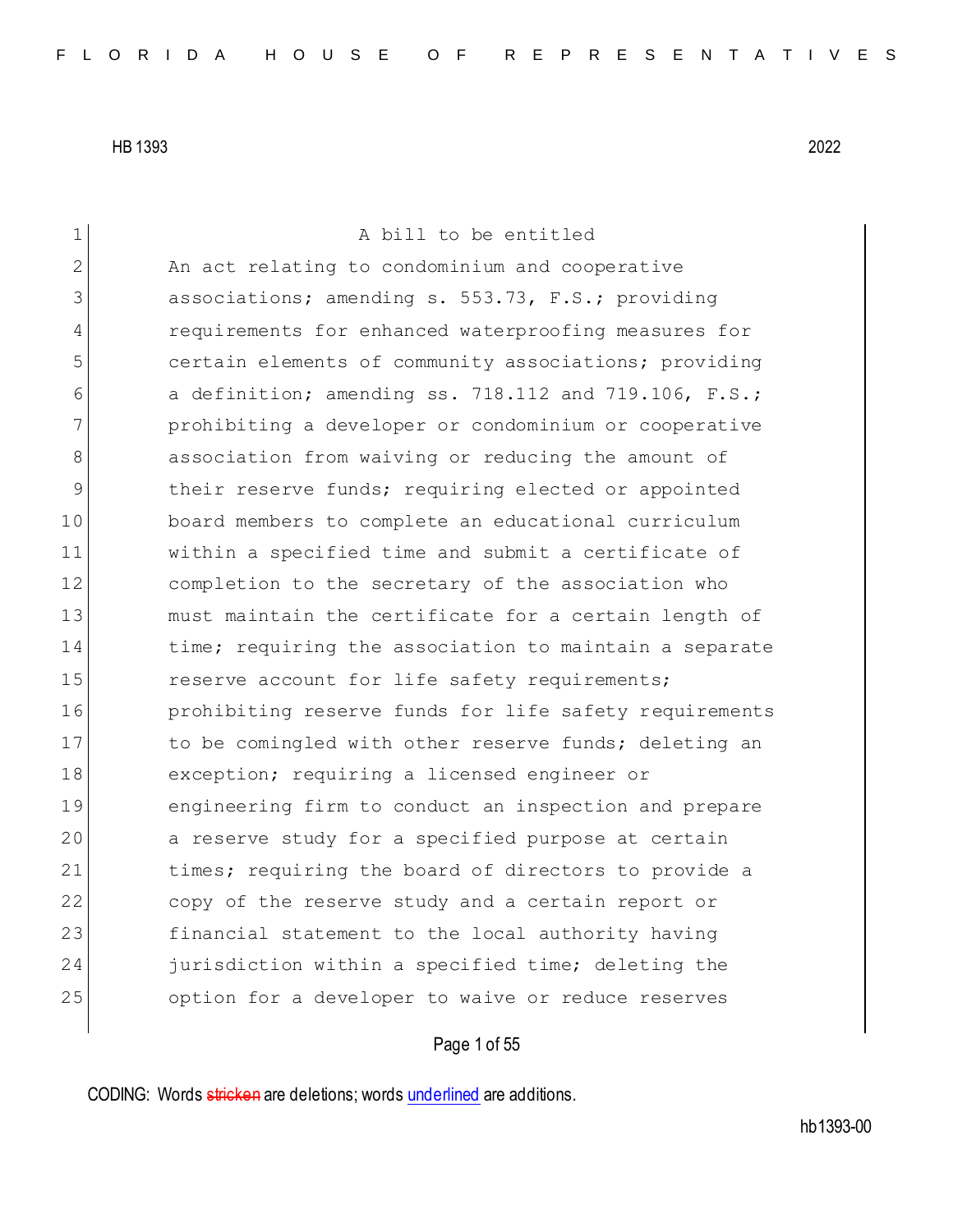HB 1393 2022

A bill to be entitled

An act relating to condominium and cooperative associations; amending s. 553.73, F.S.; providing requirements for enhanced waterproofing measures for certain elements of community associations; providing a definition; amending ss. 718.112 and 719.106, F.S.; prohibiting a developer or condominium or cooperative association from waiving or reducing the amount of their reserve funds; requiring elected or appointed board members to complete an educational curriculum within a specified time and submit a certificate of completion to the secretary of the association who must maintain the certificate for a certain length of time; requiring the association to maintain a separate reserve account for life safety requirements; prohibiting reserve funds for life safety requirements to be comingled with other reserve funds; deleting an exception; requiring a licensed engineer or engineering firm to conduct an inspection and prepare a reserve study for a specified purpose at certain times; requiring the board of directors to provide a copy of the reserve study and a certain report or financial statement to the local authority having jurisdiction within a specified time; deleting the option for a developer to waive or reduce reserves

CODING: Words ~~stricken~~ are deletions; words <u>underlined</u> are additions.

hb1393-00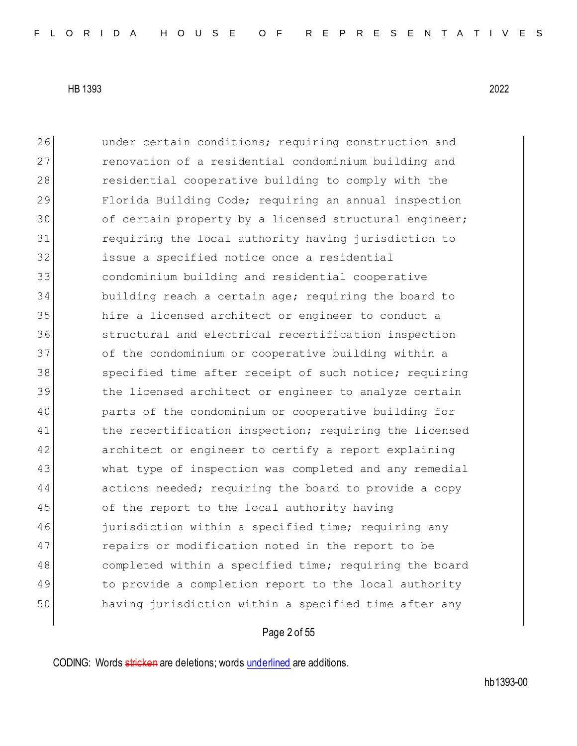26 under certain conditions; requiring construction and
27 renovation of a residential condominium building and
28 residential cooperative building to comply with the
29 Florida Building Code; requiring an annual inspection
30 of certain property by a licensed structural engineer;
31 requiring the local authority having jurisdiction to
32 issue a specified notice once a residential
33 condominium building and residential cooperative
34 building reach a certain age; requiring the board to
35 hire a licensed architect or engineer to conduct a
36 structural and electrical recertification inspection
37 of the condominium or cooperative building within a
38 specified time after receipt of such notice; requiring
39 the licensed architect or engineer to analyze certain
40 parts of the condominium or cooperative building for
41 the recertification inspection; requiring the licensed
42 architect or engineer to certify a report explaining
43 what type of inspection was completed and any remedial
44 actions needed; requiring the board to provide a copy
45 of the report to the local authority having
46 jurisdiction within a specified time; requiring any
47 repairs or modification noted in the report to be
48 completed within a specified time; requiring the board
49 to provide a completion report to the local authority
50 having jurisdiction within a specified time after any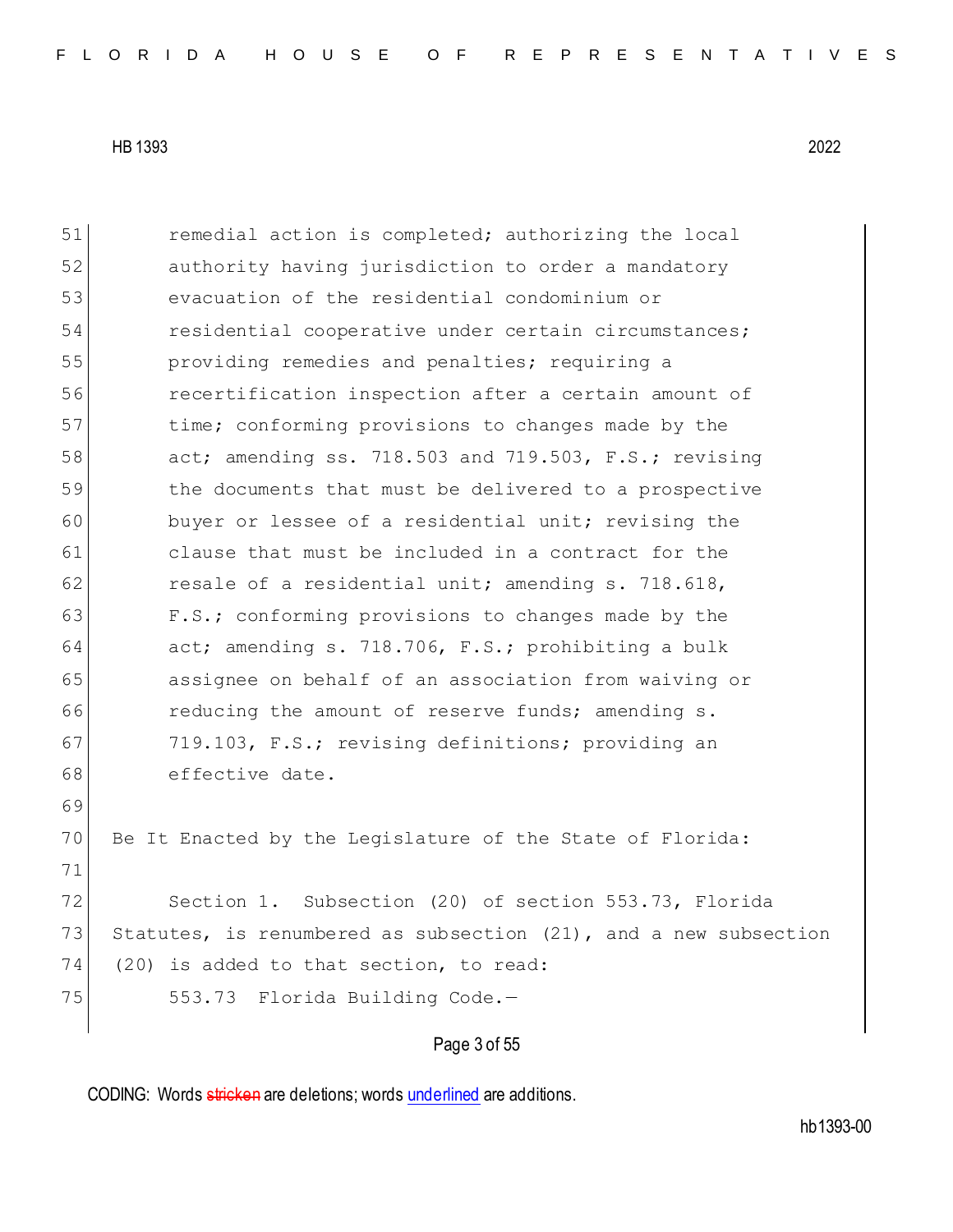remedial action is completed; authorizing the local authority having jurisdiction to order a mandatory evacuation of the residential condominium or residential cooperative under certain circumstances; providing remedies and penalties; requiring a recertification inspection after a certain amount of time; conforming provisions to changes made by the act; amending ss. 718.503 and 719.503, F.S.; revising the documents that must be delivered to a prospective buyer or lessee of a residential unit; revising the clause that must be included in a contract for the resale of a residential unit; amending s. 718.618, F.S.; conforming provisions to changes made by the act; amending s. 718.706, F.S.; prohibiting a bulk assignee on behalf of an association from waiving or reducing the amount of reserve funds; amending s. 719.103, F.S.; revising definitions; providing an effective date.

Be It Enacted by the Legislature of the State of Florida:

Section 1. Subsection (20) of section 553.73, Florida Statutes, is renumbered as subsection (21), and a new subsection (20) is added to that section, to read:

553.73 Florida Building Code.—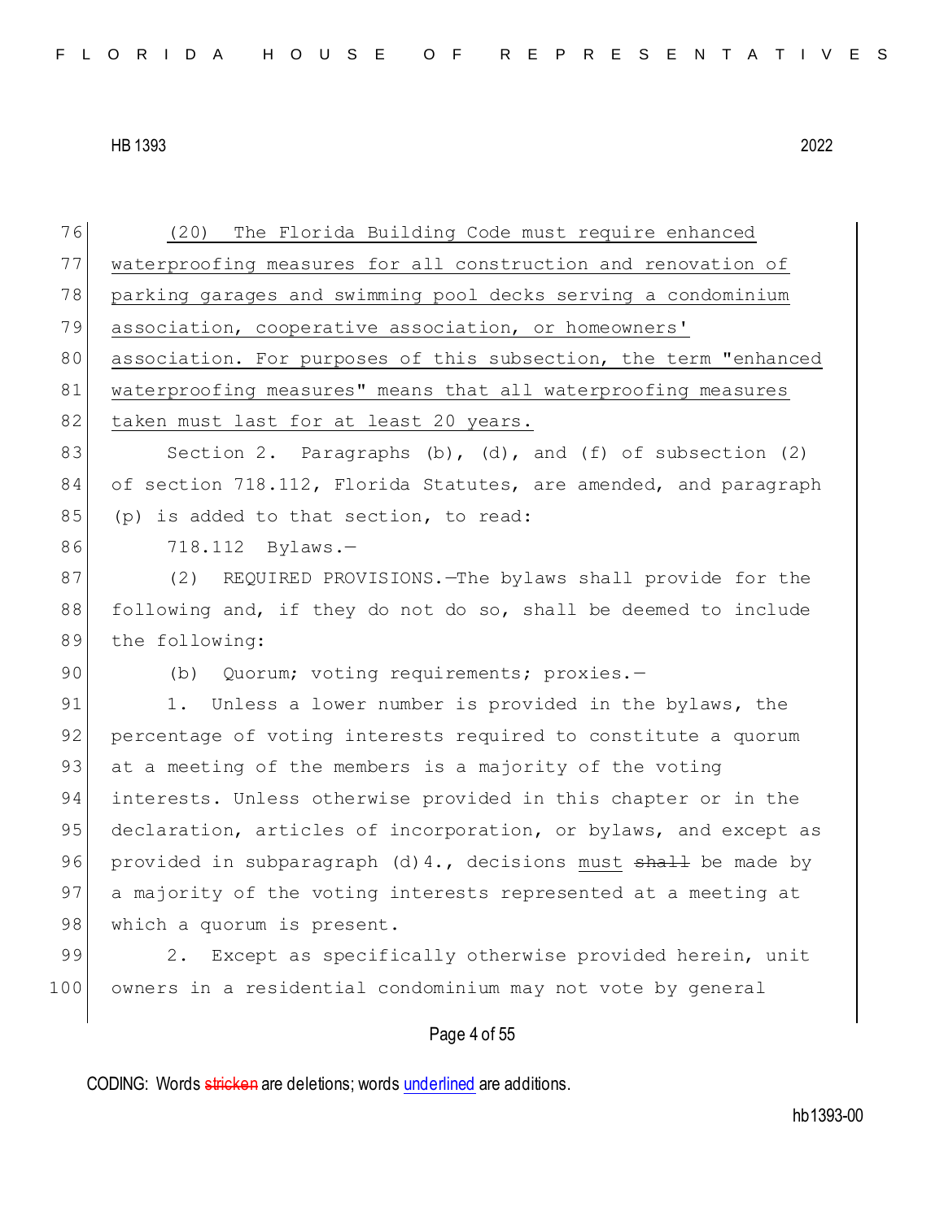(20) The Florida Building Code must require enhanced waterproofing measures for all construction and renovation of parking garages and swimming pool decks serving a condominium association, cooperative association, or homeowners' association. For purposes of this subsection, the term "enhanced waterproofing measures" means that all waterproofing measures taken must last for at least 20 years.

Section 2. Paragraphs (b), (d), and (f) of subsection (2) of section 718.112, Florida Statutes, are amended, and paragraph (p) is added to that section, to read:

718.112 Bylaws.—

(2) REQUIRED PROVISIONS.—The bylaws shall provide for the following and, if they do not do so, shall be deemed to include the following:

(b) Quorum; voting requirements; proxies.—

1. Unless a lower number is provided in the bylaws, the percentage of voting interests required to constitute a quorum at a meeting of the members is a majority of the voting interests. Unless otherwise provided in this chapter or in the declaration, articles of incorporation, or bylaws, and except as provided in subparagraph (d)4., decisions must ~~shall~~ be made by a majority of the voting interests represented at a meeting at which a quorum is present.

2. Except as specifically otherwise provided herein, unit owners in a residential condominium may not vote by general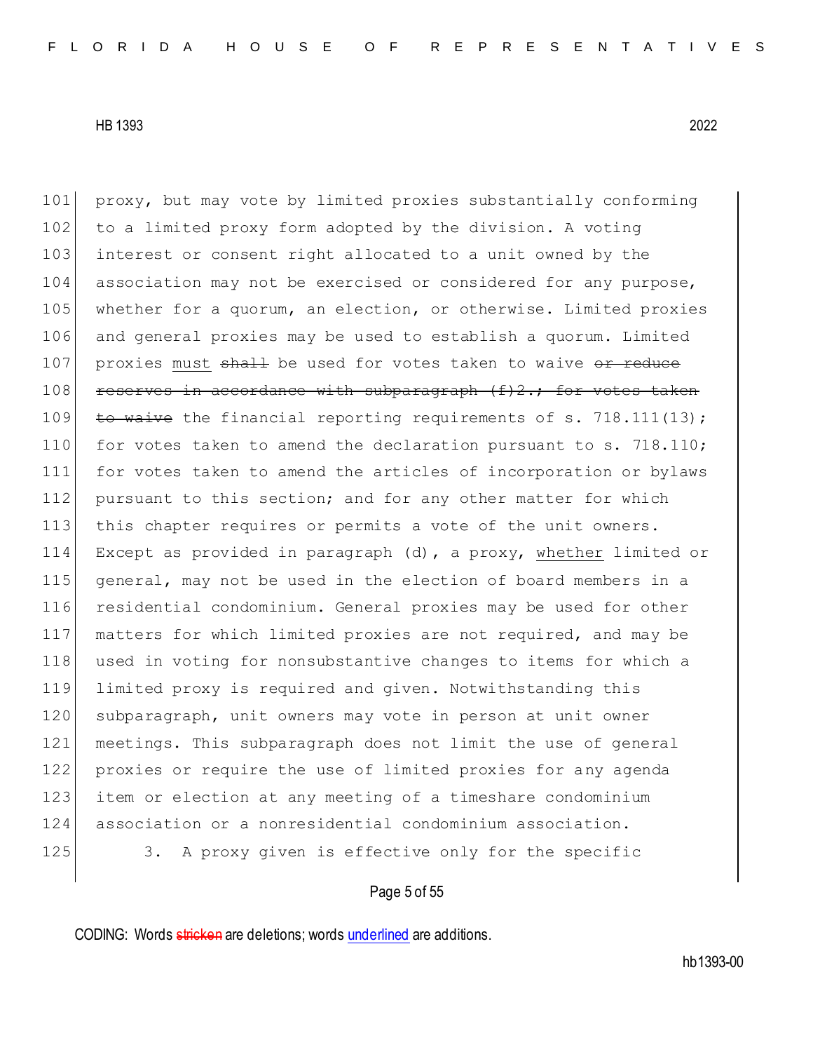101 proxy, but may vote by limited proxies substantially conforming
102 to a limited proxy form adopted by the division. A voting
103 interest or consent right allocated to a unit owned by the
104 association may not be exercised or considered for any purpose,
105 whether for a quorum, an election, or otherwise. Limited proxies
106 and general proxies may be used to establish a quorum. Limited
107 proxies <u>must</u> ~~shall~~ be used for votes taken to waive ~~or reduce~~
108 ~~reserves in accordance with subparagraph (f)2.; for votes taken~~
109 ~~to waive~~ the financial reporting requirements of s. 718.111(13);
110 for votes taken to amend the declaration pursuant to s. 718.110;
111 for votes taken to amend the articles of incorporation or bylaws
112 pursuant to this section; and for any other matter for which
113 this chapter requires or permits a vote of the unit owners.
114 Except as provided in paragraph (d), a proxy, <u>whether</u> limited or
115 general, may not be used in the election of board members in a
116 residential condominium. General proxies may be used for other
117 matters for which limited proxies are not required, and may be
118 used in voting for nonsubstantive changes to items for which a
119 limited proxy is required and given. Notwithstanding this
120 subparagraph, unit owners may vote in person at unit owner
121 meetings. This subparagraph does not limit the use of general
122 proxies or require the use of limited proxies for any agenda
123 item or election at any meeting of a timeshare condominium
124 association or a nonresidential condominium association.
125 3. A proxy given is effective only for the specific

CODING: Words ~~stricken~~ are deletions; words <u>underlined</u> are additions.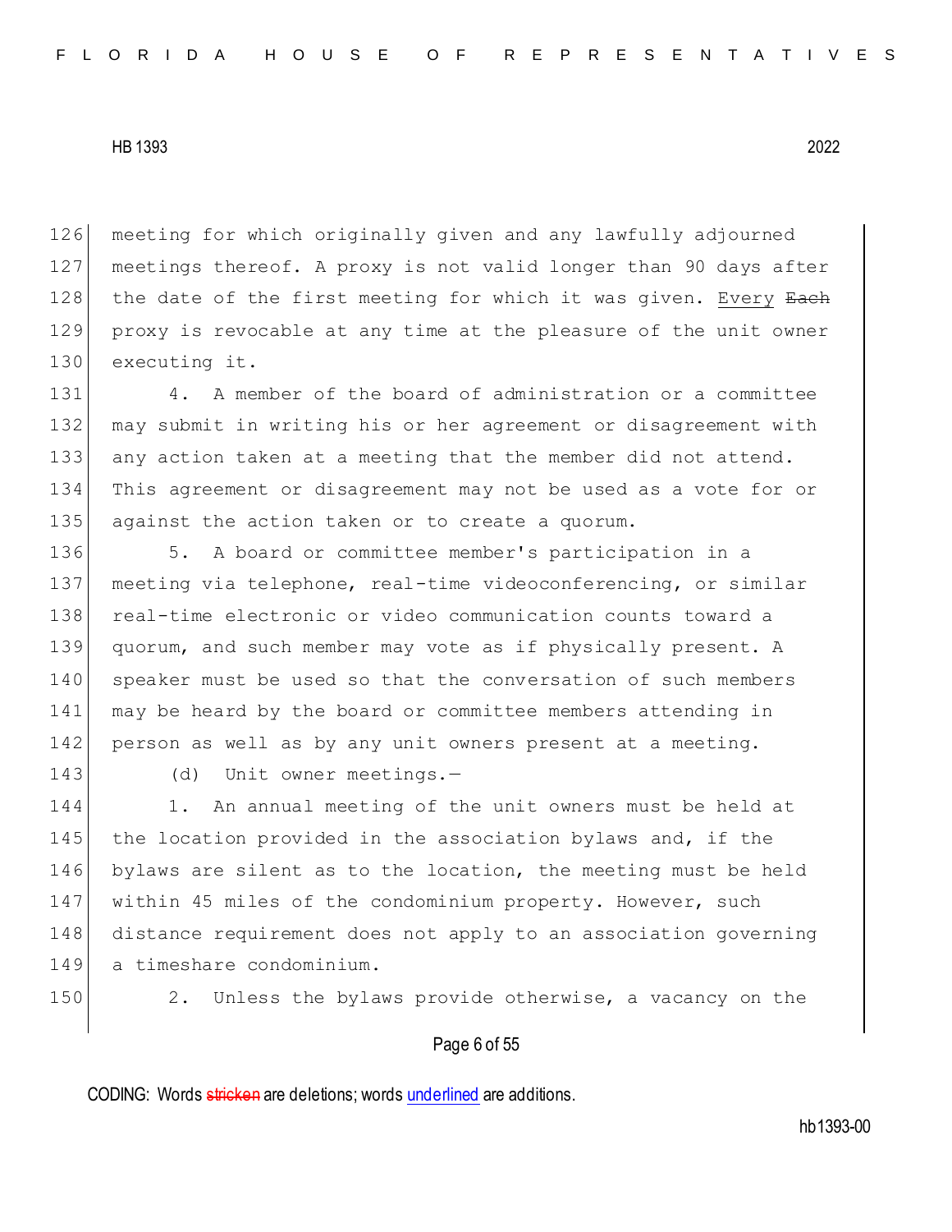meeting for which originally given and any lawfully adjourned meetings thereof. A proxy is not valid longer than 90 days after the date of the first meeting for which it was given. <u>Every</u> ~~Each~~ proxy is revocable at any time at the pleasure of the unit owner executing it.

4. A member of the board of administration or a committee may submit in writing his or her agreement or disagreement with any action taken at a meeting that the member did not attend. This agreement or disagreement may not be used as a vote for or against the action taken or to create a quorum.

5. A board or committee member's participation in a meeting via telephone, real-time videoconferencing, or similar real-time electronic or video communication counts toward a quorum, and such member may vote as if physically present. A speaker must be used so that the conversation of such members may be heard by the board or committee members attending in person as well as by any unit owners present at a meeting.

(d) Unit owner meetings.—

1. An annual meeting of the unit owners must be held at the location provided in the association bylaws and, if the bylaws are silent as to the location, the meeting must be held within 45 miles of the condominium property. However, such distance requirement does not apply to an association governing a timeshare condominium.

2. Unless the bylaws provide otherwise, a vacancy on the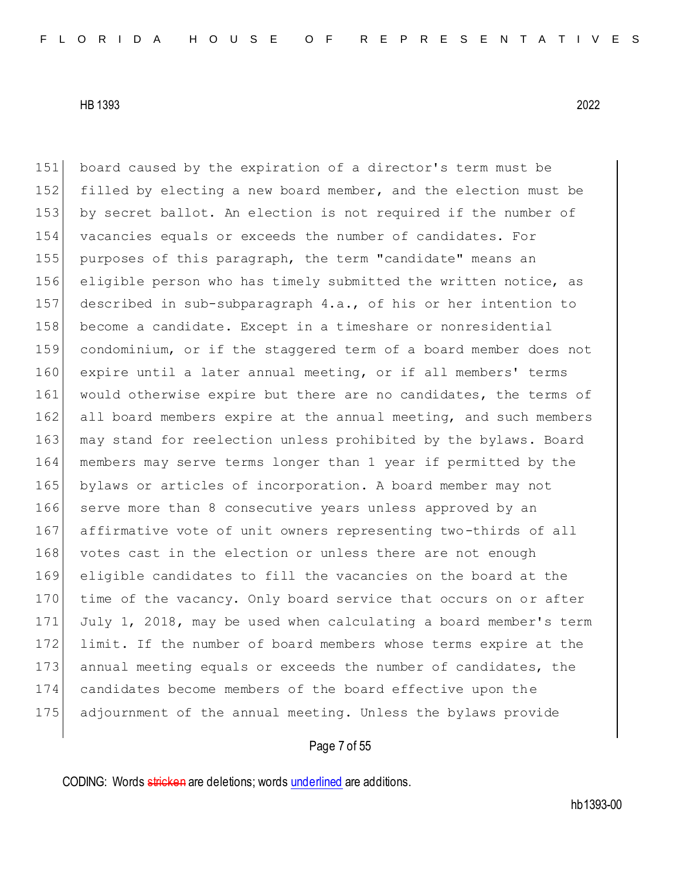151 board caused by the expiration of a director's term must be
152 filled by electing a new board member, and the election must be
153 by secret ballot. An election is not required if the number of
154 vacancies equals or exceeds the number of candidates. For
155 purposes of this paragraph, the term "candidate" means an
156 eligible person who has timely submitted the written notice, as
157 described in sub-subparagraph 4.a., of his or her intention to
158 become a candidate. Except in a timeshare or nonresidential
159 condominium, or if the staggered term of a board member does not
160 expire until a later annual meeting, or if all members' terms
161 would otherwise expire but there are no candidates, the terms of
162 all board members expire at the annual meeting, and such members
163 may stand for reelection unless prohibited by the bylaws. Board
164 members may serve terms longer than 1 year if permitted by the
165 bylaws or articles of incorporation. A board member may not
166 serve more than 8 consecutive years unless approved by an
167 affirmative vote of unit owners representing two-thirds of all
168 votes cast in the election or unless there are not enough
169 eligible candidates to fill the vacancies on the board at the
170 time of the vacancy. Only board service that occurs on or after
171 July 1, 2018, may be used when calculating a board member's term
172 limit. If the number of board members whose terms expire at the
173 annual meeting equals or exceeds the number of candidates, the
174 candidates become members of the board effective upon the
175 adjournment of the annual meeting. Unless the bylaws provide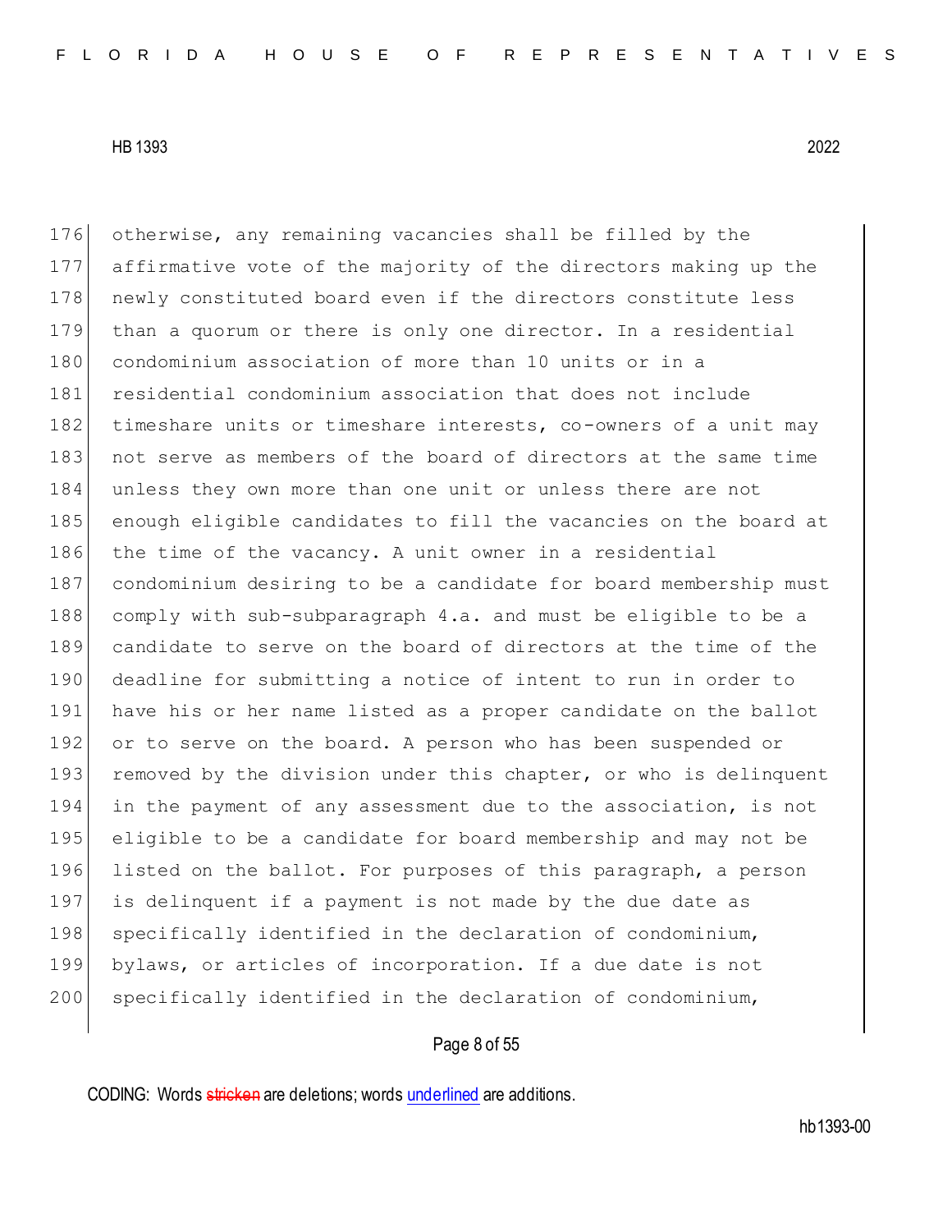176 otherwise, any remaining vacancies shall be filled by the
177 affirmative vote of the majority of the directors making up the
178 newly constituted board even if the directors constitute less
179 than a quorum or there is only one director. In a residential
180 condominium association of more than 10 units or in a
181 residential condominium association that does not include
182 timeshare units or timeshare interests, co-owners of a unit may
183 not serve as members of the board of directors at the same time
184 unless they own more than one unit or unless there are not
185 enough eligible candidates to fill the vacancies on the board at
186 the time of the vacancy. A unit owner in a residential
187 condominium desiring to be a candidate for board membership must
188 comply with sub-subparagraph 4.a. and must be eligible to be a
189 candidate to serve on the board of directors at the time of the
190 deadline for submitting a notice of intent to run in order to
191 have his or her name listed as a proper candidate on the ballot
192 or to serve on the board. A person who has been suspended or
193 removed by the division under this chapter, or who is delinquent
194 in the payment of any assessment due to the association, is not
195 eligible to be a candidate for board membership and may not be
196 listed on the ballot. For purposes of this paragraph, a person
197 is delinquent if a payment is not made by the due date as
198 specifically identified in the declaration of condominium,
199 bylaws, or articles of incorporation. If a due date is not
200 specifically identified in the declaration of condominium,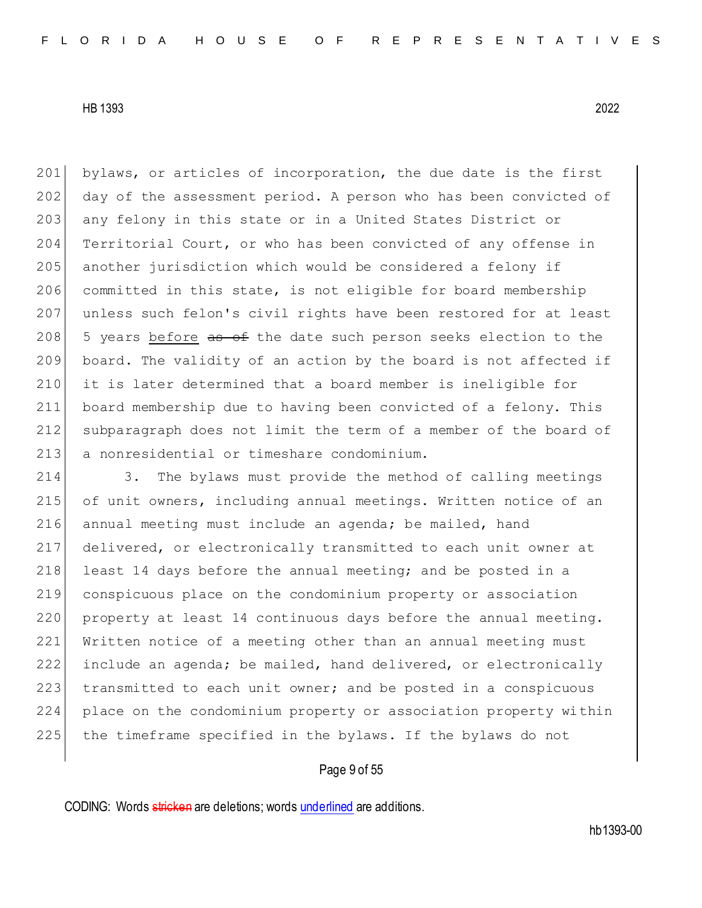bylaws, or articles of incorporation, the due date is the first day of the assessment period. A person who has been convicted of any felony in this state or in a United States District or Territorial Court, or who has been convicted of any offense in another jurisdiction which would be considered a felony if committed in this state, is not eligible for board membership unless such felon's civil rights have been restored for at least 5 years <u>before</u> ~~as of~~ the date such person seeks election to the board. The validity of an action by the board is not affected if it is later determined that a board member is ineligible for board membership due to having been convicted of a felony. This subparagraph does not limit the term of a member of the board of a nonresidential or timeshare condominium.

3. The bylaws must provide the method of calling meetings of unit owners, including annual meetings. Written notice of an annual meeting must include an agenda; be mailed, hand delivered, or electronically transmitted to each unit owner at least 14 days before the annual meeting; and be posted in a conspicuous place on the condominium property or association property at least 14 continuous days before the annual meeting. Written notice of a meeting other than an annual meeting must include an agenda; be mailed, hand delivered, or electronically transmitted to each unit owner; and be posted in a conspicuous place on the condominium property or association property within the timeframe specified in the bylaws. If the bylaws do not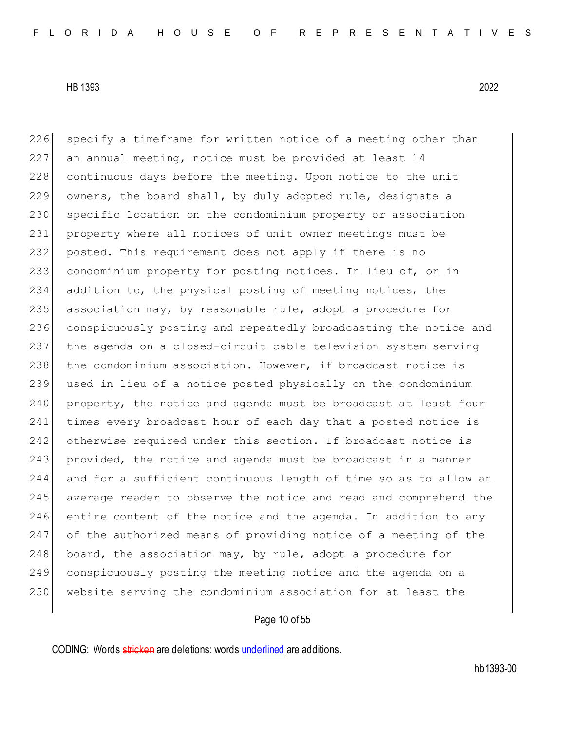226 specify a timeframe for written notice of a meeting other than
227 an annual meeting, notice must be provided at least 14
228 continuous days before the meeting. Upon notice to the unit
229 owners, the board shall, by duly adopted rule, designate a
230 specific location on the condominium property or association
231 property where all notices of unit owner meetings must be
232 posted. This requirement does not apply if there is no
233 condominium property for posting notices. In lieu of, or in
234 addition to, the physical posting of meeting notices, the
235 association may, by reasonable rule, adopt a procedure for
236 conspicuously posting and repeatedly broadcasting the notice and
237 the agenda on a closed-circuit cable television system serving
238 the condominium association. However, if broadcast notice is
239 used in lieu of a notice posted physically on the condominium
240 property, the notice and agenda must be broadcast at least four
241 times every broadcast hour of each day that a posted notice is
242 otherwise required under this section. If broadcast notice is
243 provided, the notice and agenda must be broadcast in a manner
244 and for a sufficient continuous length of time so as to allow an
245 average reader to observe the notice and read and comprehend the
246 entire content of the notice and the agenda. In addition to any
247 of the authorized means of providing notice of a meeting of the
248 board, the association may, by rule, adopt a procedure for
249 conspicuously posting the meeting notice and the agenda on a
250 website serving the condominium association for at least the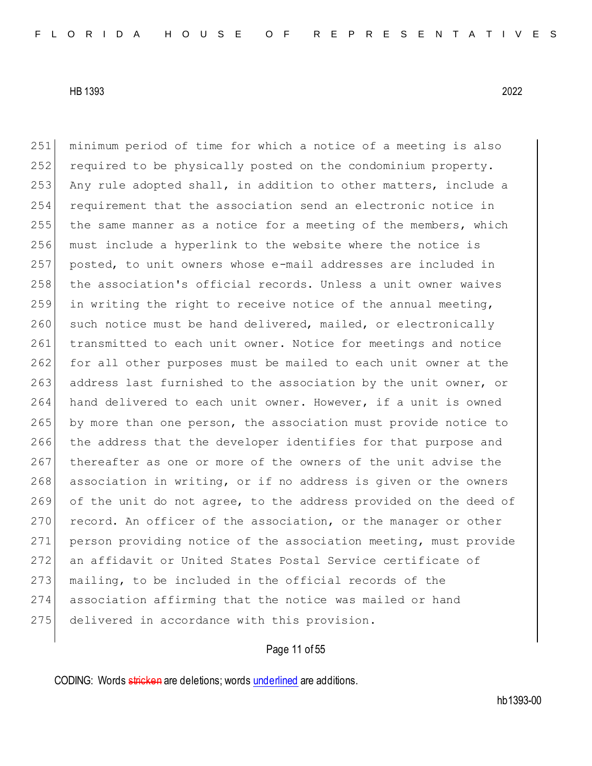minimum period of time for which a notice of a meeting is also required to be physically posted on the condominium property. Any rule adopted shall, in addition to other matters, include a requirement that the association send an electronic notice in the same manner as a notice for a meeting of the members, which must include a hyperlink to the website where the notice is posted, to unit owners whose e-mail addresses are included in the association's official records. Unless a unit owner waives in writing the right to receive notice of the annual meeting, such notice must be hand delivered, mailed, or electronically transmitted to each unit owner. Notice for meetings and notice for all other purposes must be mailed to each unit owner at the address last furnished to the association by the unit owner, or hand delivered to each unit owner. However, if a unit is owned by more than one person, the association must provide notice to the address that the developer identifies for that purpose and thereafter as one or more of the owners of the unit advise the association in writing, or if no address is given or the owners of the unit do not agree, to the address provided on the deed of record. An officer of the association, or the manager or other person providing notice of the association meeting, must provide an affidavit or United States Postal Service certificate of mailing, to be included in the official records of the association affirming that the notice was mailed or hand delivered in accordance with this provision.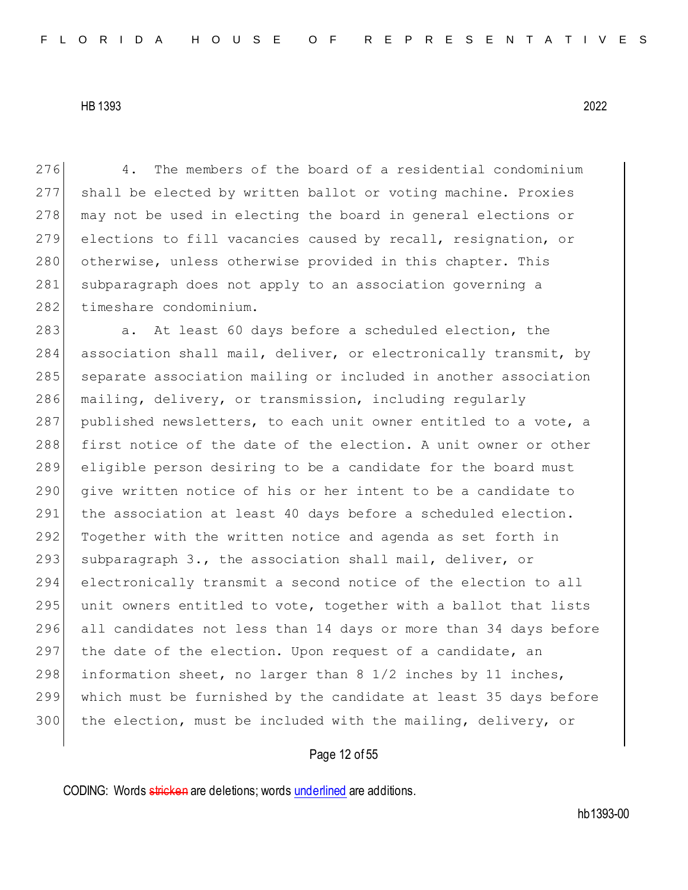4. The members of the board of a residential condominium shall be elected by written ballot or voting machine. Proxies may not be used in electing the board in general elections or elections to fill vacancies caused by recall, resignation, or otherwise, unless otherwise provided in this chapter. This subparagraph does not apply to an association governing a timeshare condominium.

a. At least 60 days before a scheduled election, the association shall mail, deliver, or electronically transmit, by separate association mailing or included in another association mailing, delivery, or transmission, including regularly published newsletters, to each unit owner entitled to a vote, a first notice of the date of the election. A unit owner or other eligible person desiring to be a candidate for the board must give written notice of his or her intent to be a candidate to the association at least 40 days before a scheduled election. Together with the written notice and agenda as set forth in subparagraph 3., the association shall mail, deliver, or electronically transmit a second notice of the election to all unit owners entitled to vote, together with a ballot that lists all candidates not less than 14 days or more than 34 days before the date of the election. Upon request of a candidate, an information sheet, no larger than 8 1/2 inches by 11 inches, which must be furnished by the candidate at least 35 days before the election, must be included with the mailing, delivery, or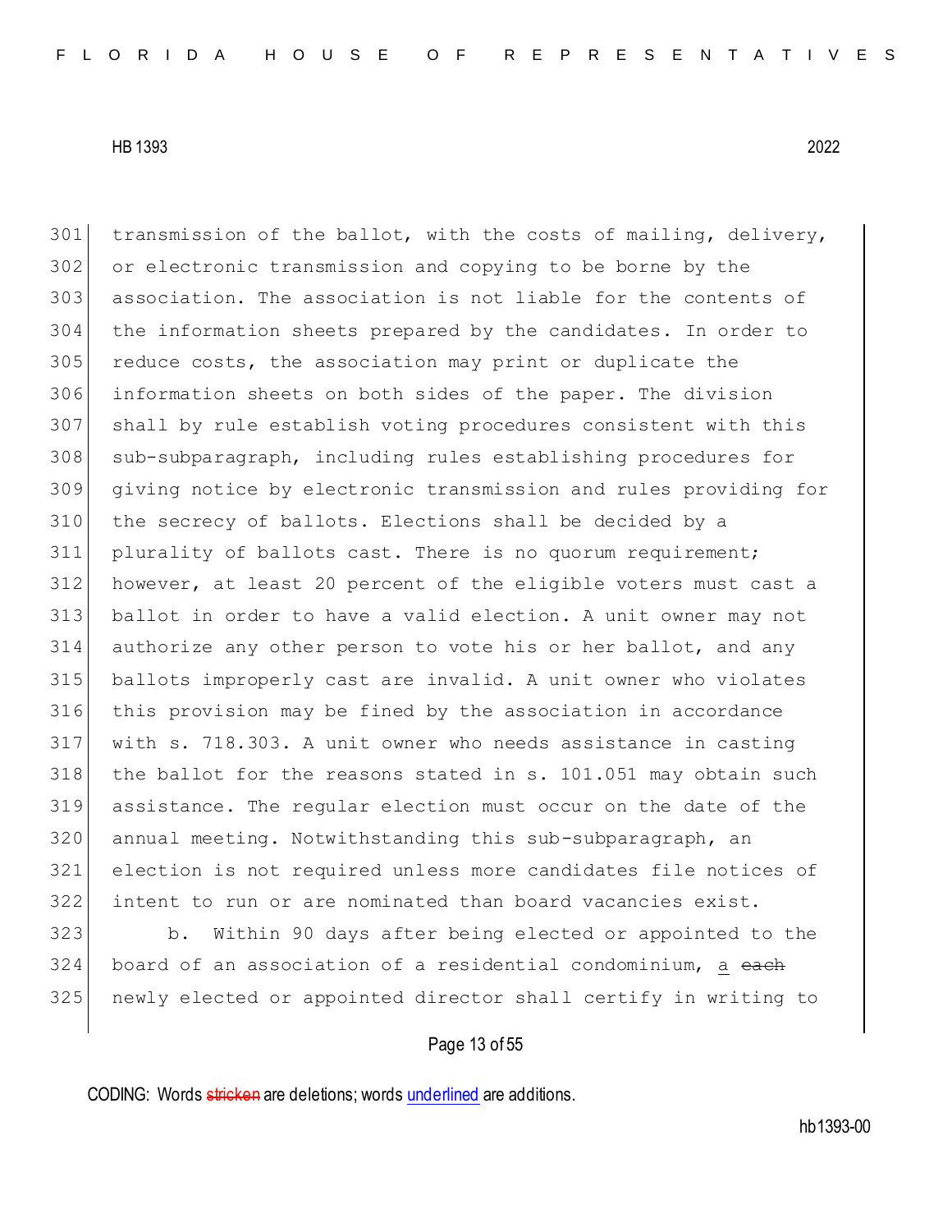301 transmission of the ballot, with the costs of mailing, delivery,
302 or electronic transmission and copying to be borne by the
303 association. The association is not liable for the contents of
304 the information sheets prepared by the candidates. In order to
305 reduce costs, the association may print or duplicate the
306 information sheets on both sides of the paper. The division
307 shall by rule establish voting procedures consistent with this
308 sub-subparagraph, including rules establishing procedures for
309 giving notice by electronic transmission and rules providing for
310 the secrecy of ballots. Elections shall be decided by a
311 plurality of ballots cast. There is no quorum requirement;
312 however, at least 20 percent of the eligible voters must cast a
313 ballot in order to have a valid election. A unit owner may not
314 authorize any other person to vote his or her ballot, and any
315 ballots improperly cast are invalid. A unit owner who violates
316 this provision may be fined by the association in accordance
317 with s. 718.303. A unit owner who needs assistance in casting
318 the ballot for the reasons stated in s. 101.051 may obtain such
319 assistance. The regular election must occur on the date of the
320 annual meeting. Notwithstanding this sub-subparagraph, an
321 election is not required unless more candidates file notices of
322 intent to run or are nominated than board vacancies exist.

323 b. Within 90 days after being elected or appointed to the
324 board of an association of a residential condominium, a ~~each~~
325 newly elected or appointed director shall certify in writing to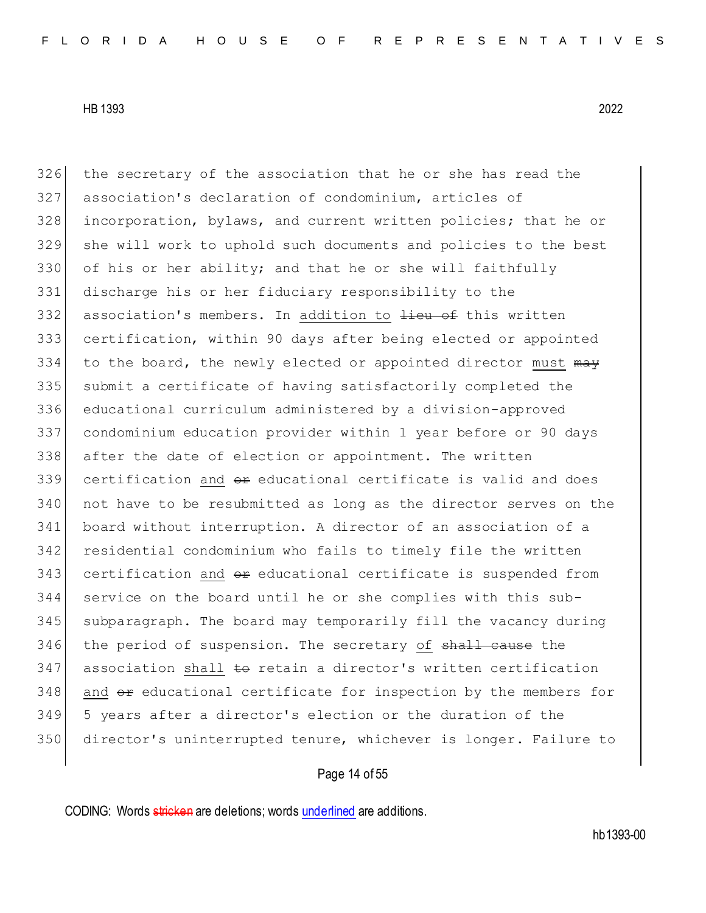326 the secretary of the association that he or she has read the
327 association's declaration of condominium, articles of
328 incorporation, bylaws, and current written policies; that he or
329 she will work to uphold such documents and policies to the best
330 of his or her ability; and that he or she will faithfully
331 discharge his or her fiduciary responsibility to the
332 association's members. In <u>addition to</u> ~~lieu of~~ this written
333 certification, within 90 days after being elected or appointed
334 to the board, the newly elected or appointed director <u>must</u> ~~may~~
335 submit a certificate of having satisfactorily completed the
336 educational curriculum administered by a division-approved
337 condominium education provider within 1 year before or 90 days
338 after the date of election or appointment. The written
339 certification <u>and</u> ~~or~~ educational certificate is valid and does
340 not have to be resubmitted as long as the director serves on the
341 board without interruption. A director of an association of a
342 residential condominium who fails to timely file the written
343 certification <u>and</u> ~~or~~ educational certificate is suspended from
344 service on the board until he or she complies with this sub-
345 subparagraph. The board may temporarily fill the vacancy during
346 the period of suspension. The secretary <u>of</u> ~~shall cause~~ the
347 association <u>shall</u> ~~to~~ retain a director's written certification
348 <u>and</u> ~~or~~ educational certificate for inspection by the members for
349 5 years after a director's election or the duration of the
350 director's uninterrupted tenure, whichever is longer. Failure to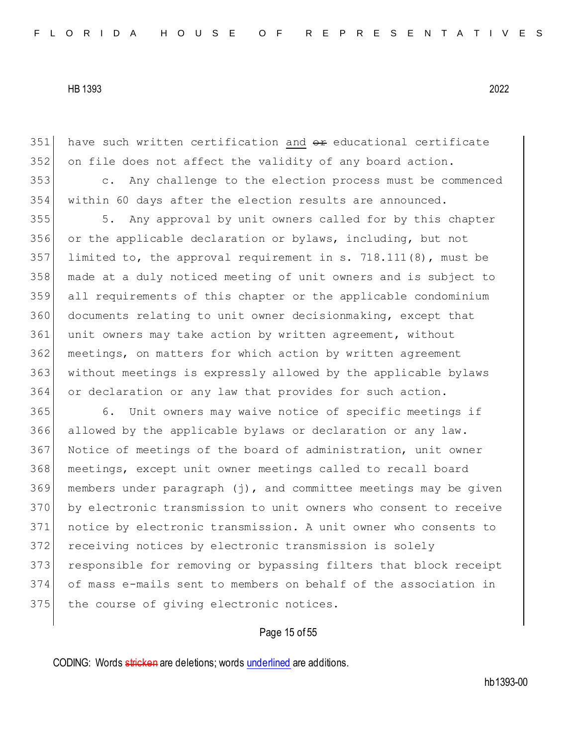have such written certification <u>and</u> ~~or~~ educational certificate on file does not affect the validity of any board action.

c. Any challenge to the election process must be commenced within 60 days after the election results are announced.

5. Any approval by unit owners called for by this chapter or the applicable declaration or bylaws, including, but not limited to, the approval requirement in s. 718.111(8), must be made at a duly noticed meeting of unit owners and is subject to all requirements of this chapter or the applicable condominium documents relating to unit owner decisionmaking, except that unit owners may take action by written agreement, without meetings, on matters for which action by written agreement without meetings is expressly allowed by the applicable bylaws or declaration or any law that provides for such action.

6. Unit owners may waive notice of specific meetings if allowed by the applicable bylaws or declaration or any law. Notice of meetings of the board of administration, unit owner meetings, except unit owner meetings called to recall board members under paragraph (j), and committee meetings may be given by electronic transmission to unit owners who consent to receive notice by electronic transmission. A unit owner who consents to receiving notices by electronic transmission is solely responsible for removing or bypassing filters that block receipt of mass e-mails sent to members on behalf of the association in the course of giving electronic notices.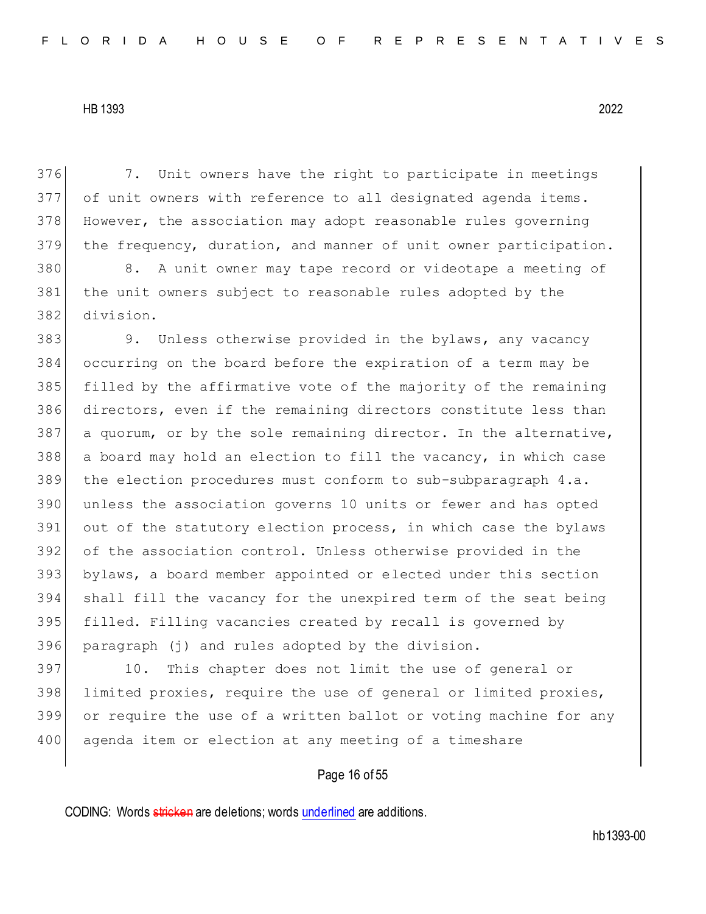7. Unit owners have the right to participate in meetings of unit owners with reference to all designated agenda items. However, the association may adopt reasonable rules governing the frequency, duration, and manner of unit owner participation.

8. A unit owner may tape record or videotape a meeting of the unit owners subject to reasonable rules adopted by the division.

9. Unless otherwise provided in the bylaws, any vacancy occurring on the board before the expiration of a term may be filled by the affirmative vote of the majority of the remaining directors, even if the remaining directors constitute less than a quorum, or by the sole remaining director. In the alternative, a board may hold an election to fill the vacancy, in which case the election procedures must conform to sub-subparagraph 4.a. unless the association governs 10 units or fewer and has opted out of the statutory election process, in which case the bylaws of the association control. Unless otherwise provided in the bylaws, a board member appointed or elected under this section shall fill the vacancy for the unexpired term of the seat being filled. Filling vacancies created by recall is governed by paragraph (j) and rules adopted by the division.

10. This chapter does not limit the use of general or limited proxies, require the use of general or limited proxies, or require the use of a written ballot or voting machine for any agenda item or election at any meeting of a timeshare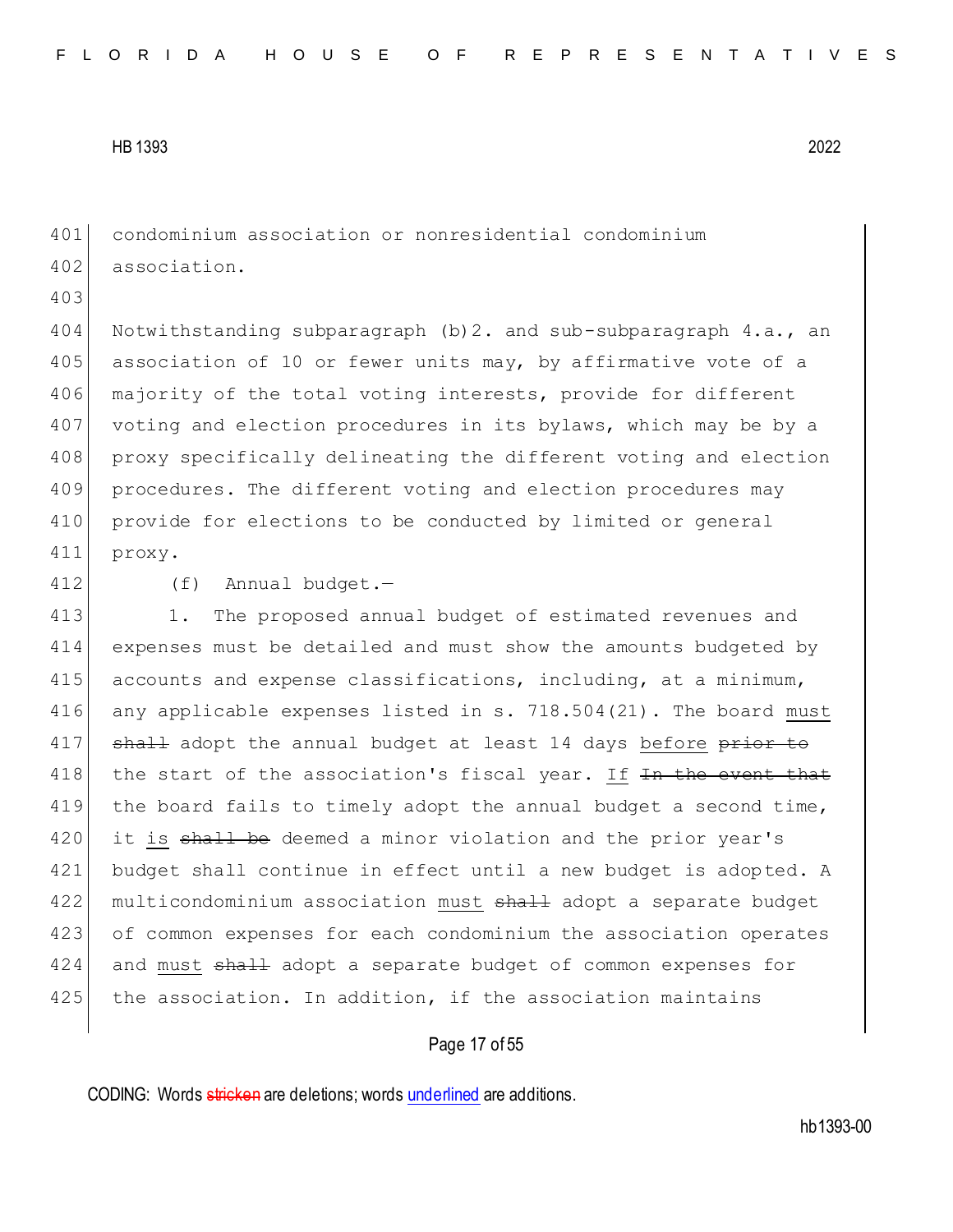condominium association or nonresidential condominium association.

Notwithstanding subparagraph (b)2. and sub-subparagraph 4.a., an association of 10 or fewer units may, by affirmative vote of a majority of the total voting interests, provide for different voting and election procedures in its bylaws, which may be by a proxy specifically delineating the different voting and election procedures. The different voting and election procedures may provide for elections to be conducted by limited or general proxy.

(f) Annual budget.—

1. The proposed annual budget of estimated revenues and expenses must be detailed and must show the amounts budgeted by accounts and expense classifications, including, at a minimum, any applicable expenses listed in s. 718.504(21). The board must ~~shall~~ adopt the annual budget at least 14 days before ~~prior to~~ the start of the association's fiscal year. If ~~In the event that~~ the board fails to timely adopt the annual budget a second time, it is ~~shall be~~ deemed a minor violation and the prior year's budget shall continue in effect until a new budget is adopted. A multicondominium association must ~~shall~~ adopt a separate budget of common expenses for each condominium the association operates and must ~~shall~~ adopt a separate budget of common expenses for the association. In addition, if the association maintains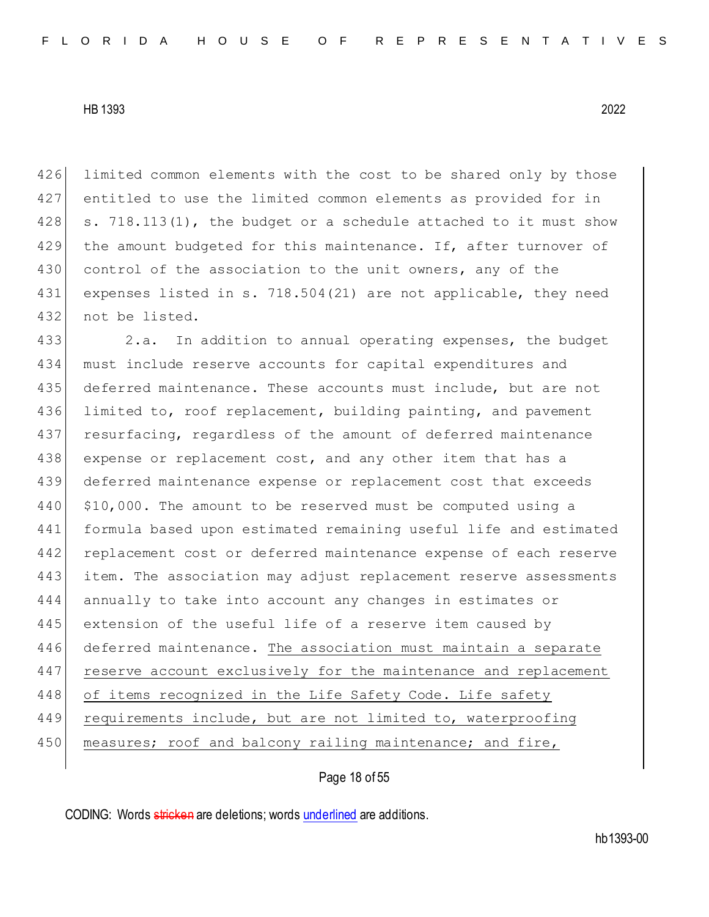limited common elements with the cost to be shared only by those entitled to use the limited common elements as provided for in s. 718.113(1), the budget or a schedule attached to it must show the amount budgeted for this maintenance. If, after turnover of control of the association to the unit owners, any of the expenses listed in s. 718.504(21) are not applicable, they need not be listed.

2.a. In addition to annual operating expenses, the budget must include reserve accounts for capital expenditures and deferred maintenance. These accounts must include, but are not limited to, roof replacement, building painting, and pavement resurfacing, regardless of the amount of deferred maintenance expense or replacement cost, and any other item that has a deferred maintenance expense or replacement cost that exceeds $10,000. The amount to be reserved must be computed using a formula based upon estimated remaining useful life and estimated replacement cost or deferred maintenance expense of each reserve item. The association may adjust replacement reserve assessments annually to take into account any changes in estimates or extension of the useful life of a reserve item caused by deferred maintenance. <u>The association must maintain a separate reserve account exclusively for the maintenance and replacement of items recognized in the Life Safety Code. Life safety requirements include, but are not limited to, waterproofing measures; roof and balcony railing maintenance; and fire,</u>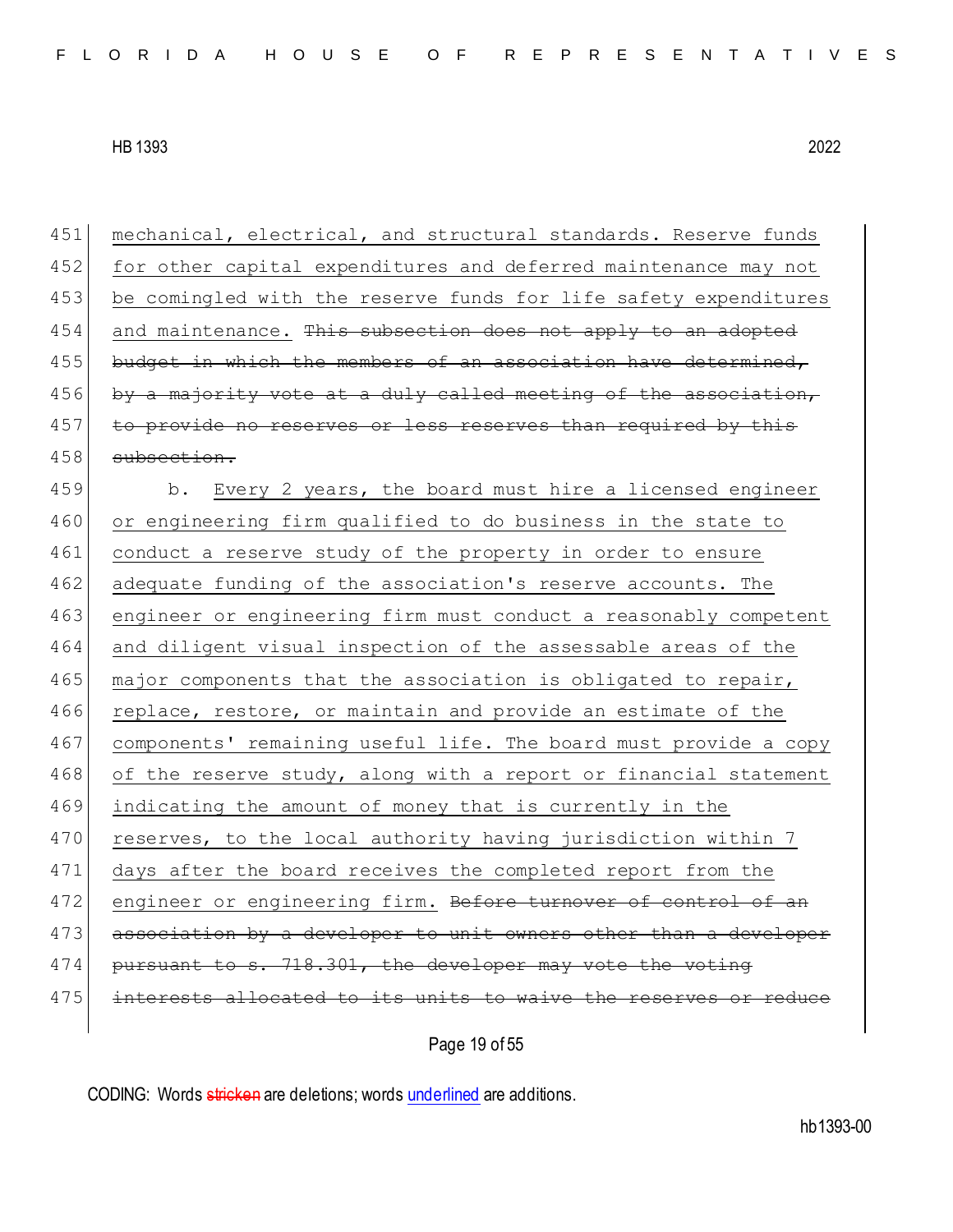451 mechanical, electrical, and structural standards. Reserve funds
452 for other capital expenditures and deferred maintenance may not
453 be comingled with the reserve funds for life safety expenditures
454 and maintenance. ~~This subsection does not apply to an adopted~~
455 ~~budget in which the members of an association have determined,~~
456 ~~by a majority vote at a duly called meeting of the association,~~
457 ~~to provide no reserves or less reserves than required by this~~
458 ~~subsection.~~

459 b. Every 2 years, the board must hire a licensed engineer
460 or engineering firm qualified to do business in the state to
461 conduct a reserve study of the property in order to ensure
462 adequate funding of the association's reserve accounts. The
463 engineer or engineering firm must conduct a reasonably competent
464 and diligent visual inspection of the assessable areas of the
465 major components that the association is obligated to repair,
466 replace, restore, or maintain and provide an estimate of the
467 components' remaining useful life. The board must provide a copy
468 of the reserve study, along with a report or financial statement
469 indicating the amount of money that is currently in the
470 reserves, to the local authority having jurisdiction within 7
471 days after the board receives the completed report from the
472 engineer or engineering firm. ~~Before turnover of control of an~~
473 ~~association by a developer to unit owners other than a developer~~
474 ~~pursuant to s. 718.301, the developer may vote the voting~~
475 ~~interests allocated to its units to waive the reserves or reduce~~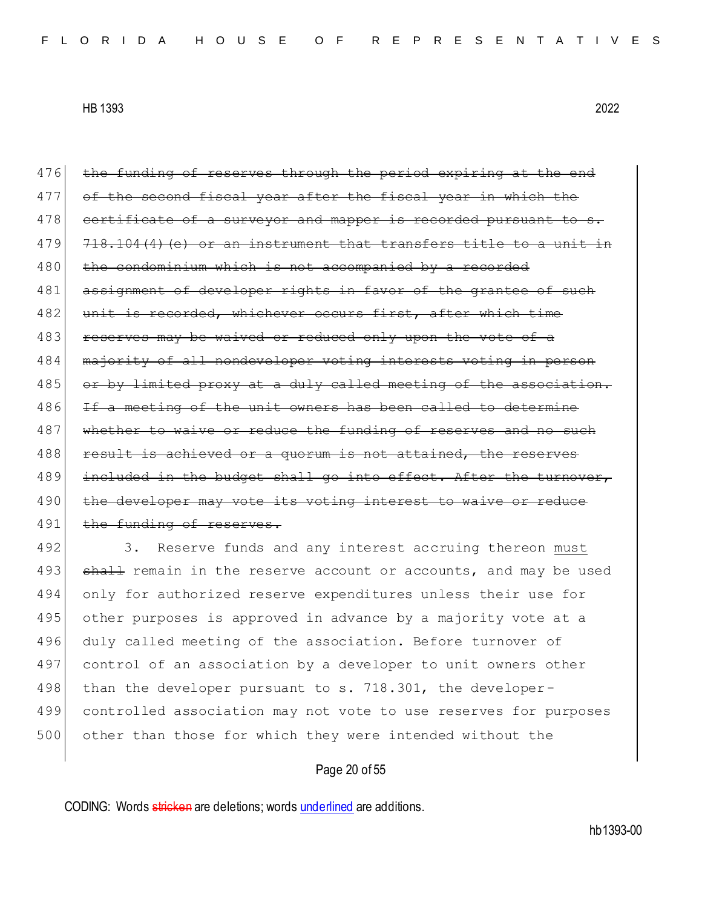476 ~~the funding of reserves through the period expiring at the end~~
477 ~~of the second fiscal year after the fiscal year in which the~~
478 ~~certificate of a surveyor and mapper is recorded pursuant to s.~~
479 ~~718.104(4)(e) or an instrument that transfers title to a unit in~~
480 ~~the condominium which is not accompanied by a recorded~~
481 ~~assignment of developer rights in favor of the grantee of such~~
482 ~~unit is recorded, whichever occurs first, after which time~~
483 ~~reserves may be waived or reduced only upon the vote of a~~
484 ~~majority of all nondeveloper voting interests voting in person~~
485 ~~or by limited proxy at a duly called meeting of the association.~~
486 ~~If a meeting of the unit owners has been called to determine~~
487 ~~whether to waive or reduce the funding of reserves and no such~~
488 ~~result is achieved or a quorum is not attained, the reserves~~
489 ~~included in the budget shall go into effect. After the turnover,~~
490 ~~the developer may vote its voting interest to waive or reduce~~
491 ~~the funding of reserves.~~

492 3. Reserve funds and any interest accruing thereon <u>must</u>
493 ~~shall~~ remain in the reserve account or accounts, and may be used
494 only for authorized reserve expenditures unless their use for
495 other purposes is approved in advance by a majority vote at a
496 duly called meeting of the association. Before turnover of
497 control of an association by a developer to unit owners other
498 than the developer pursuant to s. 718.301, the developer-
499 controlled association may not vote to use reserves for purposes
500 other than those for which they were intended without the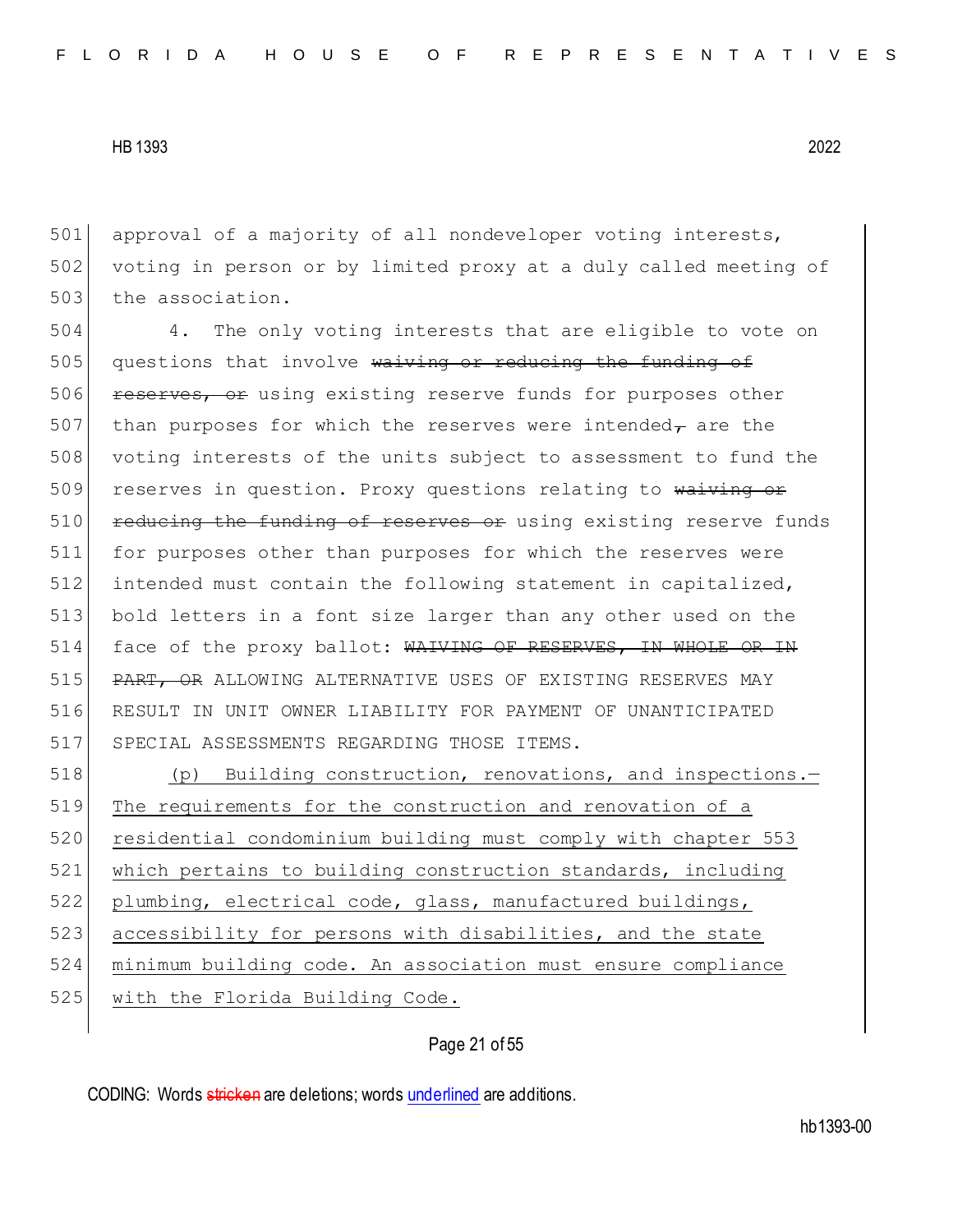approval of a majority of all nondeveloper voting interests, voting in person or by limited proxy at a duly called meeting of the association.

4. The only voting interests that are eligible to vote on questions that involve ~~waiving or reducing the funding of reserves, or~~ using existing reserve funds for purposes other than purposes for which the reserves were intended~~,~~ are the voting interests of the units subject to assessment to fund the reserves in question. Proxy questions relating to ~~waiving or reducing the funding of reserves or~~ using existing reserve funds for purposes other than purposes for which the reserves were intended must contain the following statement in capitalized, bold letters in a font size larger than any other used on the face of the proxy ballot: ~~WAIVING OF RESERVES, IN WHOLE OR IN PART, OR~~ ALLOWING ALTERNATIVE USES OF EXISTING RESERVES MAY RESULT IN UNIT OWNER LIABILITY FOR PAYMENT OF UNANTICIPATED SPECIAL ASSESSMENTS REGARDING THOSE ITEMS.

<u>(p) Building construction, renovations, and inspections.—The requirements for the construction and renovation of a residential condominium building must comply with chapter 553 which pertains to building construction standards, including plumbing, electrical code, glass, manufactured buildings, accessibility for persons with disabilities, and the state minimum building code. An association must ensure compliance with the Florida Building Code.</u>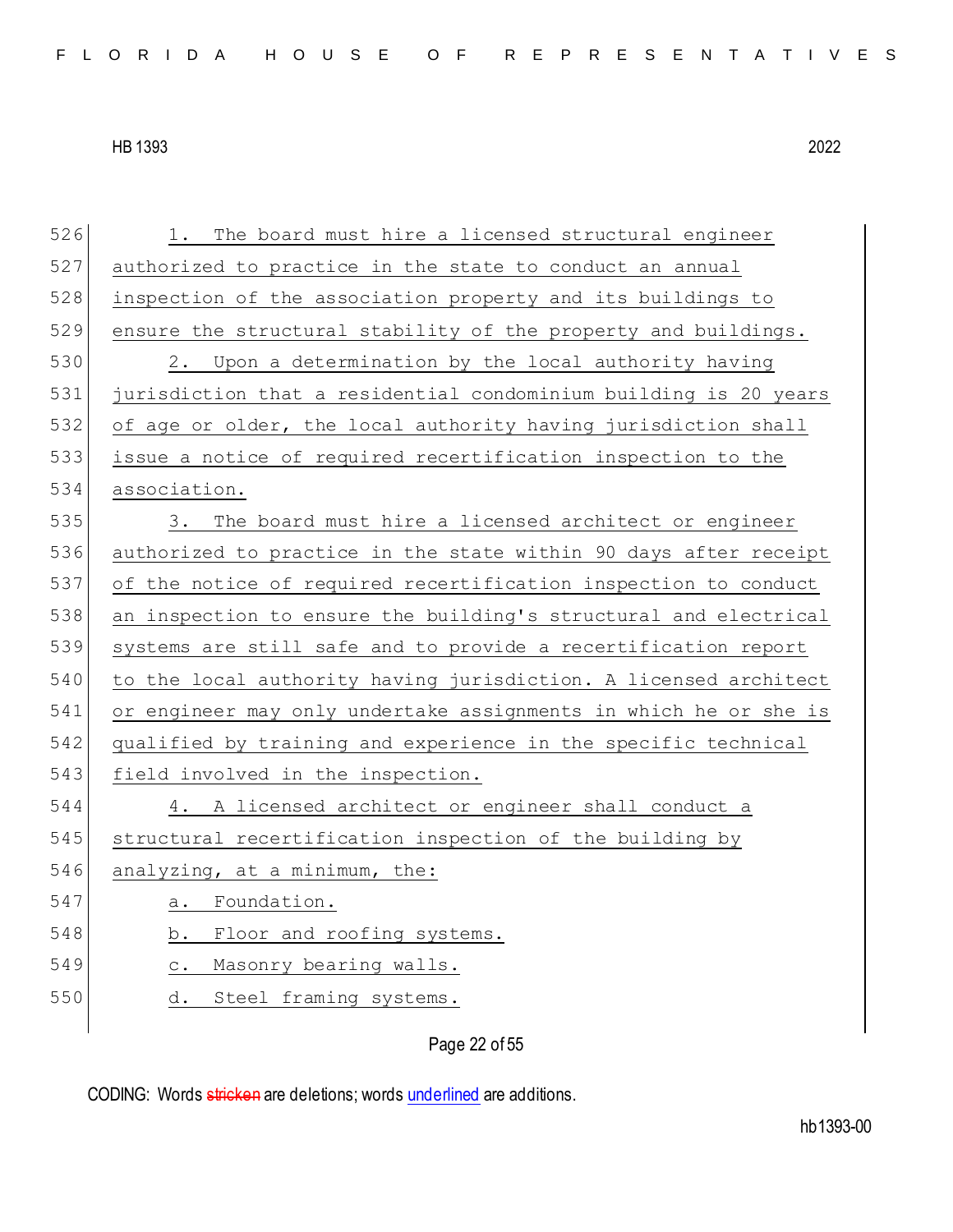1. The board must hire a licensed structural engineer authorized to practice in the state to conduct an annual inspection of the association property and its buildings to ensure the structural stability of the property and buildings.

2. Upon a determination by the local authority having jurisdiction that a residential condominium building is 20 years of age or older, the local authority having jurisdiction shall issue a notice of required recertification inspection to the association.

3. The board must hire a licensed architect or engineer authorized to practice in the state within 90 days after receipt of the notice of required recertification inspection to conduct an inspection to ensure the building's structural and electrical systems are still safe and to provide a recertification report to the local authority having jurisdiction. A licensed architect or engineer may only undertake assignments in which he or she is qualified by training and experience in the specific technical field involved in the inspection.

4. A licensed architect or engineer shall conduct a structural recertification inspection of the building by analyzing, at a minimum, the:

a. Foundation.

b. Floor and roofing systems.

c. Masonry bearing walls.

d. Steel framing systems.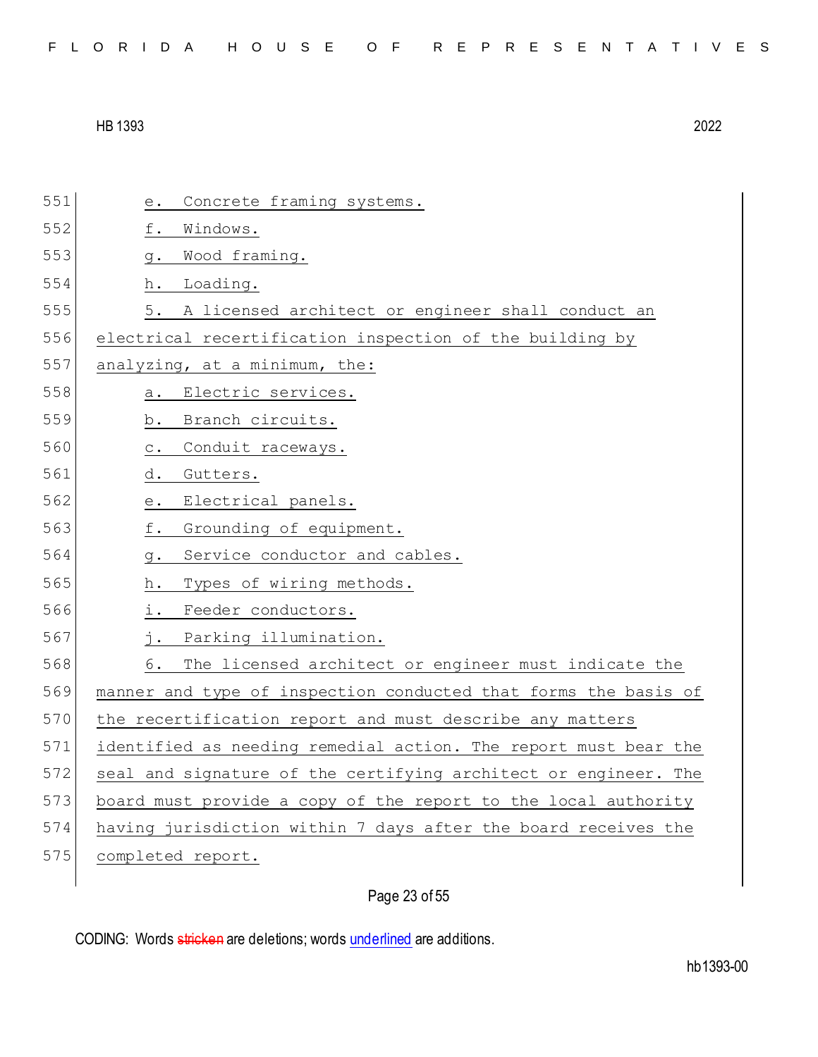e. Concrete framing systems.

f. Windows.

g. Wood framing.

h. Loading.

5. A licensed architect or engineer shall conduct an electrical recertification inspection of the building by analyzing, at a minimum, the:

a. Electric services.

b. Branch circuits.

c. Conduit raceways.

d. Gutters.

e. Electrical panels.

f. Grounding of equipment.

g. Service conductor and cables.

h. Types of wiring methods.

i. Feeder conductors.

j. Parking illumination.

6. The licensed architect or engineer must indicate the manner and type of inspection conducted that forms the basis of the recertification report and must describe any matters identified as needing remedial action. The report must bear the seal and signature of the certifying architect or engineer. The board must provide a copy of the report to the local authority having jurisdiction within 7 days after the board receives the completed report.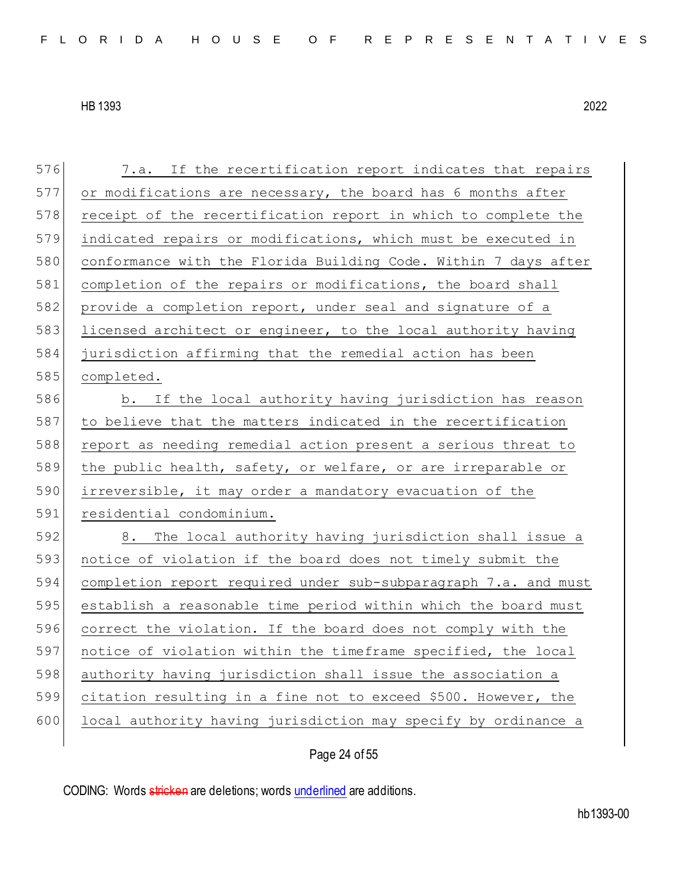7.a. If the recertification report indicates that repairs or modifications are necessary, the board has 6 months after receipt of the recertification report in which to complete the indicated repairs or modifications, which must be executed in conformance with the Florida Building Code. Within 7 days after completion of the repairs or modifications, the board shall provide a completion report, under seal and signature of a licensed architect or engineer, to the local authority having jurisdiction affirming that the remedial action has been completed.

b. If the local authority having jurisdiction has reason to believe that the matters indicated in the recertification report as needing remedial action present a serious threat to the public health, safety, or welfare, or are irreparable or irreversible, it may order a mandatory evacuation of the residential condominium.

8. The local authority having jurisdiction shall issue a notice of violation if the board does not timely submit the completion report required under sub-subparagraph 7.a. and must establish a reasonable time period within which the board must correct the violation. If the board does not comply with the notice of violation within the timeframe specified, the local authority having jurisdiction shall issue the association a citation resulting in a fine not to exceed $500. However, the local authority having jurisdiction may specify by ordinance a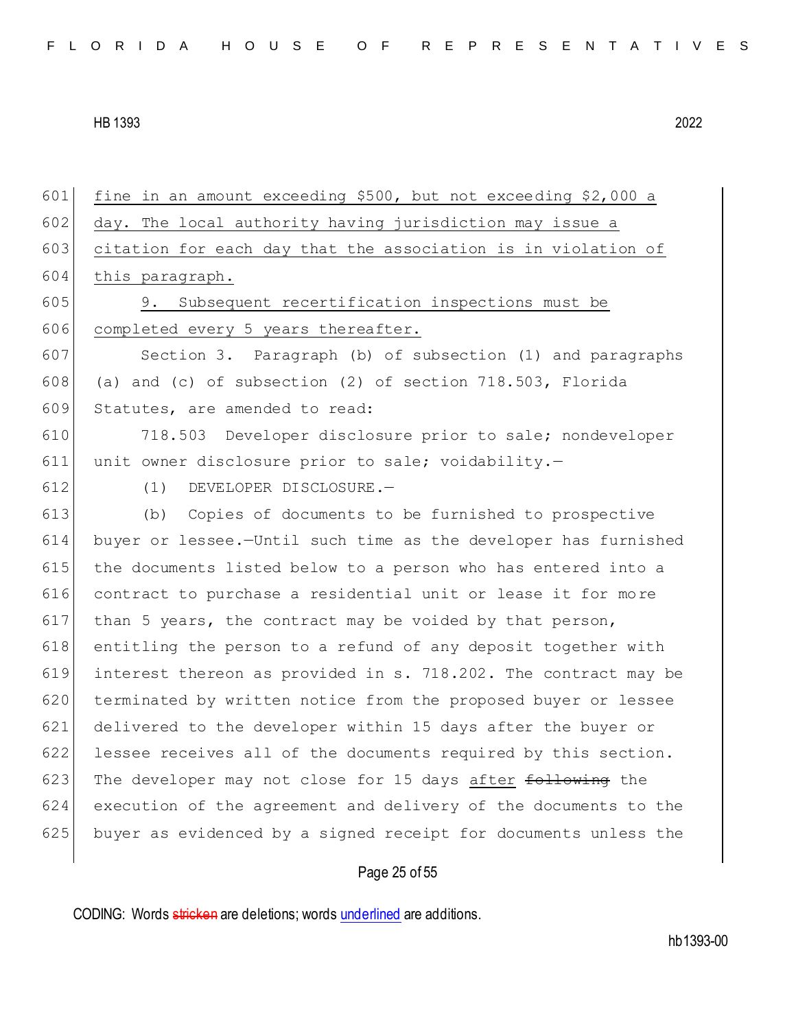fine in an amount exceeding $500, but not exceeding $2,000 a day. The local authority having jurisdiction may issue a citation for each day that the association is in violation of this paragraph.

9. Subsequent recertification inspections must be completed every 5 years thereafter.

Section 3. Paragraph (b) of subsection (1) and paragraphs (a) and (c) of subsection (2) of section 718.503, Florida Statutes, are amended to read:

718.503 Developer disclosure prior to sale; nondeveloper unit owner disclosure prior to sale; voidability.—

(1) DEVELOPER DISCLOSURE.—

(b) Copies of documents to be furnished to prospective buyer or lessee.—Until such time as the developer has furnished the documents listed below to a person who has entered into a contract to purchase a residential unit or lease it for more than 5 years, the contract may be voided by that person, entitling the person to a refund of any deposit together with interest thereon as provided in s. 718.202. The contract may be terminated by written notice from the proposed buyer or lessee delivered to the developer within 15 days after the buyer or lessee receives all of the documents required by this section. The developer may not close for 15 days after ~~following~~ the execution of the agreement and delivery of the documents to the buyer as evidenced by a signed receipt for documents unless the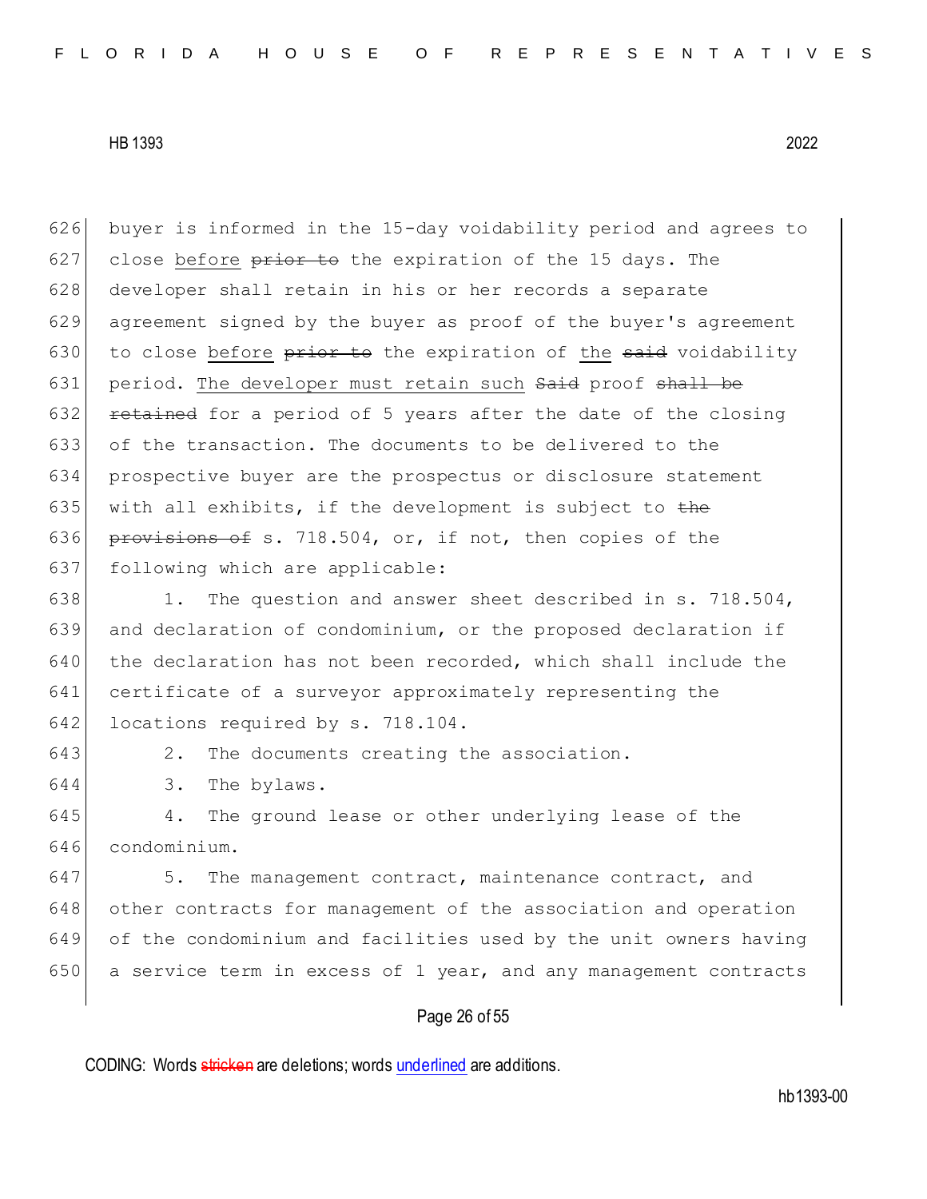buyer is informed in the 15-day voidability period and agrees to close <u>before</u> ~~prior to~~ the expiration of the 15 days. The developer shall retain in his or her records a separate agreement signed by the buyer as proof of the buyer's agreement to close <u>before</u> ~~prior to~~ the expiration of <u>the</u> ~~said~~ voidability period. <u>The developer must retain such</u> ~~Said~~ proof ~~shall be retained~~ for a period of 5 years after the date of the closing of the transaction. The documents to be delivered to the prospective buyer are the prospectus or disclosure statement with all exhibits, if the development is subject to ~~the provisions of~~ s. 718.504, or, if not, then copies of the following which are applicable:

1. The question and answer sheet described in s. 718.504, and declaration of condominium, or the proposed declaration if the declaration has not been recorded, which shall include the certificate of a surveyor approximately representing the locations required by s. 718.104.

2. The documents creating the association.

3. The bylaws.

4. The ground lease or other underlying lease of the condominium.

5. The management contract, maintenance contract, and other contracts for management of the association and operation of the condominium and facilities used by the unit owners having a service term in excess of 1 year, and any management contracts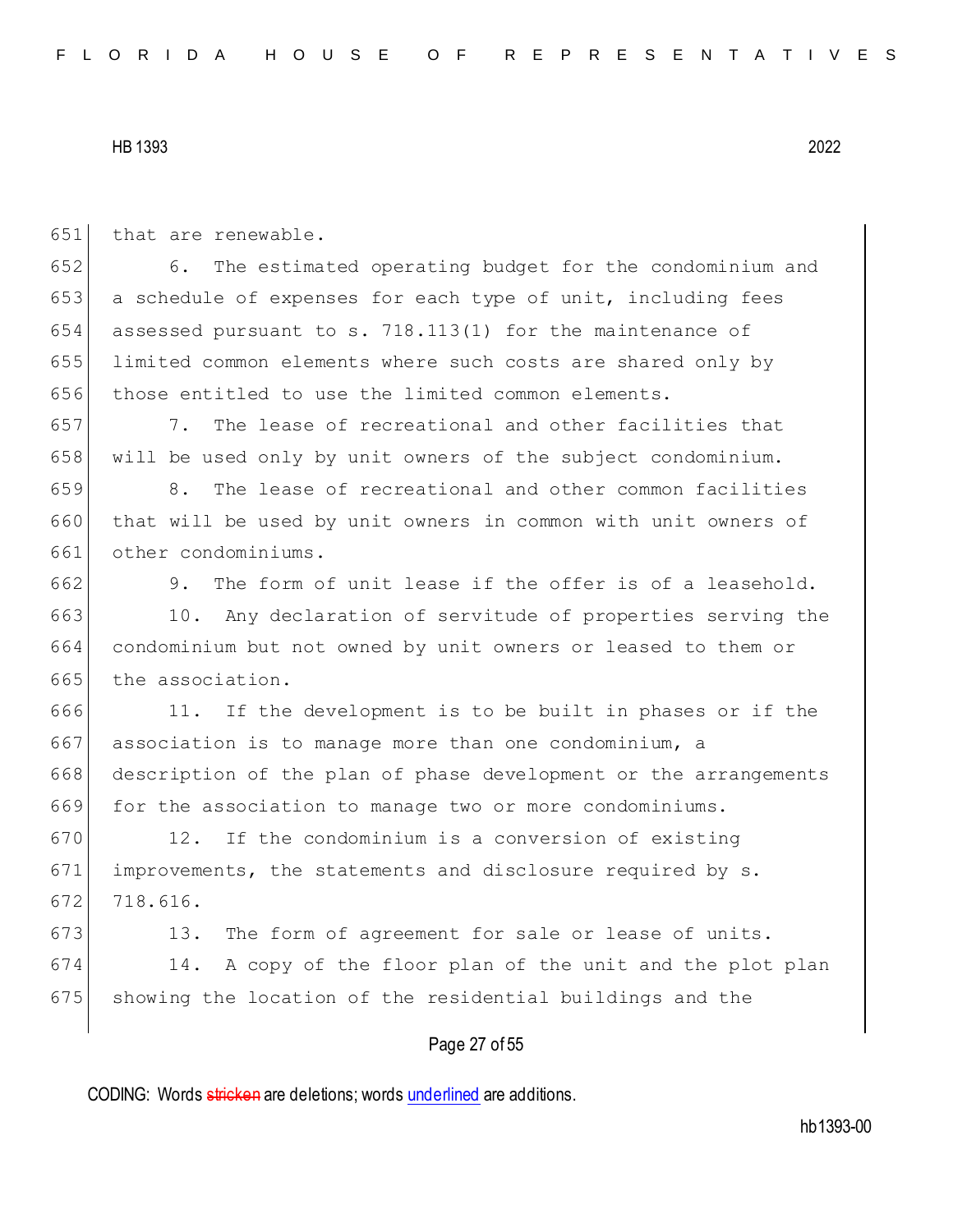that are renewable.

6. The estimated operating budget for the condominium and a schedule of expenses for each type of unit, including fees assessed pursuant to s. 718.113(1) for the maintenance of limited common elements where such costs are shared only by those entitled to use the limited common elements.

7. The lease of recreational and other facilities that will be used only by unit owners of the subject condominium.

8. The lease of recreational and other common facilities that will be used by unit owners in common with unit owners of other condominiums.

9. The form of unit lease if the offer is of a leasehold.

10. Any declaration of servitude of properties serving the condominium but not owned by unit owners or leased to them or the association.

11. If the development is to be built in phases or if the association is to manage more than one condominium, a description of the plan of phase development or the arrangements for the association to manage two or more condominiums.

12. If the condominium is a conversion of existing improvements, the statements and disclosure required by s. 718.616.

13. The form of agreement for sale or lease of units.

14. A copy of the floor plan of the unit and the plot plan showing the location of the residential buildings and the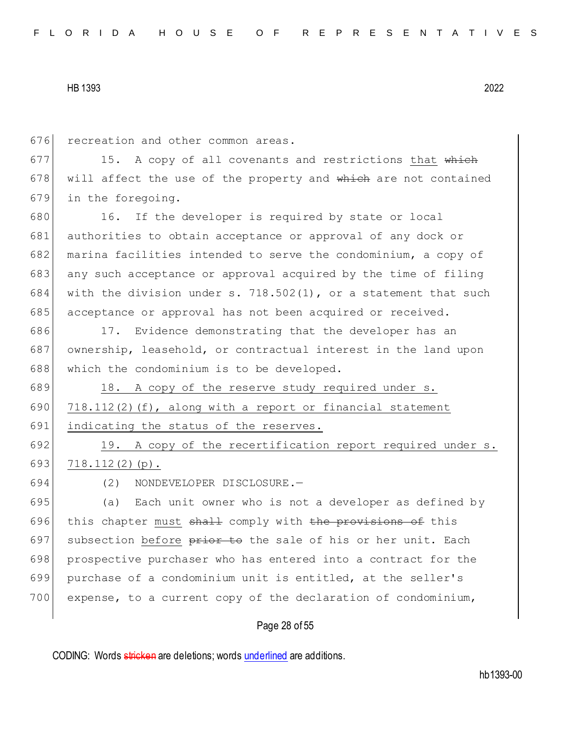676 recreation and other common areas.

677 15. A copy of all covenants and restrictions <u>that</u> ~~which~~

678 will affect the use of the property and ~~which~~ are not contained

679 in the foregoing.

680 16. If the developer is required by state or local

681 authorities to obtain acceptance or approval of any dock or

682 marina facilities intended to serve the condominium, a copy of

683 any such acceptance or approval acquired by the time of filing

684 with the division under s. 718.502(1), or a statement that such

685 acceptance or approval has not been acquired or received.

686 17. Evidence demonstrating that the developer has an

687 ownership, leasehold, or contractual interest in the land upon

688 which the condominium is to be developed.

689 <u>18. A copy of the reserve study required under s.</u>

690 <u>718.112(2)(f), along with a report or financial statement</u>

691 <u>indicating the status of the reserves.</u>

692 <u>19. A copy of the recertification report required under s.</u>

693 <u>718.112(2)(p).</u>

694 (2) NONDEVELOPER DISCLOSURE.—

695 (a) Each unit owner who is not a developer as defined by

696 this chapter <u>must</u> ~~shall~~ comply with ~~the provisions of~~ this

697 subsection <u>before</u> ~~prior to~~ the sale of his or her unit. Each

698 prospective purchaser who has entered into a contract for the

699 purchase of a condominium unit is entitled, at the seller's

700 expense, to a current copy of the declaration of condominium,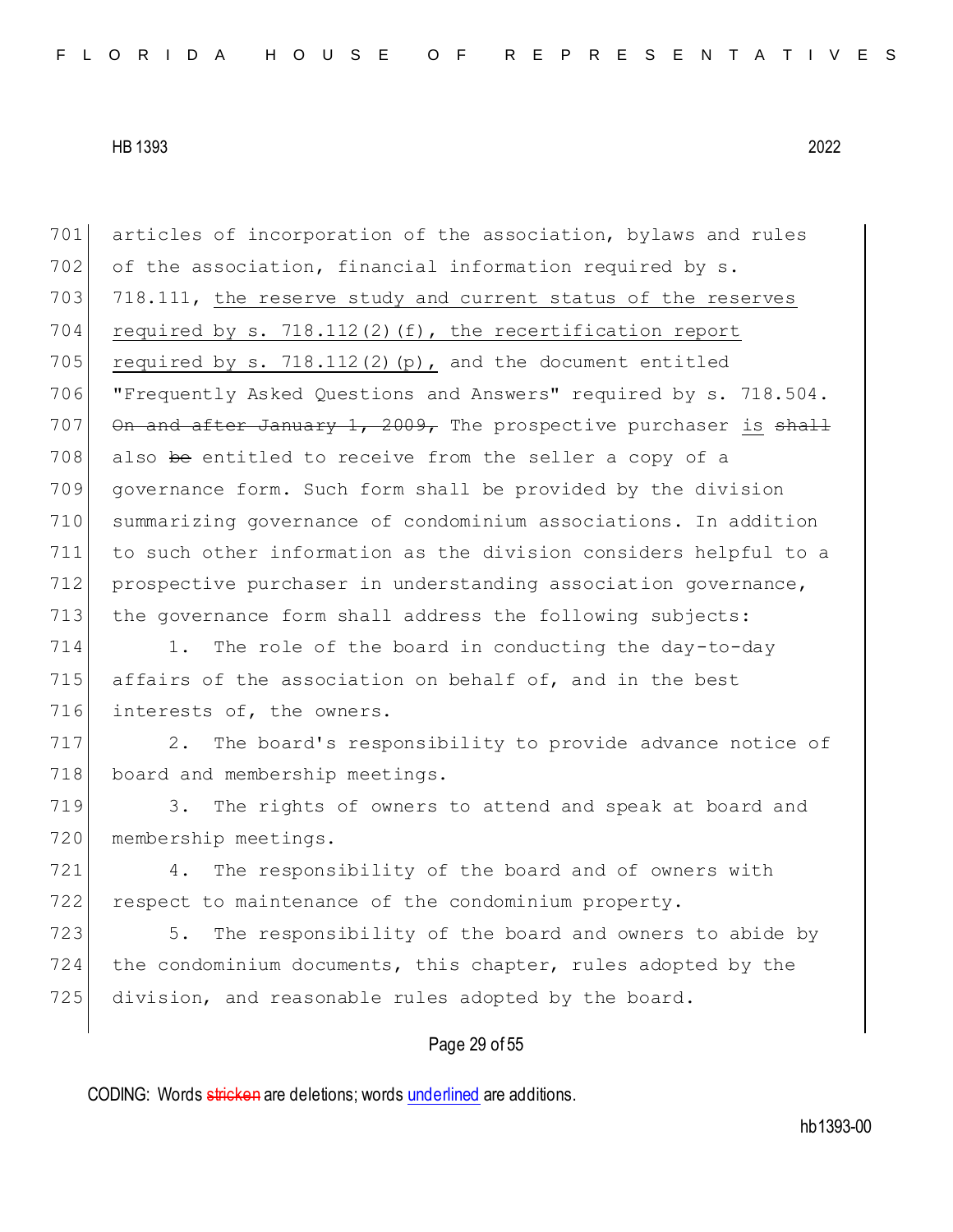701 articles of incorporation of the association, bylaws and rules
702 of the association, financial information required by s.
703 718.111, <u>the reserve study and current status of the reserves</u>
704 <u>required by s. 718.112(2)(f), the recertification report</u>
705 <u>required by s. 718.112(2)(p),</u> and the document entitled
706 "Frequently Asked Questions and Answers" required by s. 718.504.
707 ~~On and after January 1, 2009,~~ The prospective purchaser <u>is</u> ~~shall~~
708 also ~~be~~ entitled to receive from the seller a copy of a
709 governance form. Such form shall be provided by the division
710 summarizing governance of condominium associations. In addition
711 to such other information as the division considers helpful to a
712 prospective purchaser in understanding association governance,
713 the governance form shall address the following subjects:

714 1. The role of the board in conducting the day-to-day
715 affairs of the association on behalf of, and in the best
716 interests of, the owners.

717 2. The board's responsibility to provide advance notice of
718 board and membership meetings.

719 3. The rights of owners to attend and speak at board and
720 membership meetings.

721 4. The responsibility of the board and of owners with
722 respect to maintenance of the condominium property.

723 5. The responsibility of the board and owners to abide by
724 the condominium documents, this chapter, rules adopted by the
725 division, and reasonable rules adopted by the board.

CODING: Words ~~stricken~~ are deletions; words <u>underlined</u> are additions.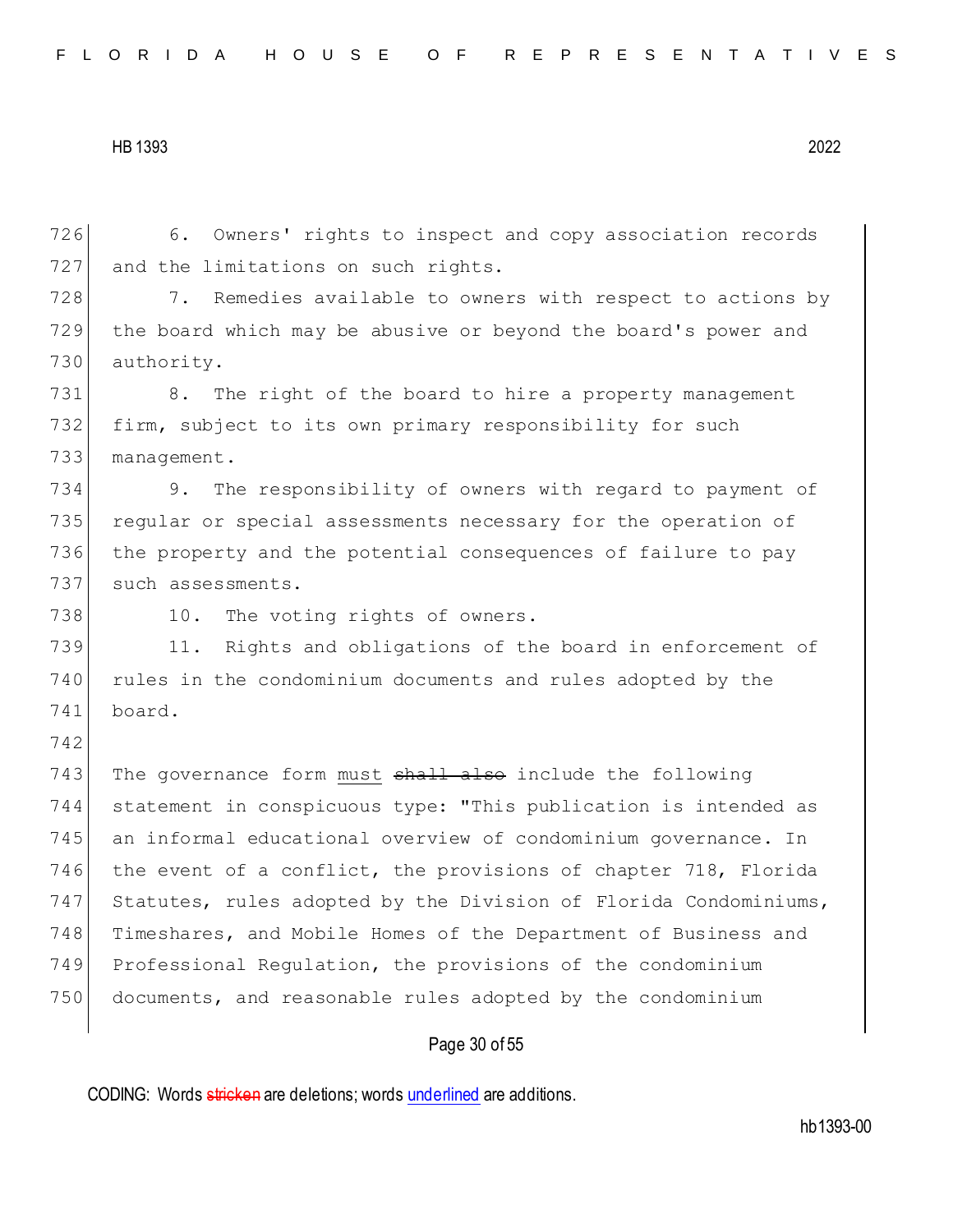6. Owners' rights to inspect and copy association records and the limitations on such rights.

7. Remedies available to owners with respect to actions by the board which may be abusive or beyond the board's power and authority.

8. The right of the board to hire a property management firm, subject to its own primary responsibility for such management.

9. The responsibility of owners with regard to payment of regular or special assessments necessary for the operation of the property and the potential consequences of failure to pay such assessments.

10. The voting rights of owners.

11. Rights and obligations of the board in enforcement of rules in the condominium documents and rules adopted by the board.

The governance form must ~~shall also~~ include the following statement in conspicuous type: "This publication is intended as an informal educational overview of condominium governance. In the event of a conflict, the provisions of chapter 718, Florida Statutes, rules adopted by the Division of Florida Condominiums, Timeshares, and Mobile Homes of the Department of Business and Professional Regulation, the provisions of the condominium documents, and reasonable rules adopted by the condominium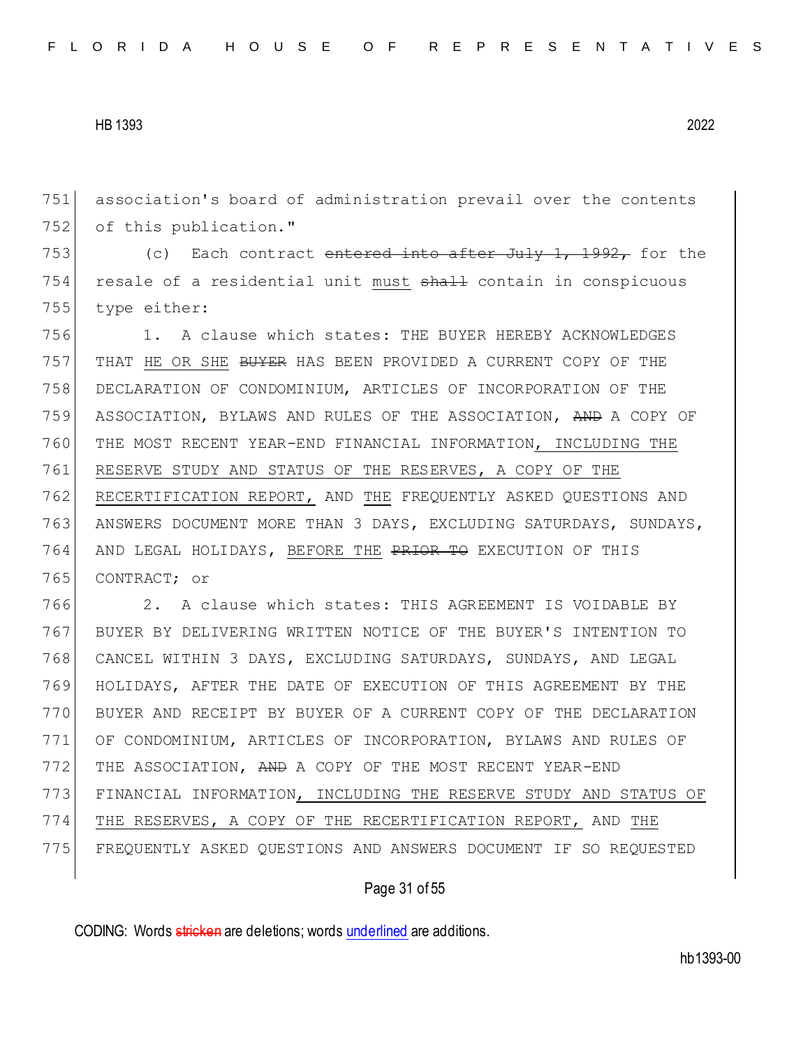751 association's board of administration prevail over the contents
752 of this publication."

753 (c) Each contract ~~entered into after July 1, 1992,~~ for the
754 resale of a residential unit <u>must</u> ~~shall~~ contain in conspicuous
755 type either:

756 1. A clause which states: THE BUYER HEREBY ACKNOWLEDGES
757 THAT <u>HE OR SHE</u> ~~BUYER~~ HAS BEEN PROVIDED A CURRENT COPY OF THE
758 DECLARATION OF CONDOMINIUM, ARTICLES OF INCORPORATION OF THE
759 ASSOCIATION, BYLAWS AND RULES OF THE ASSOCIATION, ~~AND~~ A COPY OF
760 THE MOST RECENT YEAR-END FINANCIAL INFORMATION<u>, INCLUDING THE</u>
761 <u>RESERVE STUDY AND STATUS OF THE RESERVES, A COPY OF THE</u>
762 <u>RECERTIFICATION REPORT,</u> AND <u>THE</u> FREQUENTLY ASKED QUESTIONS AND
763 ANSWERS DOCUMENT MORE THAN 3 DAYS, EXCLUDING SATURDAYS, SUNDAYS,
764 AND LEGAL HOLIDAYS, <u>BEFORE THE</u> ~~PRIOR TO~~ EXECUTION OF THIS
765 CONTRACT; or

766 2. A clause which states: THIS AGREEMENT IS VOIDABLE BY
767 BUYER BY DELIVERING WRITTEN NOTICE OF THE BUYER'S INTENTION TO
768 CANCEL WITHIN 3 DAYS, EXCLUDING SATURDAYS, SUNDAYS, AND LEGAL
769 HOLIDAYS, AFTER THE DATE OF EXECUTION OF THIS AGREEMENT BY THE
770 BUYER AND RECEIPT BY BUYER OF A CURRENT COPY OF THE DECLARATION
771 OF CONDOMINIUM, ARTICLES OF INCORPORATION, BYLAWS AND RULES OF
772 THE ASSOCIATION, ~~AND~~ A COPY OF THE MOST RECENT YEAR-END
773 FINANCIAL INFORMATION<u>, INCLUDING THE RESERVE STUDY AND STATUS OF</u>
774 <u>THE RESERVES, A COPY OF THE RECERTIFICATION REPORT,</u> AND <u>THE</u>
775 FREQUENTLY ASKED QUESTIONS AND ANSWERS DOCUMENT IF SO REQUESTED

CODING: Words ~~stricken~~ are deletions; words <u>underlined</u> are additions.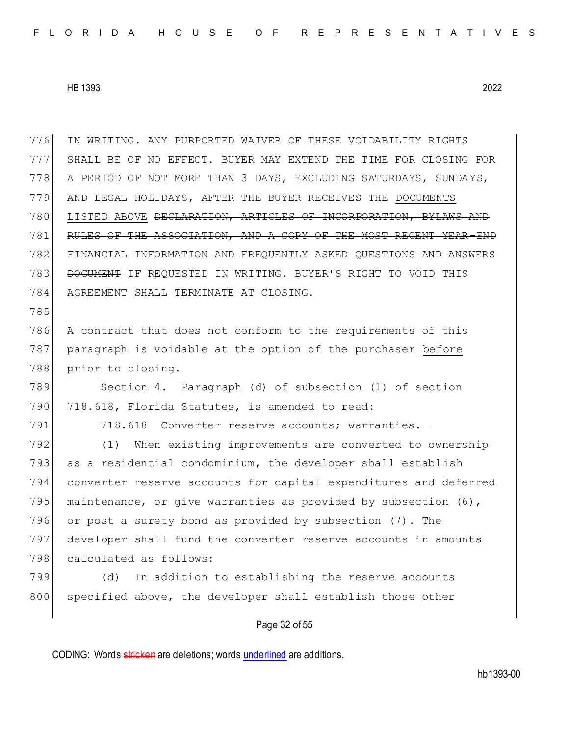IN WRITING. ANY PURPORTED WAIVER OF THESE VOIDABILITY RIGHTS SHALL BE OF NO EFFECT. BUYER MAY EXTEND THE TIME FOR CLOSING FOR A PERIOD OF NOT MORE THAN 3 DAYS, EXCLUDING SATURDAYS, SUNDAYS, AND LEGAL HOLIDAYS, AFTER THE BUYER RECEIVES THE <u>DOCUMENTS LISTED ABOVE</u> ~~DECLARATION, ARTICLES OF INCORPORATION, BYLAWS AND RULES OF THE ASSOCIATION, AND A COPY OF THE MOST RECENT YEAR-END FINANCIAL INFORMATION AND FREQUENTLY ASKED QUESTIONS AND ANSWERS DOCUMENT~~ IF REQUESTED IN WRITING. BUYER'S RIGHT TO VOID THIS AGREEMENT SHALL TERMINATE AT CLOSING.

A contract that does not conform to the requirements of this paragraph is voidable at the option of the purchaser <u>before</u> ~~prior to~~ closing.

Section 4. Paragraph (d) of subsection (1) of section 718.618, Florida Statutes, is amended to read:

718.618 Converter reserve accounts; warranties.—

(1) When existing improvements are converted to ownership as a residential condominium, the developer shall establish converter reserve accounts for capital expenditures and deferred maintenance, or give warranties as provided by subsection (6), or post a surety bond as provided by subsection (7). The developer shall fund the converter reserve accounts in amounts calculated as follows:

(d) In addition to establishing the reserve accounts specified above, the developer shall establish those other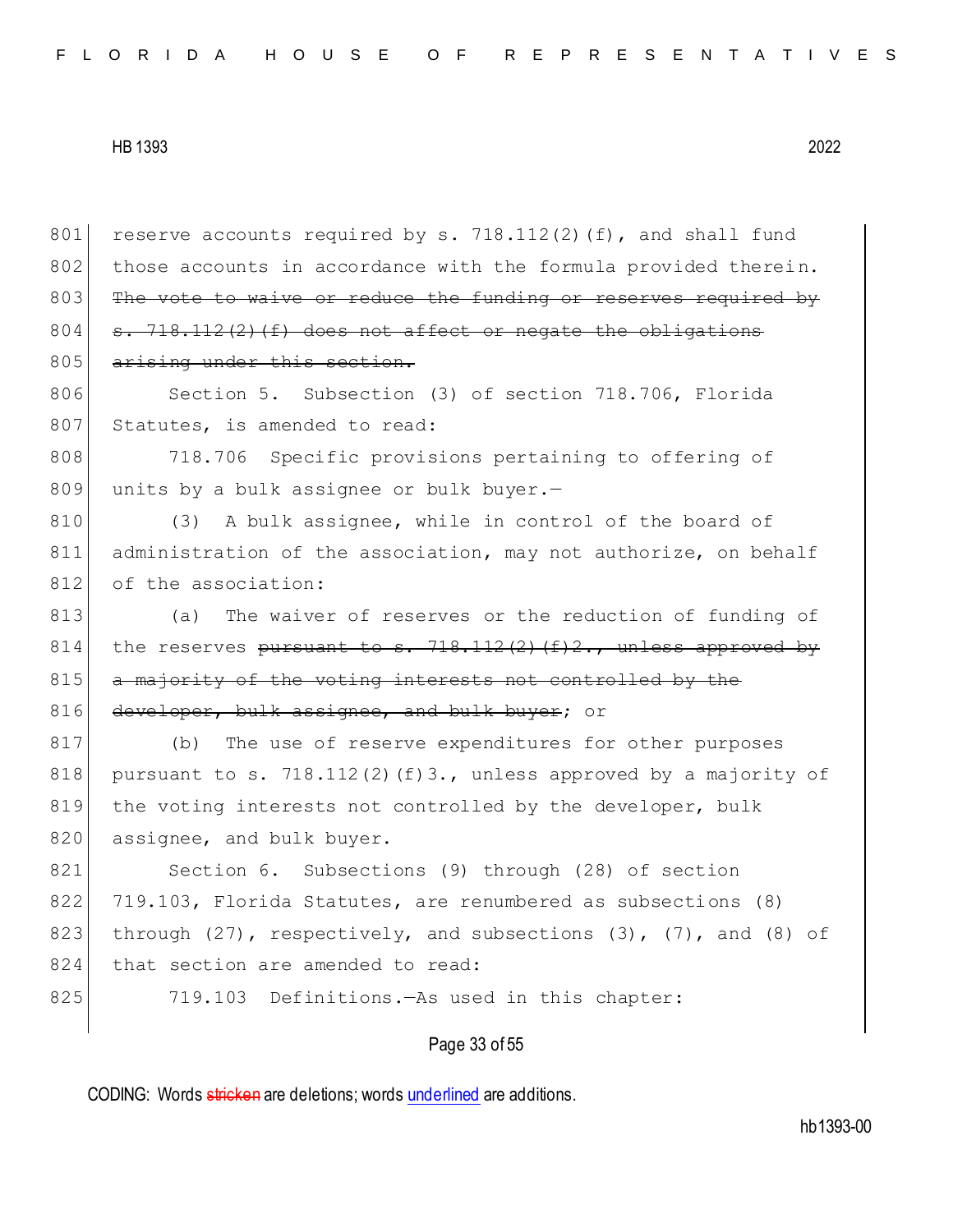reserve accounts required by s. 718.112(2)(f), and shall fund those accounts in accordance with the formula provided therein. ~~The vote to waive or reduce the funding or reserves required by s. 718.112(2)(f) does not affect or negate the obligations arising under this section.~~

Section 5. Subsection (3) of section 718.706, Florida Statutes, is amended to read:

718.706 Specific provisions pertaining to offering of units by a bulk assignee or bulk buyer.—

(3) A bulk assignee, while in control of the board of administration of the association, may not authorize, on behalf of the association:

(a) The waiver of reserves or the reduction of funding of the reserves ~~pursuant to s. 718.112(2)(f)2., unless approved by a majority of the voting interests not controlled by the developer, bulk assignee, and bulk buyer~~; or

(b) The use of reserve expenditures for other purposes pursuant to s. 718.112(2)(f)3., unless approved by a majority of the voting interests not controlled by the developer, bulk assignee, and bulk buyer.

Section 6. Subsections (9) through (28) of section 719.103, Florida Statutes, are renumbered as subsections (8) through (27), respectively, and subsections (3), (7), and (8) of that section are amended to read:

719.103 Definitions.—As used in this chapter: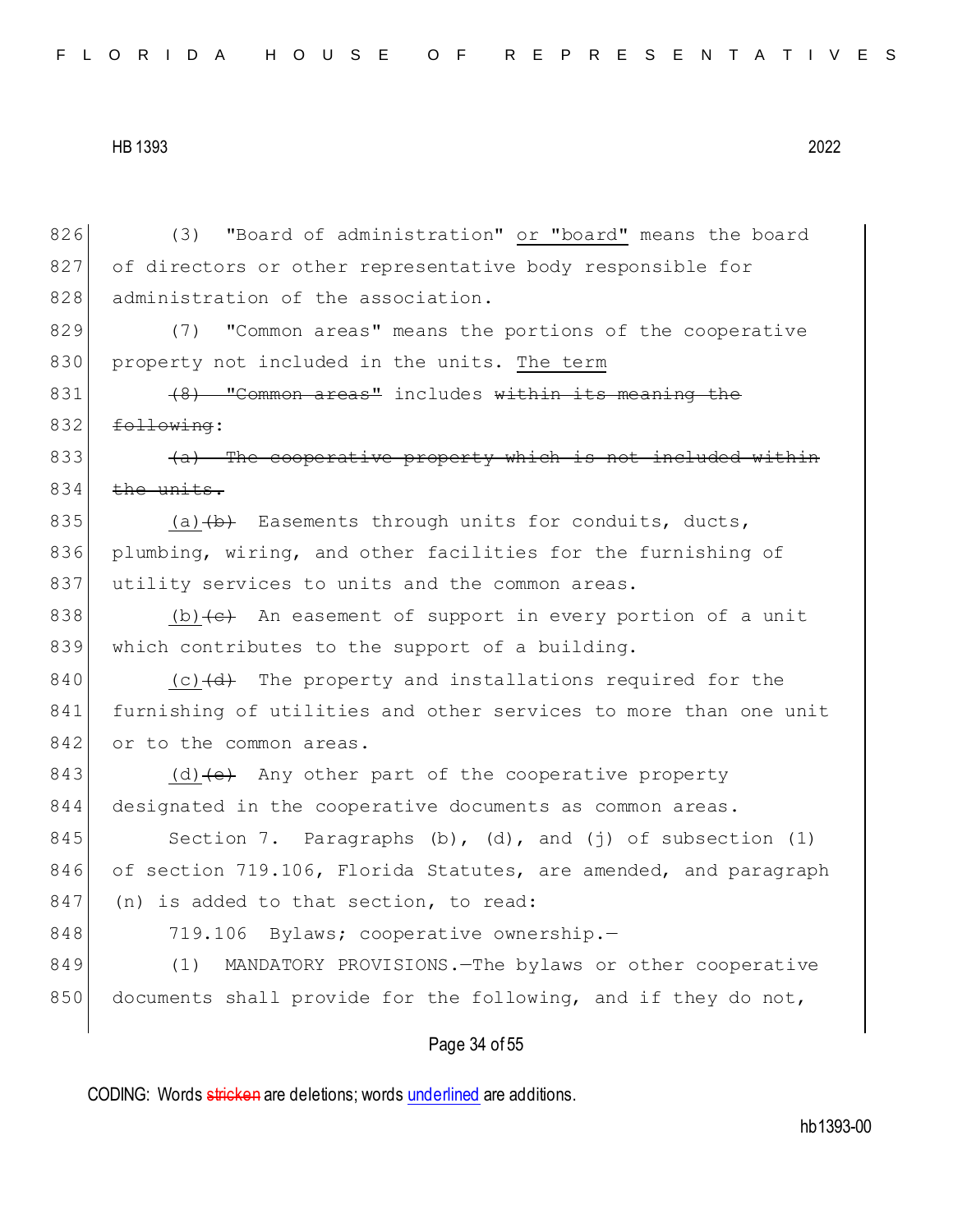826 (3) "Board of administration" <u>or "board"</u> means the board
827 of directors or other representative body responsible for
828 administration of the association.

829 (7) "Common areas" means the portions of the cooperative
830 property not included in the units. <u>The term</u>
831 ~~(8) "Common areas"~~ includes ~~within its meaning the~~
832 ~~following~~:

833 ~~(a) The cooperative property which is not included within~~
834 ~~the units.~~

835 <u>(a)</u>~~(b)~~ Easements through units for conduits, ducts,
836 plumbing, wiring, and other facilities for the furnishing of
837 utility services to units and the common areas.

838 <u>(b)</u>~~(c)~~ An easement of support in every portion of a unit
839 which contributes to the support of a building.

840 <u>(c)</u>~~(d)~~ The property and installations required for the
841 furnishing of utilities and other services to more than one unit
842 or to the common areas.

843 <u>(d)</u>~~(e)~~ Any other part of the cooperative property
844 designated in the cooperative documents as common areas.

845 Section 7. Paragraphs (b), (d), and (j) of subsection (1)
846 of section 719.106, Florida Statutes, are amended, and paragraph
847 (n) is added to that section, to read:

848 719.106 Bylaws; cooperative ownership.—

849 (1) MANDATORY PROVISIONS.—The bylaws or other cooperative
850 documents shall provide for the following, and if they do not,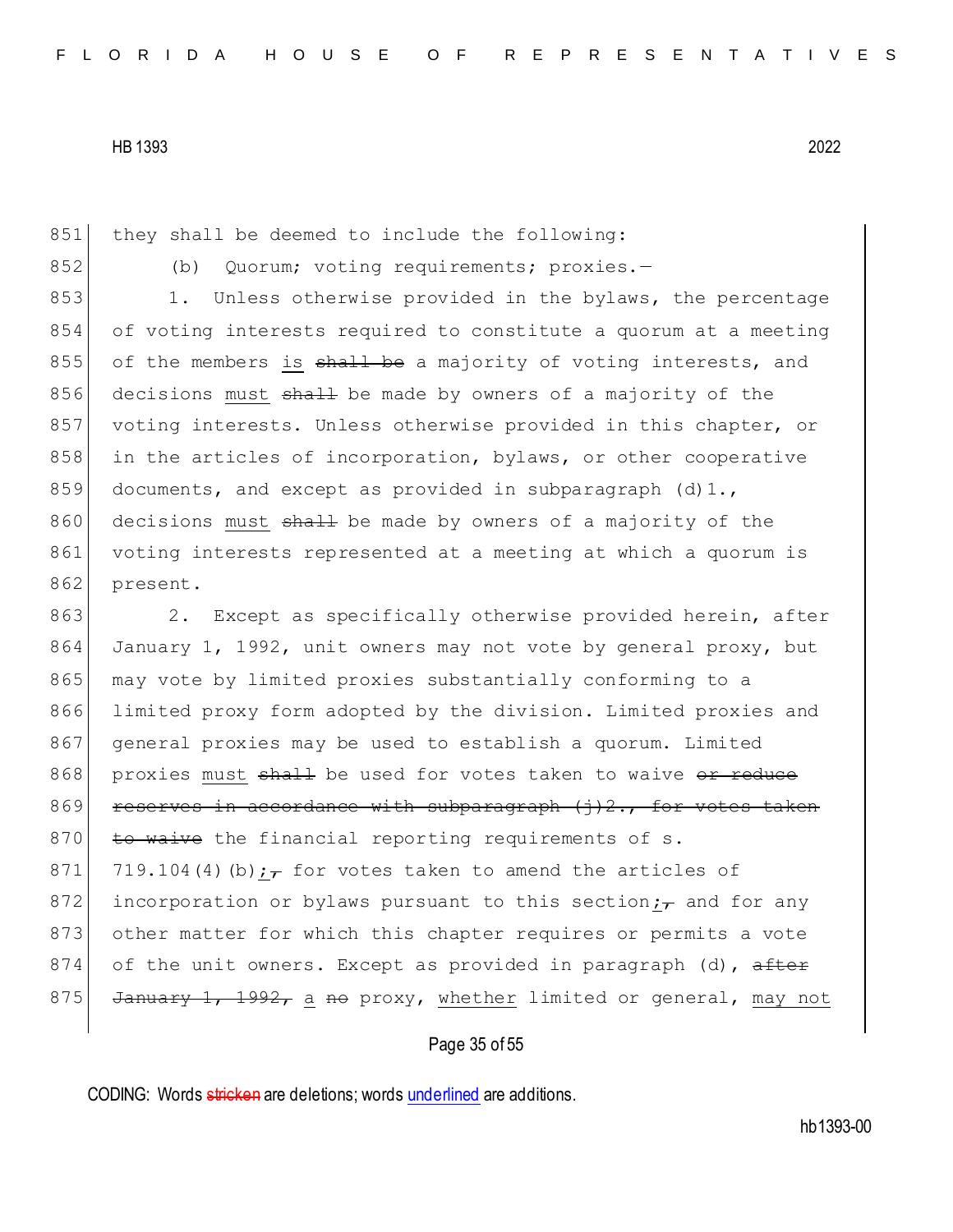851 they shall be deemed to include the following:

852 (b) Quorum; voting requirements; proxies.—

853 1. Unless otherwise provided in the bylaws, the percentage
854 of voting interests required to constitute a quorum at a meeting
855 of the members <u>is</u> ~~shall be~~ a majority of voting interests, and
856 decisions <u>must</u> ~~shall~~ be made by owners of a majority of the
857 voting interests. Unless otherwise provided in this chapter, or
858 in the articles of incorporation, bylaws, or other cooperative
859 documents, and except as provided in subparagraph (d)1.,
860 decisions <u>must</u> ~~shall~~ be made by owners of a majority of the
861 voting interests represented at a meeting at which a quorum is
862 present.

863 2. Except as specifically otherwise provided herein, after
864 January 1, 1992, unit owners may not vote by general proxy, but
865 may vote by limited proxies substantially conforming to a
866 limited proxy form adopted by the division. Limited proxies and
867 general proxies may be used to establish a quorum. Limited
868 proxies <u>must</u> ~~shall~~ be used for votes taken to waive ~~or reduce~~
869 ~~reserves in accordance with subparagraph (j)2., for votes taken~~
870 ~~to waive~~ the financial reporting requirements of s.
871 719.104(4)(b)<u>;</u>~~,~~ for votes taken to amend the articles of
872 incorporation or bylaws pursuant to this section<u>;</u>~~,~~ and for any
873 other matter for which this chapter requires or permits a vote
874 of the unit owners. Except as provided in paragraph (d), ~~after~~
875 ~~January 1, 1992,~~ <u>a</u> ~~no~~ proxy, <u>whether</u> limited or general, <u>may not</u>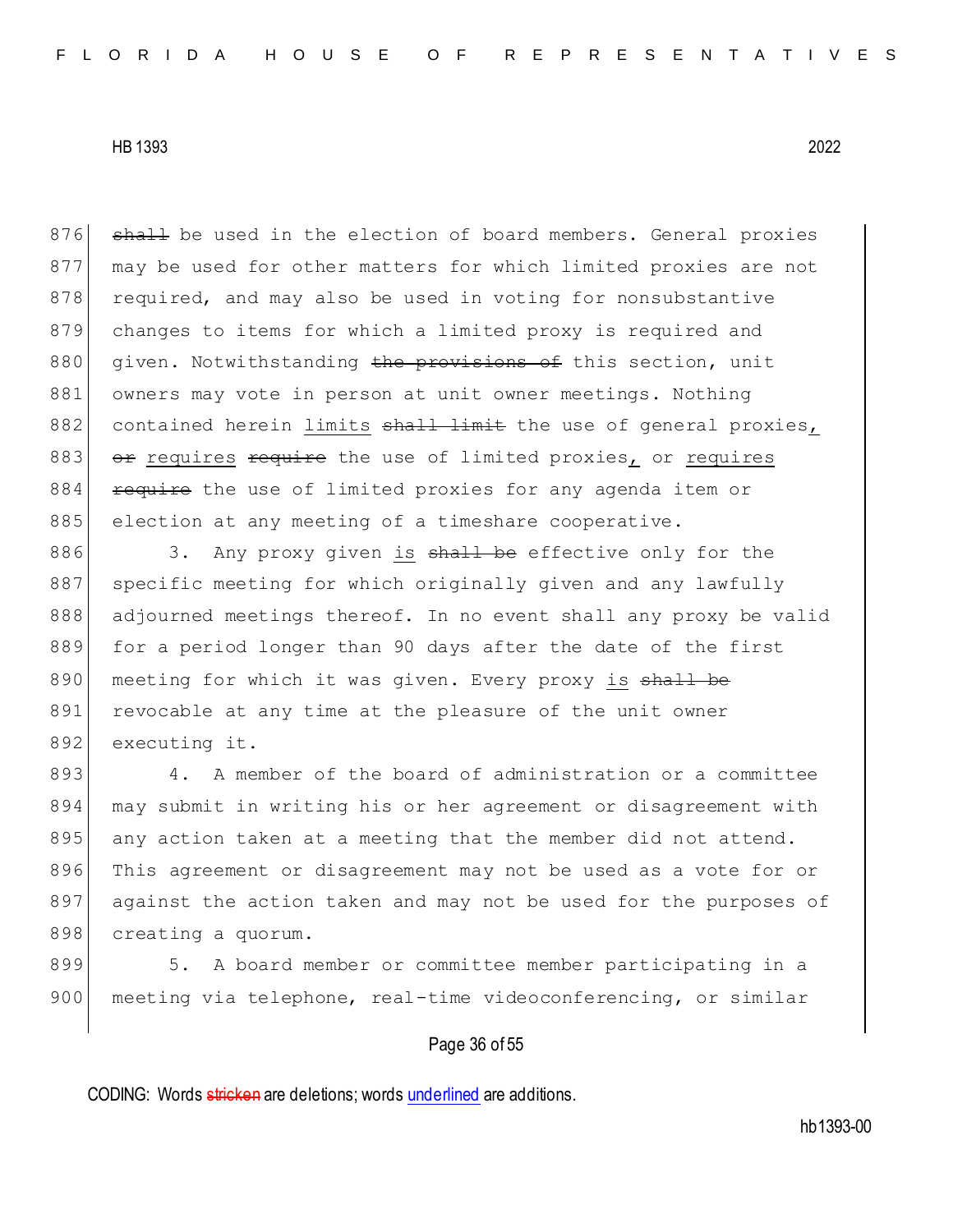876 ~~shall~~ be used in the election of board members. General proxies
877 may be used for other matters for which limited proxies are not
878 required, and may also be used in voting for nonsubstantive
879 changes to items for which a limited proxy is required and
880 given. Notwithstanding ~~the provisions of~~ this section, unit
881 owners may vote in person at unit owner meetings. Nothing
882 contained herein limits ~~shall limit~~ the use of general proxies,
883 ~~or~~ requires ~~require~~ the use of limited proxies, or requires
884 ~~require~~ the use of limited proxies for any agenda item or
885 election at any meeting of a timeshare cooperative.

886 3. Any proxy given is ~~shall be~~ effective only for the
887 specific meeting for which originally given and any lawfully
888 adjourned meetings thereof. In no event shall any proxy be valid
889 for a period longer than 90 days after the date of the first
890 meeting for which it was given. Every proxy is ~~shall be~~
891 revocable at any time at the pleasure of the unit owner
892 executing it.

893 4. A member of the board of administration or a committee
894 may submit in writing his or her agreement or disagreement with
895 any action taken at a meeting that the member did not attend.
896 This agreement or disagreement may not be used as a vote for or
897 against the action taken and may not be used for the purposes of
898 creating a quorum.

899 5. A board member or committee member participating in a
900 meeting via telephone, real-time videoconferencing, or similar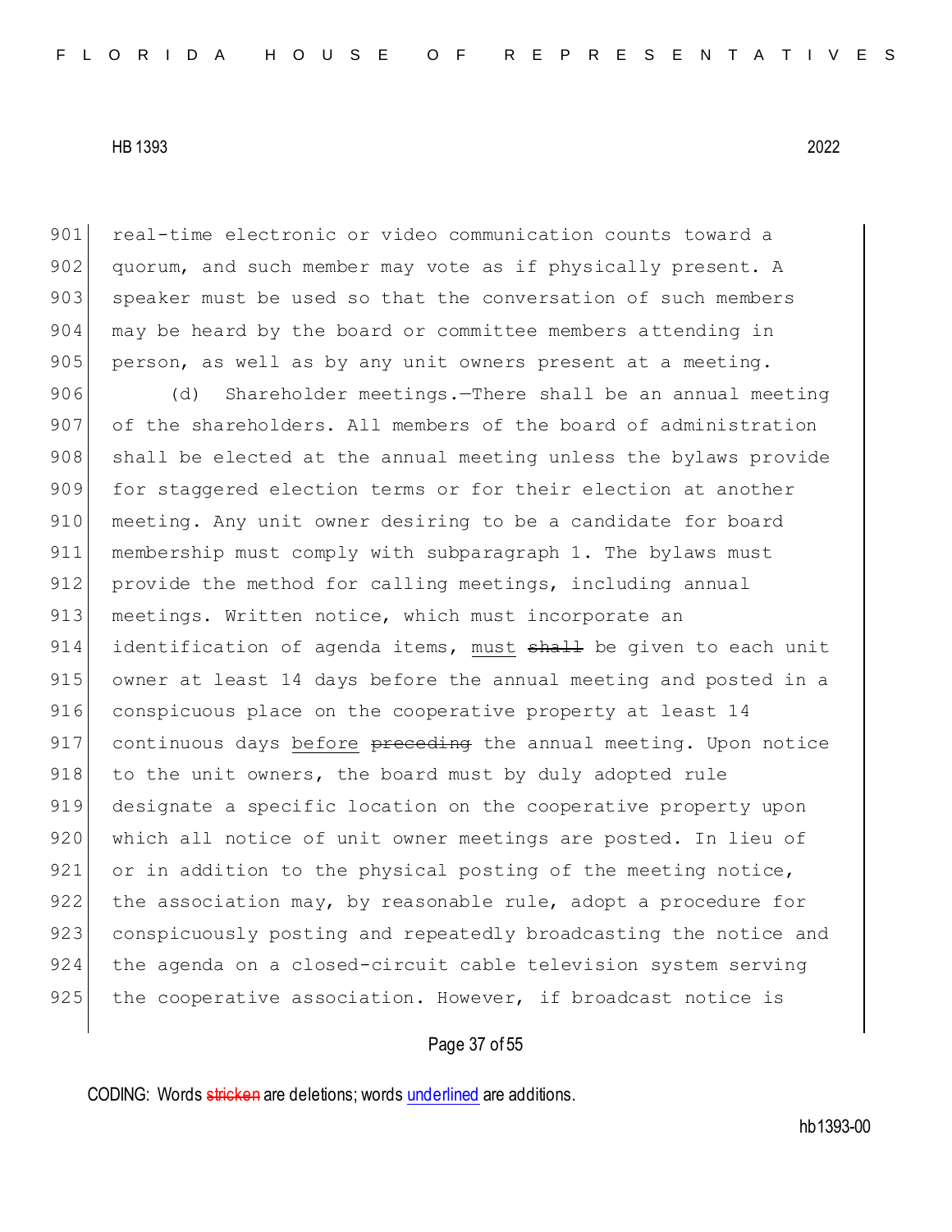901 real-time electronic or video communication counts toward a
902 quorum, and such member may vote as if physically present. A
903 speaker must be used so that the conversation of such members
904 may be heard by the board or committee members attending in
905 person, as well as by any unit owners present at a meeting.

906 (d) Shareholder meetings.—There shall be an annual meeting
907 of the shareholders. All members of the board of administration
908 shall be elected at the annual meeting unless the bylaws provide
909 for staggered election terms or for their election at another
910 meeting. Any unit owner desiring to be a candidate for board
911 membership must comply with subparagraph 1. The bylaws must
912 provide the method for calling meetings, including annual
913 meetings. Written notice, which must incorporate an
914 identification of agenda items, <u>must</u> ~~shall~~ be given to each unit
915 owner at least 14 days before the annual meeting and posted in a
916 conspicuous place on the cooperative property at least 14
917 continuous days <u>before</u> ~~preceding~~ the annual meeting. Upon notice
918 to the unit owners, the board must by duly adopted rule
919 designate a specific location on the cooperative property upon
920 which all notice of unit owner meetings are posted. In lieu of
921 or in addition to the physical posting of the meeting notice,
922 the association may, by reasonable rule, adopt a procedure for
923 conspicuously posting and repeatedly broadcasting the notice and
924 the agenda on a closed-circuit cable television system serving
925 the cooperative association. However, if broadcast notice is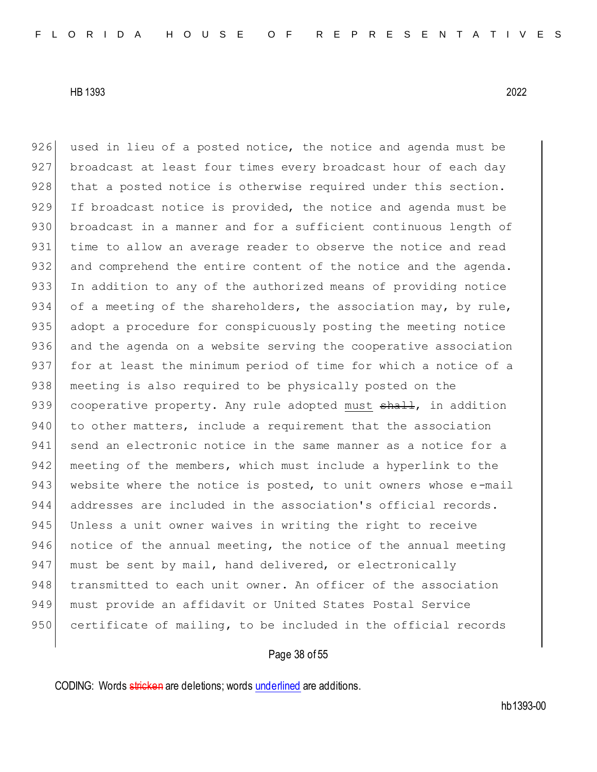926 used in lieu of a posted notice, the notice and agenda must be
927 broadcast at least four times every broadcast hour of each day
928 that a posted notice is otherwise required under this section.
929 If broadcast notice is provided, the notice and agenda must be
930 broadcast in a manner and for a sufficient continuous length of
931 time to allow an average reader to observe the notice and read
932 and comprehend the entire content of the notice and the agenda.
933 In addition to any of the authorized means of providing notice
934 of a meeting of the shareholders, the association may, by rule,
935 adopt a procedure for conspicuously posting the meeting notice
936 and the agenda on a website serving the cooperative association
937 for at least the minimum period of time for which a notice of a
938 meeting is also required to be physically posted on the
939 cooperative property. Any rule adopted <u>must</u> ~~shall~~, in addition
940 to other matters, include a requirement that the association
941 send an electronic notice in the same manner as a notice for a
942 meeting of the members, which must include a hyperlink to the
943 website where the notice is posted, to unit owners whose e-mail
944 addresses are included in the association's official records.
945 Unless a unit owner waives in writing the right to receive
946 notice of the annual meeting, the notice of the annual meeting
947 must be sent by mail, hand delivered, or electronically
948 transmitted to each unit owner. An officer of the association
949 must provide an affidavit or United States Postal Service
950 certificate of mailing, to be included in the official records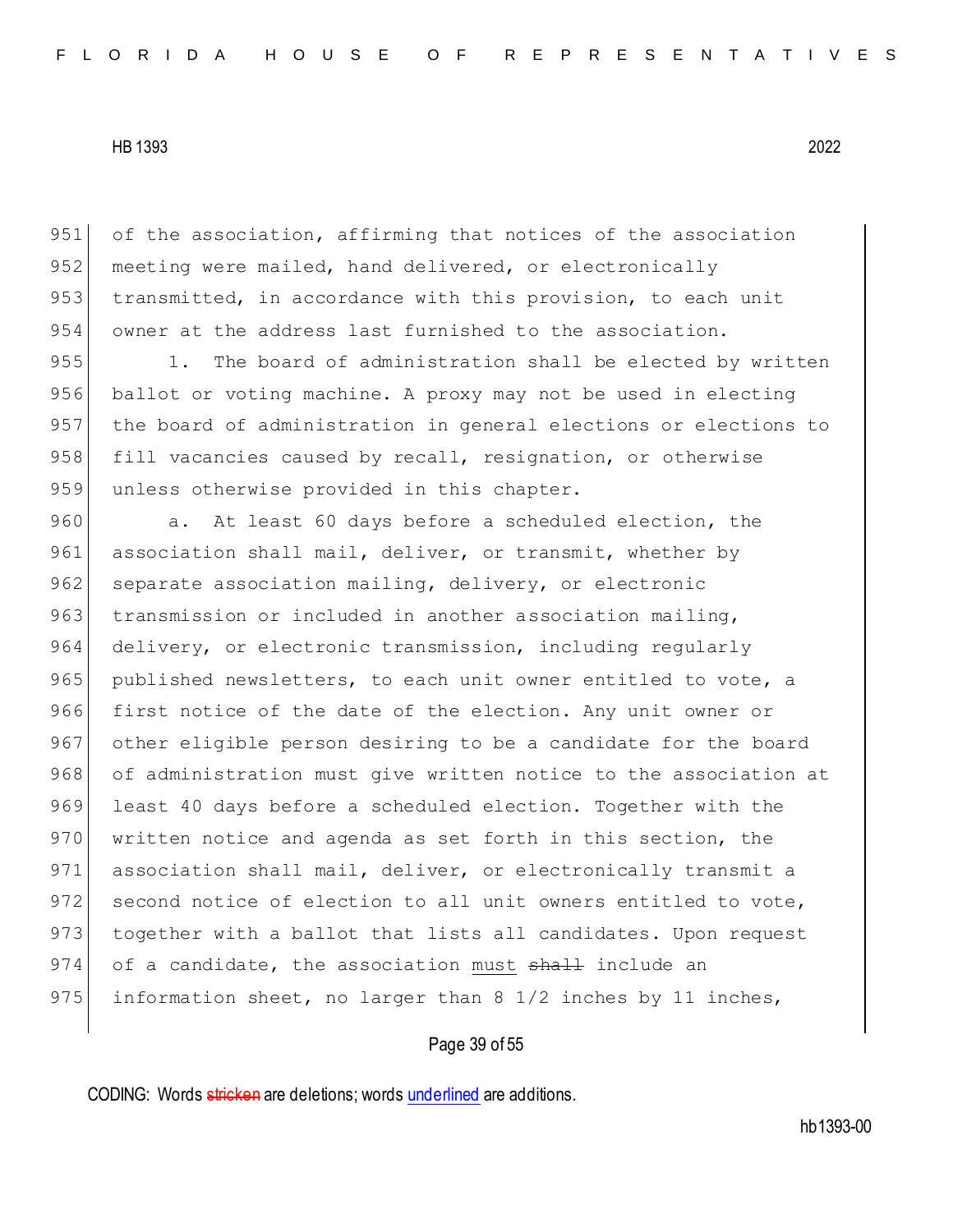of the association, affirming that notices of the association meeting were mailed, hand delivered, or electronically transmitted, in accordance with this provision, to each unit owner at the address last furnished to the association.

1. The board of administration shall be elected by written ballot or voting machine. A proxy may not be used in electing the board of administration in general elections or elections to fill vacancies caused by recall, resignation, or otherwise unless otherwise provided in this chapter.

a. At least 60 days before a scheduled election, the association shall mail, deliver, or transmit, whether by separate association mailing, delivery, or electronic transmission or included in another association mailing, delivery, or electronic transmission, including regularly published newsletters, to each unit owner entitled to vote, a first notice of the date of the election. Any unit owner or other eligible person desiring to be a candidate for the board of administration must give written notice to the association at least 40 days before a scheduled election. Together with the written notice and agenda as set forth in this section, the association shall mail, deliver, or electronically transmit a second notice of election to all unit owners entitled to vote, together with a ballot that lists all candidates. Upon request of a candidate, the association <u>must</u> ~~shall~~ include an information sheet, no larger than 8 1/2 inches by 11 inches,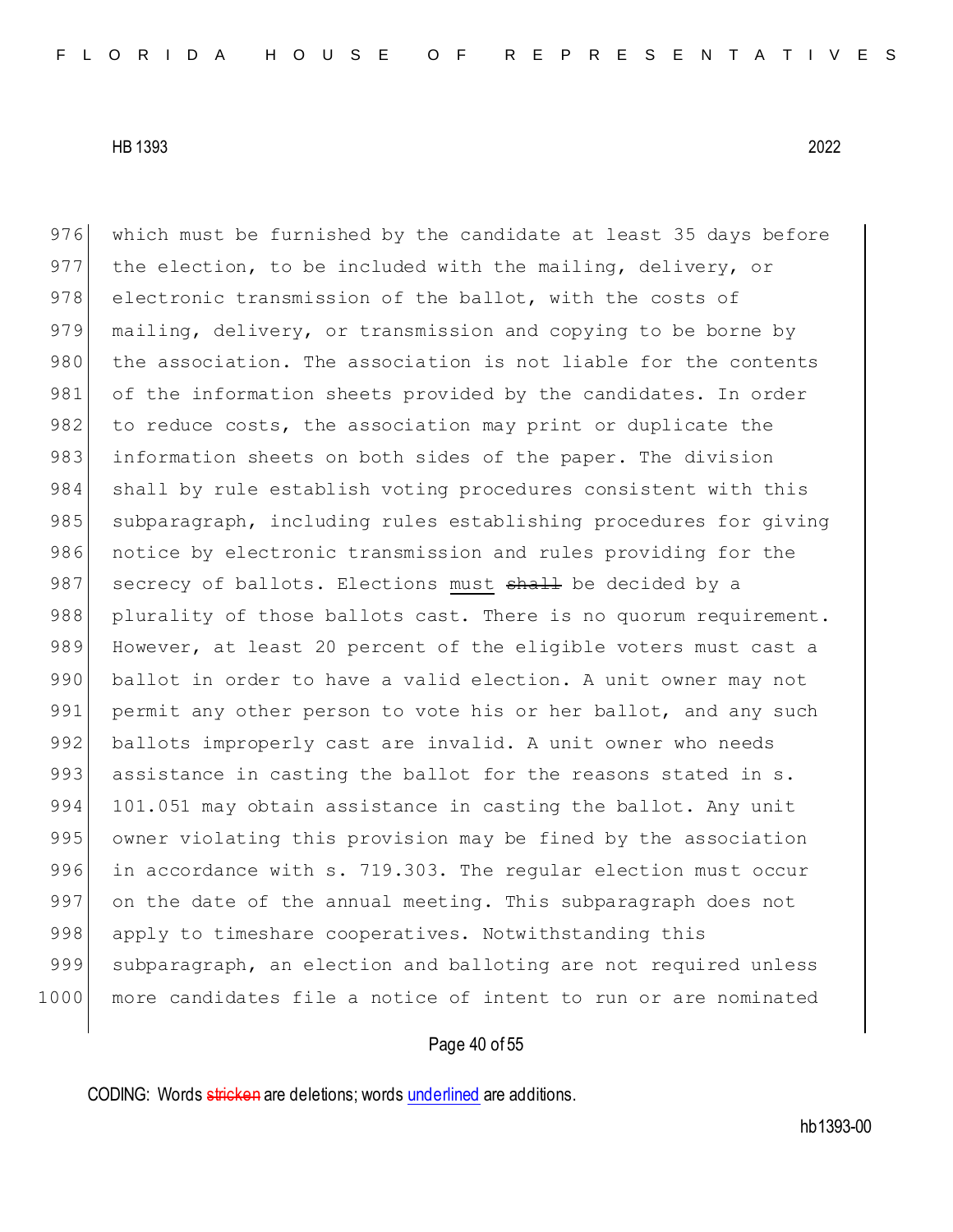976 which must be furnished by the candidate at least 35 days before
977 the election, to be included with the mailing, delivery, or
978 electronic transmission of the ballot, with the costs of
979 mailing, delivery, or transmission and copying to be borne by
980 the association. The association is not liable for the contents
981 of the information sheets provided by the candidates. In order
982 to reduce costs, the association may print or duplicate the
983 information sheets on both sides of the paper. The division
984 shall by rule establish voting procedures consistent with this
985 subparagraph, including rules establishing procedures for giving
986 notice by electronic transmission and rules providing for the
987 secrecy of ballots. Elections <u>must</u> ~~shall~~ be decided by a
988 plurality of those ballots cast. There is no quorum requirement.
989 However, at least 20 percent of the eligible voters must cast a
990 ballot in order to have a valid election. A unit owner may not
991 permit any other person to vote his or her ballot, and any such
992 ballots improperly cast are invalid. A unit owner who needs
993 assistance in casting the ballot for the reasons stated in s.
994 101.051 may obtain assistance in casting the ballot. Any unit
995 owner violating this provision may be fined by the association
996 in accordance with s. 719.303. The regular election must occur
997 on the date of the annual meeting. This subparagraph does not
998 apply to timeshare cooperatives. Notwithstanding this
999 subparagraph, an election and balloting are not required unless
1000 more candidates file a notice of intent to run or are nominated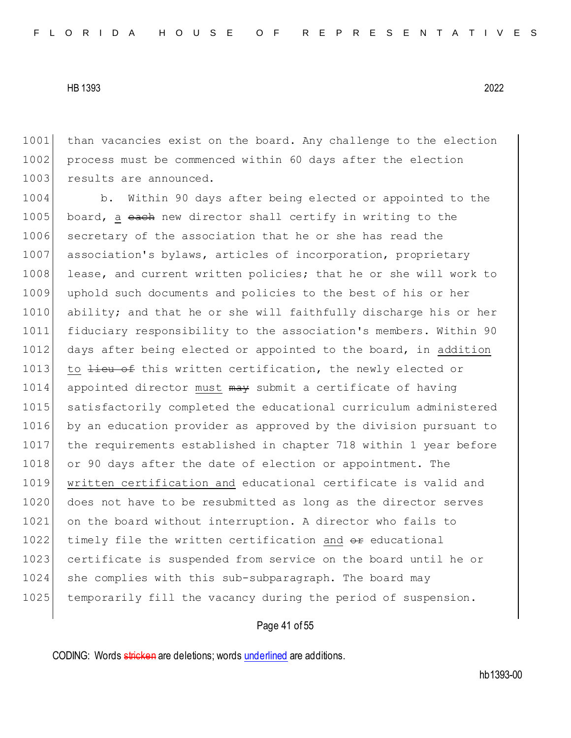1001 than vacancies exist on the board. Any challenge to the election
1002 process must be commenced within 60 days after the election
1003 results are announced.

1004 b. Within 90 days after being elected or appointed to the
1005 board, <u>a</u> ~~each~~ new director shall certify in writing to the
1006 secretary of the association that he or she has read the
1007 association's bylaws, articles of incorporation, proprietary
1008 lease, and current written policies; that he or she will work to
1009 uphold such documents and policies to the best of his or her
1010 ability; and that he or she will faithfully discharge his or her
1011 fiduciary responsibility to the association's members. Within 90
1012 days after being elected or appointed to the board, in <u>addition</u>
1013 <u>to</u> ~~lieu of~~ this written certification, the newly elected or
1014 appointed director <u>must</u> ~~may~~ submit a certificate of having
1015 satisfactorily completed the educational curriculum administered
1016 by an education provider as approved by the division pursuant to
1017 the requirements established in chapter 718 within 1 year before
1018 or 90 days after the date of election or appointment. The
1019 <u>written certification and</u> educational certificate is valid and
1020 does not have to be resubmitted as long as the director serves
1021 on the board without interruption. A director who fails to
1022 timely file the written certification <u>and</u> ~~or~~ educational
1023 certificate is suspended from service on the board until he or
1024 she complies with this sub-subparagraph. The board may
1025 temporarily fill the vacancy during the period of suspension.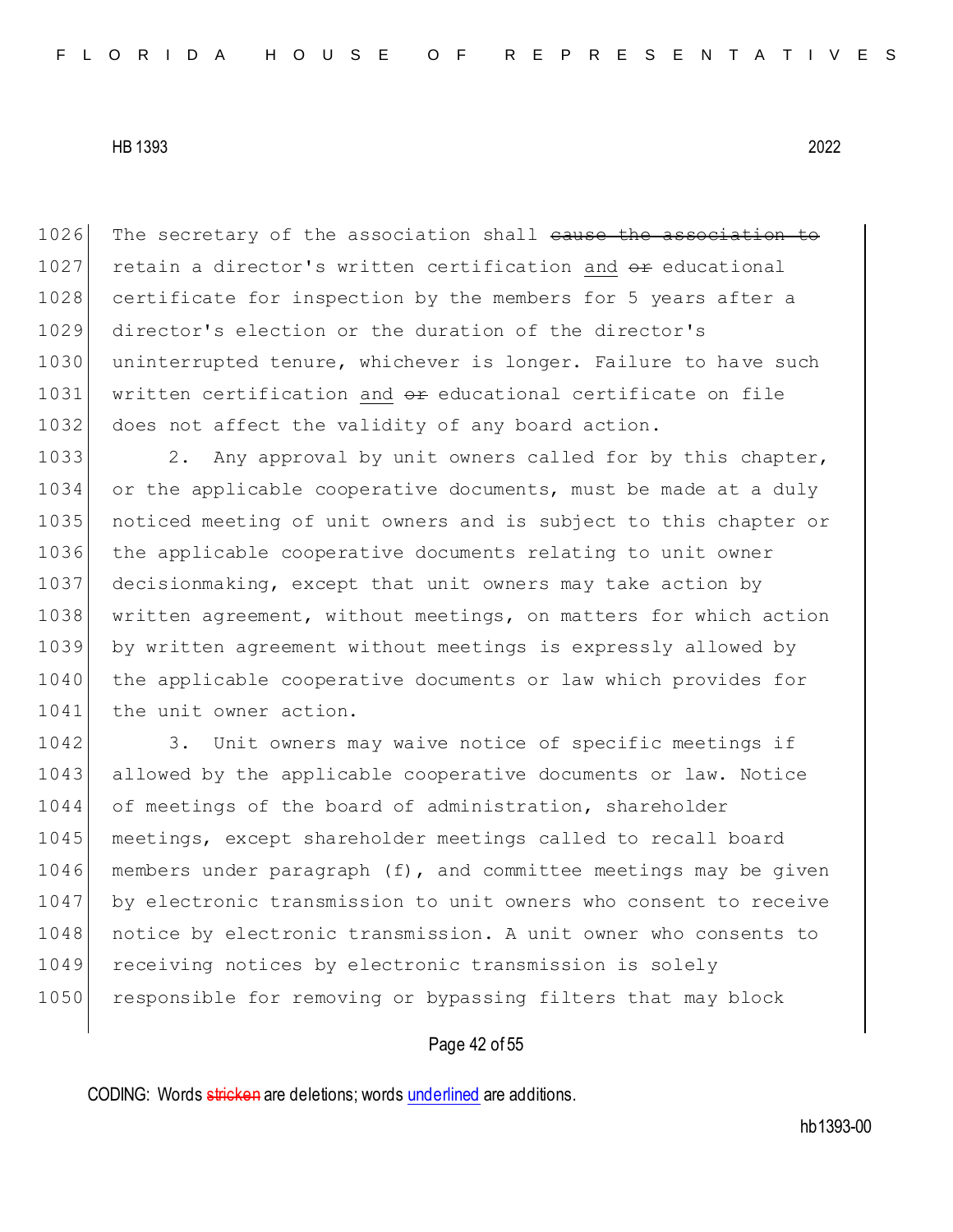1026 The secretary of the association shall ~~cause the association to~~
1027 retain a director's written certification <u>and</u> ~~or~~ educational
1028 certificate for inspection by the members for 5 years after a
1029 director's election or the duration of the director's
1030 uninterrupted tenure, whichever is longer. Failure to have such
1031 written certification <u>and</u> ~~or~~ educational certificate on file
1032 does not affect the validity of any board action.

1033 2. Any approval by unit owners called for by this chapter,
1034 or the applicable cooperative documents, must be made at a duly
1035 noticed meeting of unit owners and is subject to this chapter or
1036 the applicable cooperative documents relating to unit owner
1037 decisionmaking, except that unit owners may take action by
1038 written agreement, without meetings, on matters for which action
1039 by written agreement without meetings is expressly allowed by
1040 the applicable cooperative documents or law which provides for
1041 the unit owner action.

1042 3. Unit owners may waive notice of specific meetings if
1043 allowed by the applicable cooperative documents or law. Notice
1044 of meetings of the board of administration, shareholder
1045 meetings, except shareholder meetings called to recall board
1046 members under paragraph (f), and committee meetings may be given
1047 by electronic transmission to unit owners who consent to receive
1048 notice by electronic transmission. A unit owner who consents to
1049 receiving notices by electronic transmission is solely
1050 responsible for removing or bypassing filters that may block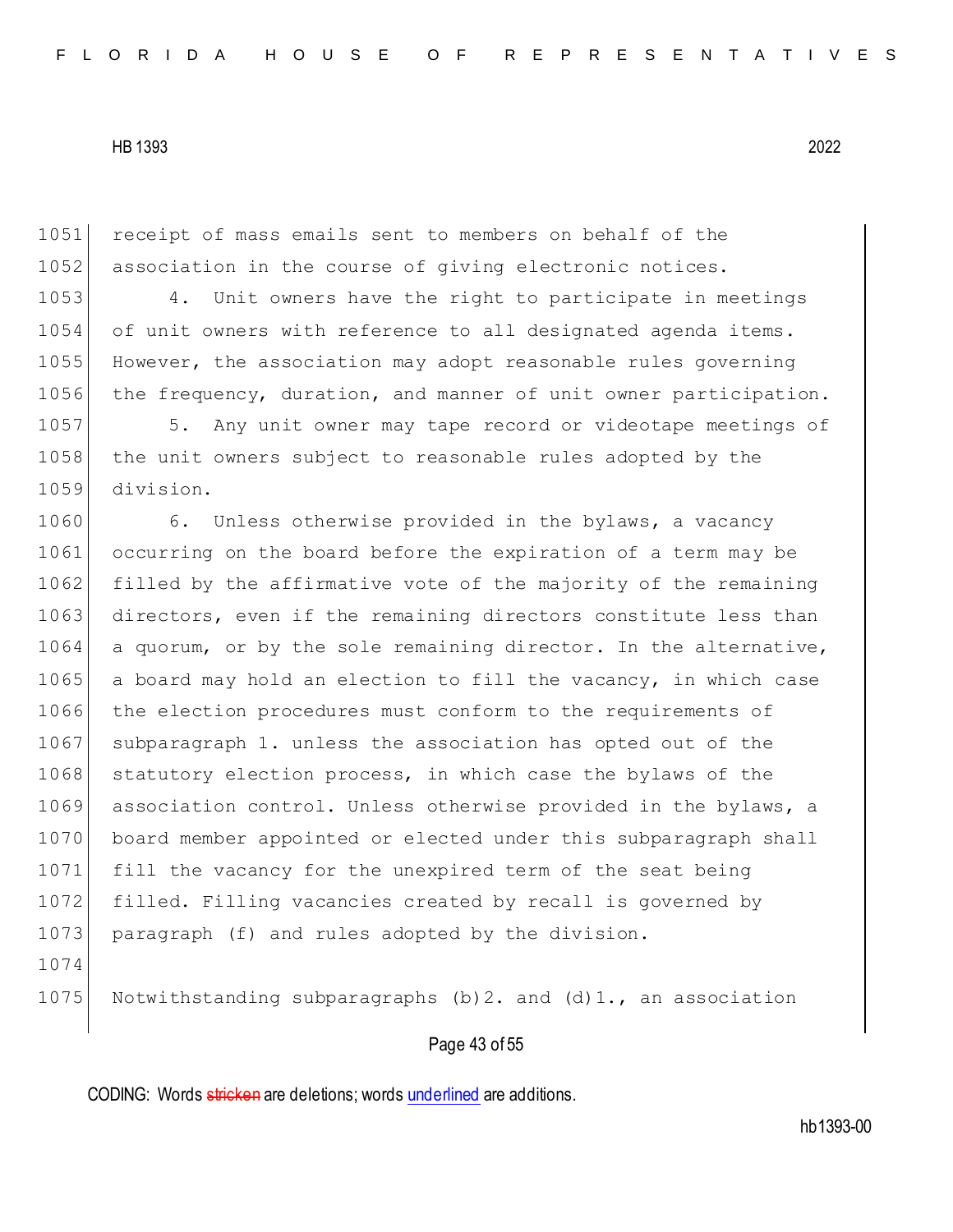receipt of mass emails sent to members on behalf of the association in the course of giving electronic notices.

4. Unit owners have the right to participate in meetings of unit owners with reference to all designated agenda items. However, the association may adopt reasonable rules governing the frequency, duration, and manner of unit owner participation.

5. Any unit owner may tape record or videotape meetings of the unit owners subject to reasonable rules adopted by the division.

6. Unless otherwise provided in the bylaws, a vacancy occurring on the board before the expiration of a term may be filled by the affirmative vote of the majority of the remaining directors, even if the remaining directors constitute less than a quorum, or by the sole remaining director. In the alternative, a board may hold an election to fill the vacancy, in which case the election procedures must conform to the requirements of subparagraph 1. unless the association has opted out of the statutory election process, in which case the bylaws of the association control. Unless otherwise provided in the bylaws, a board member appointed or elected under this subparagraph shall fill the vacancy for the unexpired term of the seat being filled. Filling vacancies created by recall is governed by paragraph (f) and rules adopted by the division.

Notwithstanding subparagraphs (b)2. and (d)1., an association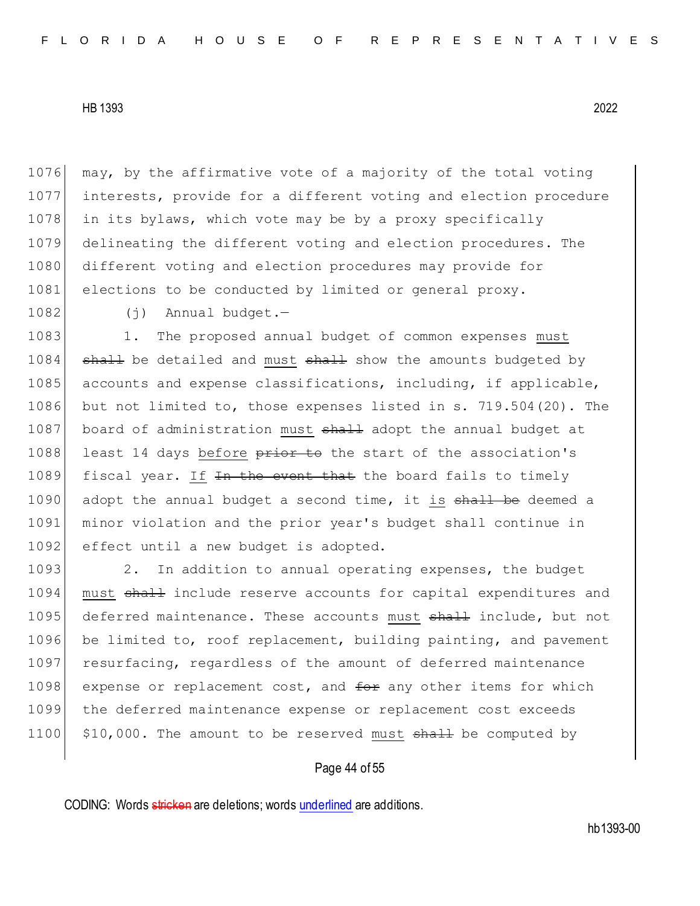may, by the affirmative vote of a majority of the total voting interests, provide for a different voting and election procedure in its bylaws, which vote may be by a proxy specifically delineating the different voting and election procedures. The different voting and election procedures may provide for elections to be conducted by limited or general proxy.

(j) Annual budget.—

1. The proposed annual budget of common expenses <u>must</u> ~~shall~~ be detailed and <u>must</u> ~~shall~~ show the amounts budgeted by accounts and expense classifications, including, if applicable, but not limited to, those expenses listed in s. 719.504(20). The board of administration <u>must</u> ~~shall~~ adopt the annual budget at least 14 days <u>before</u> ~~prior to~~ the start of the association's fiscal year. <u>If</u> ~~In the event that~~ the board fails to timely adopt the annual budget a second time, it <u>is</u> ~~shall be~~ deemed a minor violation and the prior year's budget shall continue in effect until a new budget is adopted.

2. In addition to annual operating expenses, the budget <u>must</u> ~~shall~~ include reserve accounts for capital expenditures and deferred maintenance. These accounts <u>must</u> ~~shall~~ include, but not be limited to, roof replacement, building painting, and pavement resurfacing, regardless of the amount of deferred maintenance expense or replacement cost, and ~~for~~ any other items for which the deferred maintenance expense or replacement cost exceeds $10,000. The amount to be reserved <u>must</u> ~~shall~~ be computed by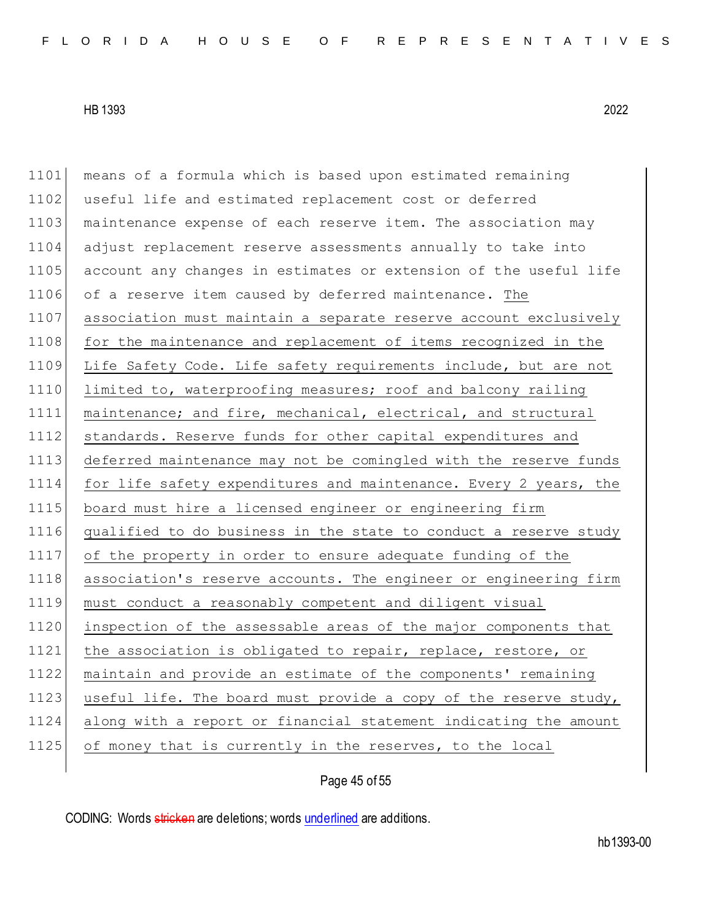means of a formula which is based upon estimated remaining useful life and estimated replacement cost or deferred maintenance expense of each reserve item. The association may adjust replacement reserve assessments annually to take into account any changes in estimates or extension of the useful life of a reserve item caused by deferred maintenance. <u>The association must maintain a separate reserve account exclusively for the maintenance and replacement of items recognized in the Life Safety Code. Life safety requirements include, but are not limited to, waterproofing measures; roof and balcony railing maintenance; and fire, mechanical, electrical, and structural standards. Reserve funds for other capital expenditures and deferred maintenance may not be comingled with the reserve funds for life safety expenditures and maintenance. Every 2 years, the board must hire a licensed engineer or engineering firm qualified to do business in the state to conduct a reserve study of the property in order to ensure adequate funding of the association's reserve accounts. The engineer or engineering firm must conduct a reasonably competent and diligent visual inspection of the assessable areas of the major components that the association is obligated to repair, replace, restore, or maintain and provide an estimate of the components' remaining useful life. The board must provide a copy of the reserve study, along with a report or financial statement indicating the amount of money that is currently in the reserves, to the local</u>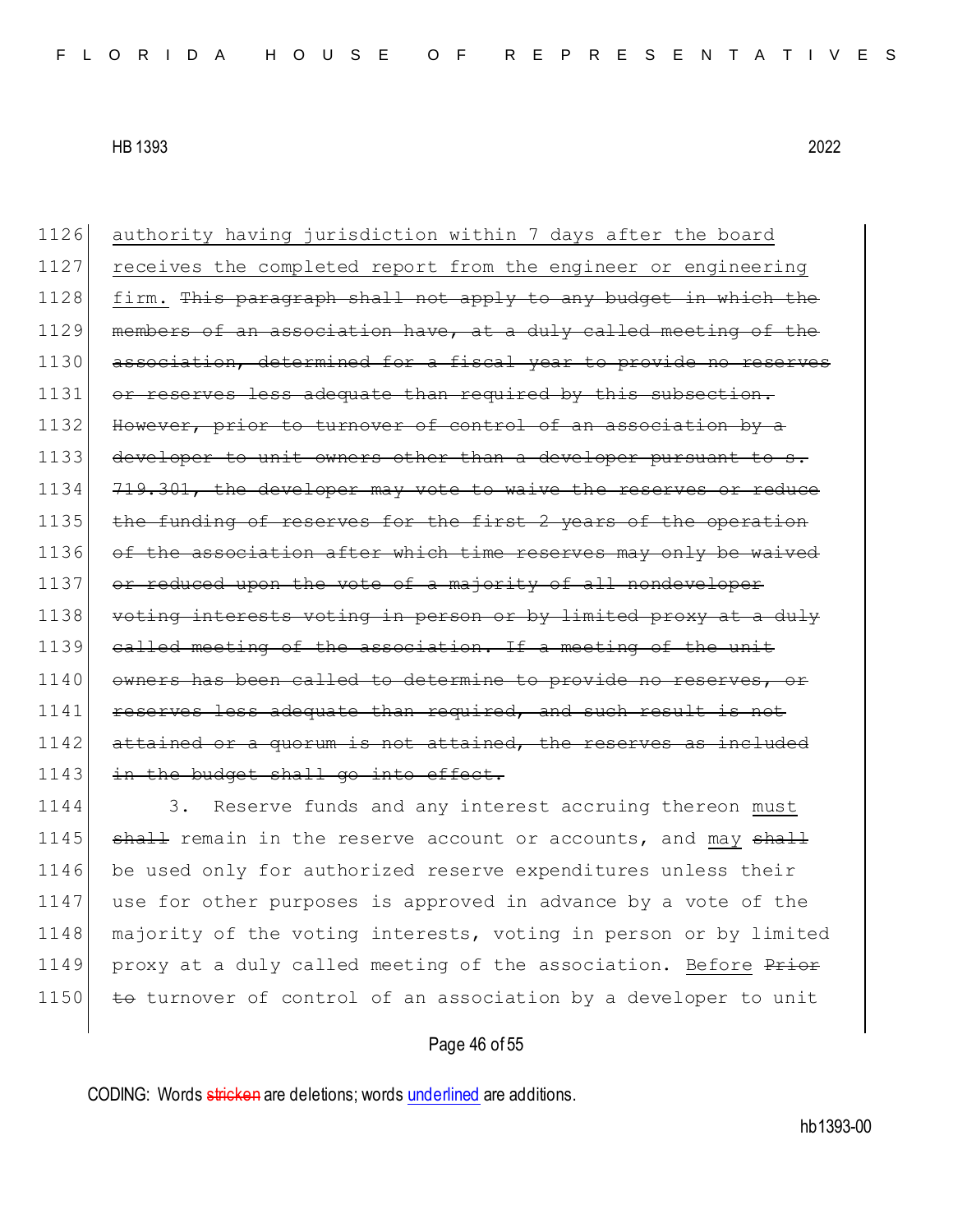1126 <u>authority having jurisdiction within 7 days after the board</u>
1127 <u>receives the completed report from the engineer or engineering</u>
1128 <u>firm.</u> ~~This paragraph shall not apply to any budget in which the~~
1129 ~~members of an association have, at a duly called meeting of the~~
1130 ~~association, determined for a fiscal year to provide no reserves~~
1131 ~~or reserves less adequate than required by this subsection.~~
1132 ~~However, prior to turnover of control of an association by a~~
1133 ~~developer to unit owners other than a developer pursuant to s.~~
1134 ~~719.301, the developer may vote to waive the reserves or reduce~~
1135 ~~the funding of reserves for the first 2 years of the operation~~
1136 ~~of the association after which time reserves may only be waived~~
1137 ~~or reduced upon the vote of a majority of all nondeveloper~~
1138 ~~voting interests voting in person or by limited proxy at a duly~~
1139 ~~called meeting of the association. If a meeting of the unit~~
1140 ~~owners has been called to determine to provide no reserves, or~~
1141 ~~reserves less adequate than required, and such result is not~~
1142 ~~attained or a quorum is not attained, the reserves as included~~
1143 ~~in the budget shall go into effect.~~
1144 3. Reserve funds and any interest accruing thereon <u>must</u>
1145 ~~shall~~ remain in the reserve account or accounts, and <u>may</u> ~~shall~~
1146 be used only for authorized reserve expenditures unless their
1147 use for other purposes is approved in advance by a vote of the
1148 majority of the voting interests, voting in person or by limited
1149 proxy at a duly called meeting of the association. <u>Before</u> ~~Prior~~
1150 ~~to~~ turnover of control of an association by a developer to unit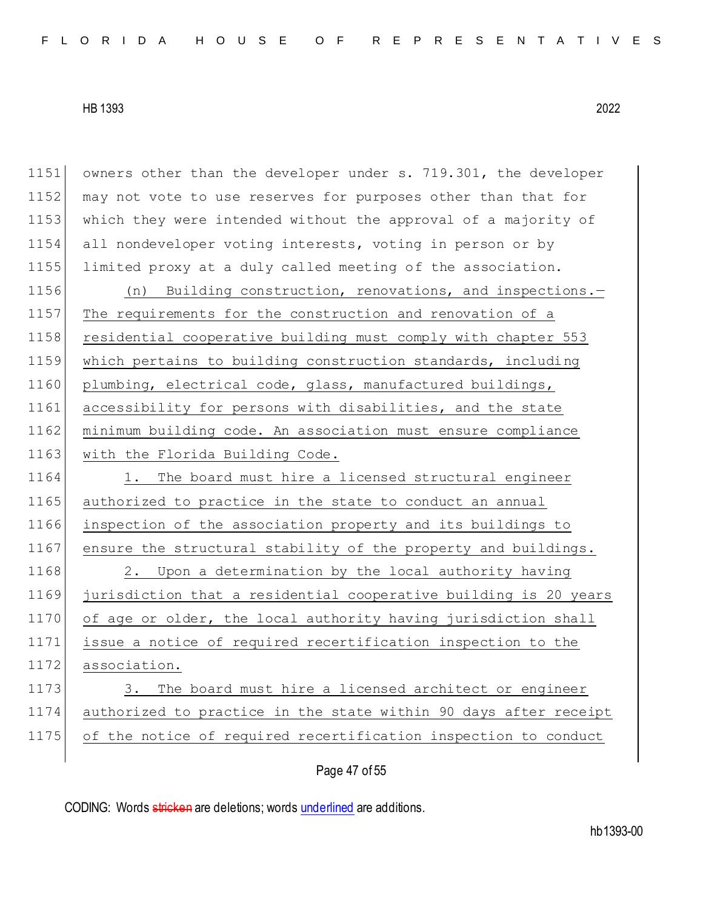owners other than the developer under s. 719.301, the developer may not vote to use reserves for purposes other than that for which they were intended without the approval of a majority of all nondeveloper voting interests, voting in person or by limited proxy at a duly called meeting of the association.

(n) Building construction, renovations, and inspections.—The requirements for the construction and renovation of a residential cooperative building must comply with chapter 553 which pertains to building construction standards, including plumbing, electrical code, glass, manufactured buildings, accessibility for persons with disabilities, and the state minimum building code. An association must ensure compliance with the Florida Building Code.

1. The board must hire a licensed structural engineer authorized to practice in the state to conduct an annual inspection of the association property and its buildings to ensure the structural stability of the property and buildings.

2. Upon a determination by the local authority having jurisdiction that a residential cooperative building is 20 years of age or older, the local authority having jurisdiction shall issue a notice of required recertification inspection to the association.

3. The board must hire a licensed architect or engineer authorized to practice in the state within 90 days after receipt of the notice of required recertification inspection to conduct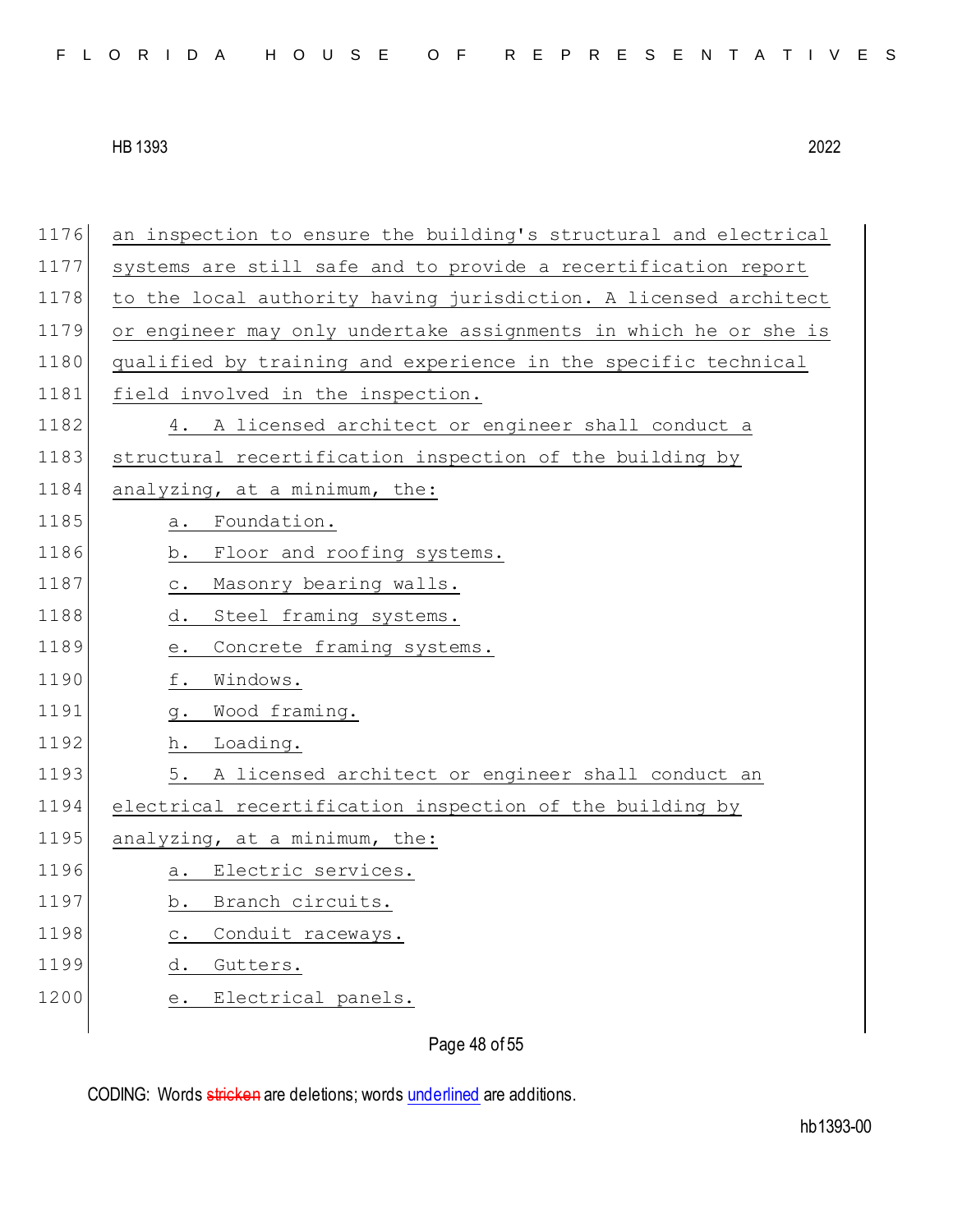an inspection to ensure the building's structural and electrical systems are still safe and to provide a recertification report to the local authority having jurisdiction. A licensed architect or engineer may only undertake assignments in which he or she is qualified by training and experience in the specific technical field involved in the inspection.

4. A licensed architect or engineer shall conduct a structural recertification inspection of the building by analyzing, at a minimum, the:

a. Foundation.

b. Floor and roofing systems.

c. Masonry bearing walls.

d. Steel framing systems.

e. Concrete framing systems.

f. Windows.

g. Wood framing.

h. Loading.

5. A licensed architect or engineer shall conduct an electrical recertification inspection of the building by analyzing, at a minimum, the:

a. Electric services.

b. Branch circuits.

c. Conduit raceways.

d. Gutters.

e. Electrical panels.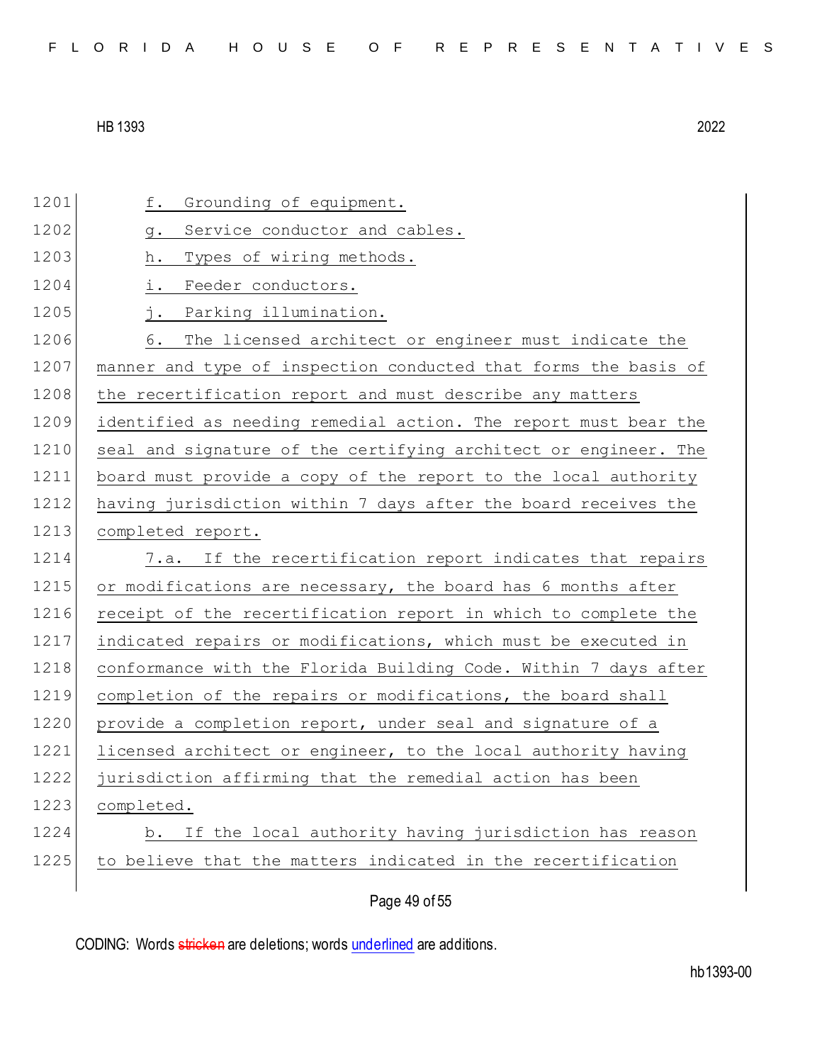f. Grounding of equipment.

g. Service conductor and cables.

h. Types of wiring methods.

i. Feeder conductors.

j. Parking illumination.

6. The licensed architect or engineer must indicate the manner and type of inspection conducted that forms the basis of the recertification report and must describe any matters identified as needing remedial action. The report must bear the seal and signature of the certifying architect or engineer. The board must provide a copy of the report to the local authority having jurisdiction within 7 days after the board receives the completed report.

7.a. If the recertification report indicates that repairs or modifications are necessary, the board has 6 months after receipt of the recertification report in which to complete the indicated repairs or modifications, which must be executed in conformance with the Florida Building Code. Within 7 days after completion of the repairs or modifications, the board shall provide a completion report, under seal and signature of a licensed architect or engineer, to the local authority having jurisdiction affirming that the remedial action has been completed.

b. If the local authority having jurisdiction has reason to believe that the matters indicated in the recertification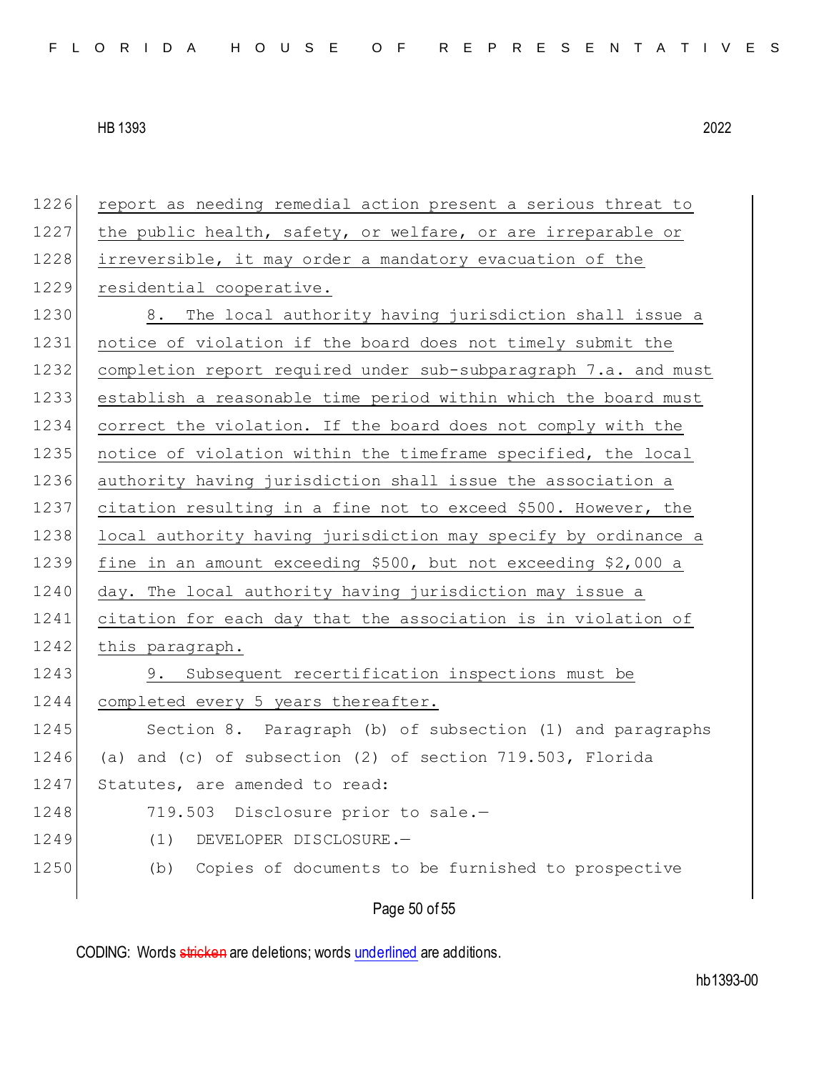report as needing remedial action present a serious threat to the public health, safety, or welfare, or are irreparable or irreversible, it may order a mandatory evacuation of the residential cooperative.

8. The local authority having jurisdiction shall issue a notice of violation if the board does not timely submit the completion report required under sub-subparagraph 7.a. and must establish a reasonable time period within which the board must correct the violation. If the board does not comply with the notice of violation within the timeframe specified, the local authority having jurisdiction shall issue the association a citation resulting in a fine not to exceed $500. However, the local authority having jurisdiction may specify by ordinance a fine in an amount exceeding $500, but not exceeding $2,000 a day. The local authority having jurisdiction may issue a citation for each day that the association is in violation of this paragraph.

9. Subsequent recertification inspections must be completed every 5 years thereafter.

Section 8. Paragraph (b) of subsection (1) and paragraphs (a) and (c) of subsection (2) of section 719.503, Florida Statutes, are amended to read:

719.503 Disclosure prior to sale.—

(1) DEVELOPER DISCLOSURE.—

(b) Copies of documents to be furnished to prospective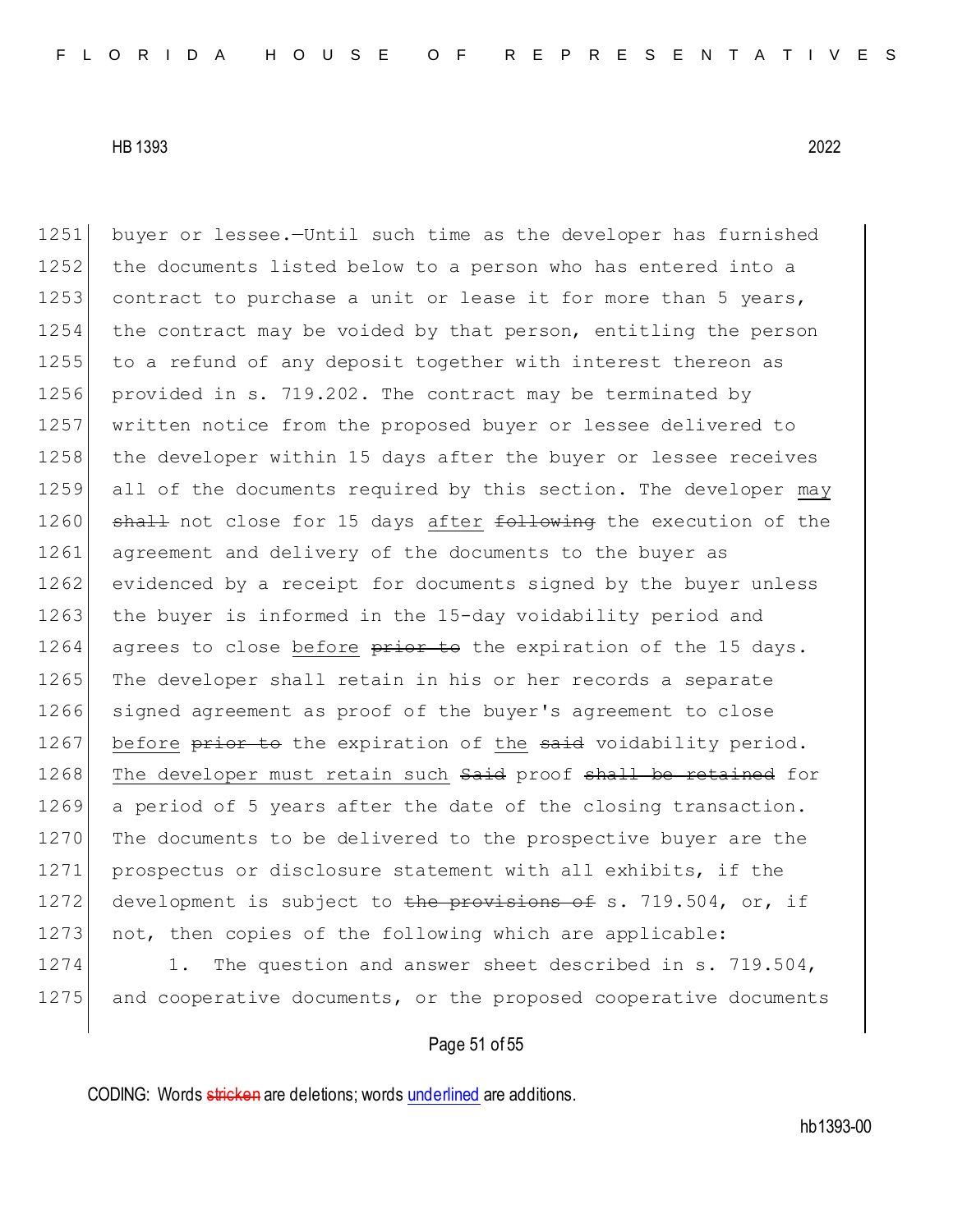buyer or lessee.—Until such time as the developer has furnished the documents listed below to a person who has entered into a contract to purchase a unit or lease it for more than 5 years, the contract may be voided by that person, entitling the person to a refund of any deposit together with interest thereon as provided in s. 719.202. The contract may be terminated by written notice from the proposed buyer or lessee delivered to the developer within 15 days after the buyer or lessee receives all of the documents required by this section. The developer <u>may</u> ~~shall~~ not close for 15 days <u>after</u> ~~following~~ the execution of the agreement and delivery of the documents to the buyer as evidenced by a receipt for documents signed by the buyer unless the buyer is informed in the 15-day voidability period and agrees to close <u>before</u> ~~prior to~~ the expiration of the 15 days. The developer shall retain in his or her records a separate signed agreement as proof of the buyer's agreement to close <u>before</u> ~~prior to~~ the expiration of <u>the</u> ~~said~~ voidability period. <u>The developer must retain such</u> ~~Said~~ proof ~~shall be retained~~ for a period of 5 years after the date of the closing transaction. The documents to be delivered to the prospective buyer are the prospectus or disclosure statement with all exhibits, if the development is subject to ~~the provisions of~~ s. 719.504, or, if not, then copies of the following which are applicable:

1. The question and answer sheet described in s. 719.504, and cooperative documents, or the proposed cooperative documents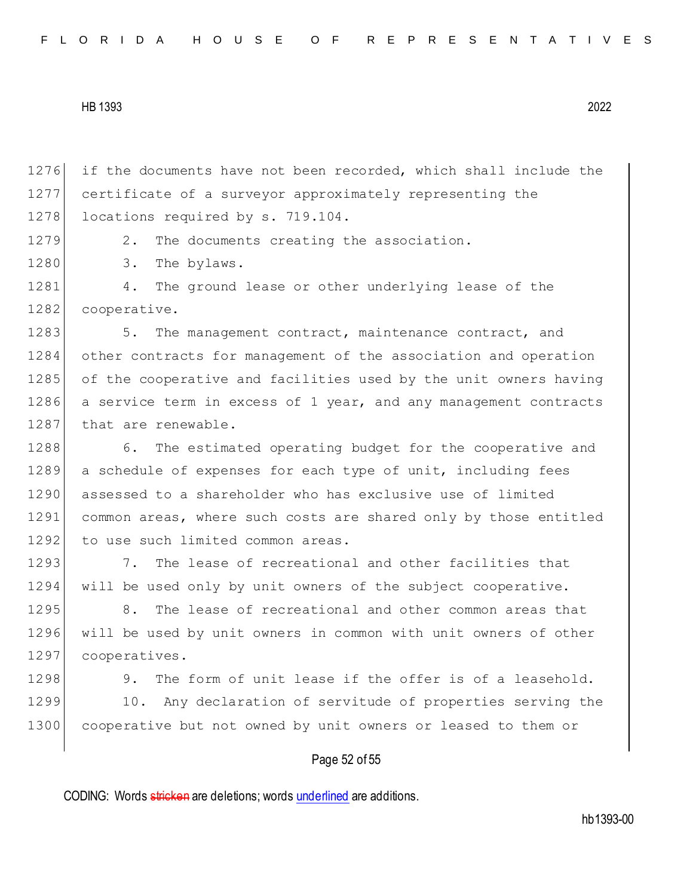if the documents have not been recorded, which shall include the certificate of a surveyor approximately representing the locations required by s. 719.104.

2. The documents creating the association.

3. The bylaws.

4. The ground lease or other underlying lease of the cooperative.

5. The management contract, maintenance contract, and other contracts for management of the association and operation of the cooperative and facilities used by the unit owners having a service term in excess of 1 year, and any management contracts that are renewable.

6. The estimated operating budget for the cooperative and a schedule of expenses for each type of unit, including fees assessed to a shareholder who has exclusive use of limited common areas, where such costs are shared only by those entitled to use such limited common areas.

7. The lease of recreational and other facilities that will be used only by unit owners of the subject cooperative.

8. The lease of recreational and other common areas that will be used by unit owners in common with unit owners of other cooperatives.

9. The form of unit lease if the offer is of a leasehold.

10. Any declaration of servitude of properties serving the cooperative but not owned by unit owners or leased to them or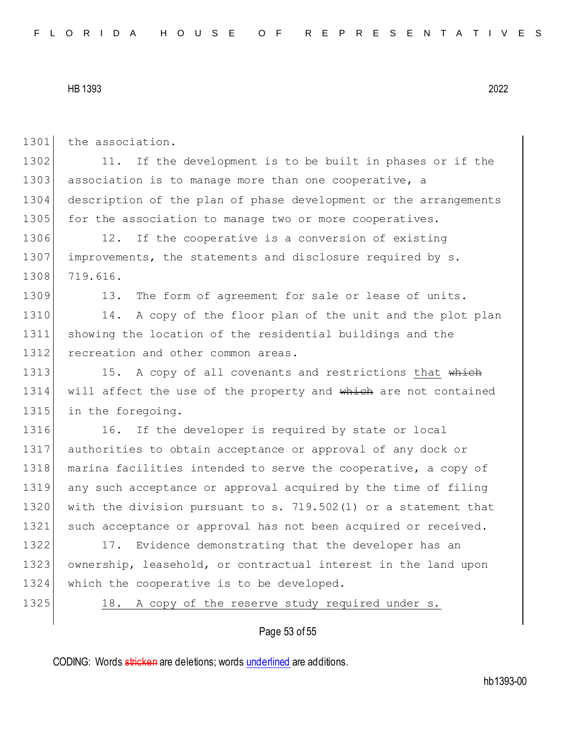the association.

11. If the development is to be built in phases or if the association is to manage more than one cooperative, a description of the plan of phase development or the arrangements for the association to manage two or more cooperatives.

12. If the cooperative is a conversion of existing improvements, the statements and disclosure required by s. 719.616.

13. The form of agreement for sale or lease of units.

14. A copy of the floor plan of the unit and the plot plan showing the location of the residential buildings and the recreation and other common areas.

15. A copy of all covenants and restrictions that ~~which~~ will affect the use of the property and ~~which~~ are not contained in the foregoing.

16. If the developer is required by state or local authorities to obtain acceptance or approval of any dock or marina facilities intended to serve the cooperative, a copy of any such acceptance or approval acquired by the time of filing with the division pursuant to s. 719.502(1) or a statement that such acceptance or approval has not been acquired or received.

17. Evidence demonstrating that the developer has an ownership, leasehold, or contractual interest in the land upon which the cooperative is to be developed.

18. A copy of the reserve study required under s.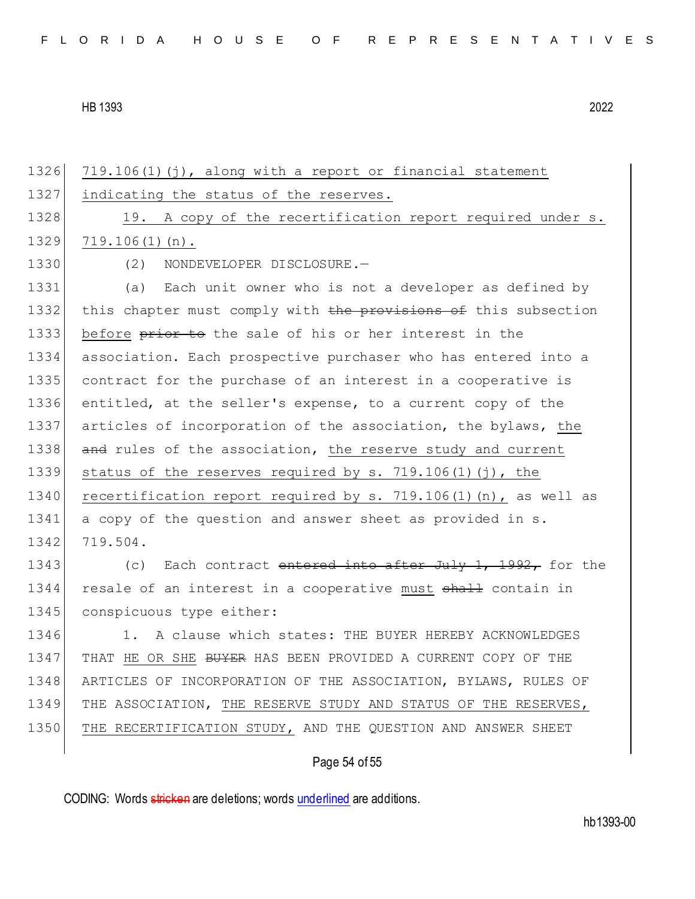1326 719.106(1)(j), along with a report or financial statement
1327 indicating the status of the reserves.

1328 19. A copy of the recertification report required under s.
1329 719.106(1)(n).

1330 (2) NONDEVELOPER DISCLOSURE.—

1331 (a) Each unit owner who is not a developer as defined by
1332 this chapter must comply with ~~the provisions of~~ this subsection
1333 before ~~prior to~~ the sale of his or her interest in the
1334 association. Each prospective purchaser who has entered into a
1335 contract for the purchase of an interest in a cooperative is
1336 entitled, at the seller's expense, to a current copy of the
1337 articles of incorporation of the association, the bylaws, the
1338 ~~and~~ rules of the association, the reserve study and current
1339 status of the reserves required by s. 719.106(1)(j), the
1340 recertification report required by s. 719.106(1)(n), as well as
1341 a copy of the question and answer sheet as provided in s.
1342 719.504.

1343 (c) Each contract ~~entered into after July 1, 1992,~~ for the
1344 resale of an interest in a cooperative must ~~shall~~ contain in
1345 conspicuous type either:

1346 1. A clause which states: THE BUYER HEREBY ACKNOWLEDGES
1347 THAT HE OR SHE ~~BUYER~~ HAS BEEN PROVIDED A CURRENT COPY OF THE
1348 ARTICLES OF INCORPORATION OF THE ASSOCIATION, BYLAWS, RULES OF
1349 THE ASSOCIATION, THE RESERVE STUDY AND STATUS OF THE RESERVES,
1350 THE RECERTIFICATION STUDY, AND THE QUESTION AND ANSWER SHEET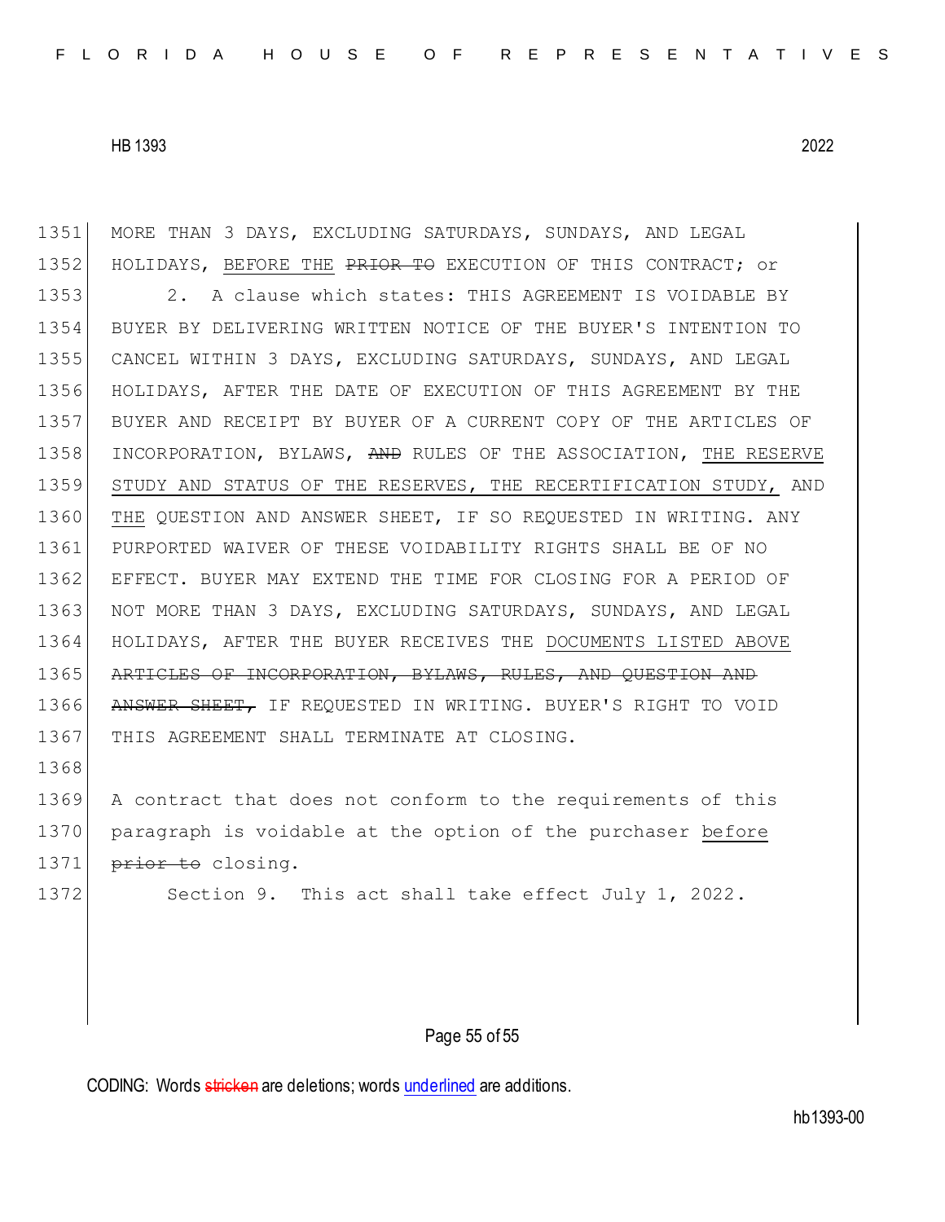1351 MORE THAN 3 DAYS, EXCLUDING SATURDAYS, SUNDAYS, AND LEGAL
1352 HOLIDAYS, <u>BEFORE THE</u> ~~PRIOR TO~~ EXECUTION OF THIS CONTRACT; or
1353 2. A clause which states: THIS AGREEMENT IS VOIDABLE BY
1354 BUYER BY DELIVERING WRITTEN NOTICE OF THE BUYER'S INTENTION TO
1355 CANCEL WITHIN 3 DAYS, EXCLUDING SATURDAYS, SUNDAYS, AND LEGAL
1356 HOLIDAYS, AFTER THE DATE OF EXECUTION OF THIS AGREEMENT BY THE
1357 BUYER AND RECEIPT BY BUYER OF A CURRENT COPY OF THE ARTICLES OF
1358 INCORPORATION, BYLAWS, ~~AND~~ RULES OF THE ASSOCIATION, <u>THE RESERVE</u>
1359 <u>STUDY AND STATUS OF THE RESERVES, THE RECERTIFICATION STUDY,</u> AND
1360 <u>THE</u> QUESTION AND ANSWER SHEET, IF SO REQUESTED IN WRITING. ANY
1361 PURPORTED WAIVER OF THESE VOIDABILITY RIGHTS SHALL BE OF NO
1362 EFFECT. BUYER MAY EXTEND THE TIME FOR CLOSING FOR A PERIOD OF
1363 NOT MORE THAN 3 DAYS, EXCLUDING SATURDAYS, SUNDAYS, AND LEGAL
1364 HOLIDAYS, AFTER THE BUYER RECEIVES THE <u>DOCUMENTS LISTED ABOVE</u>
1365 ~~ARTICLES OF INCORPORATION, BYLAWS, RULES, AND QUESTION AND~~
1366 ~~ANSWER SHEET,~~ IF REQUESTED IN WRITING. BUYER'S RIGHT TO VOID
1367 THIS AGREEMENT SHALL TERMINATE AT CLOSING.
1368
1369 A contract that does not conform to the requirements of this
1370 paragraph is voidable at the option of the purchaser <u>before</u>
1371 ~~prior to~~ closing.
1372 Section 9. This act shall take effect July 1, 2022.